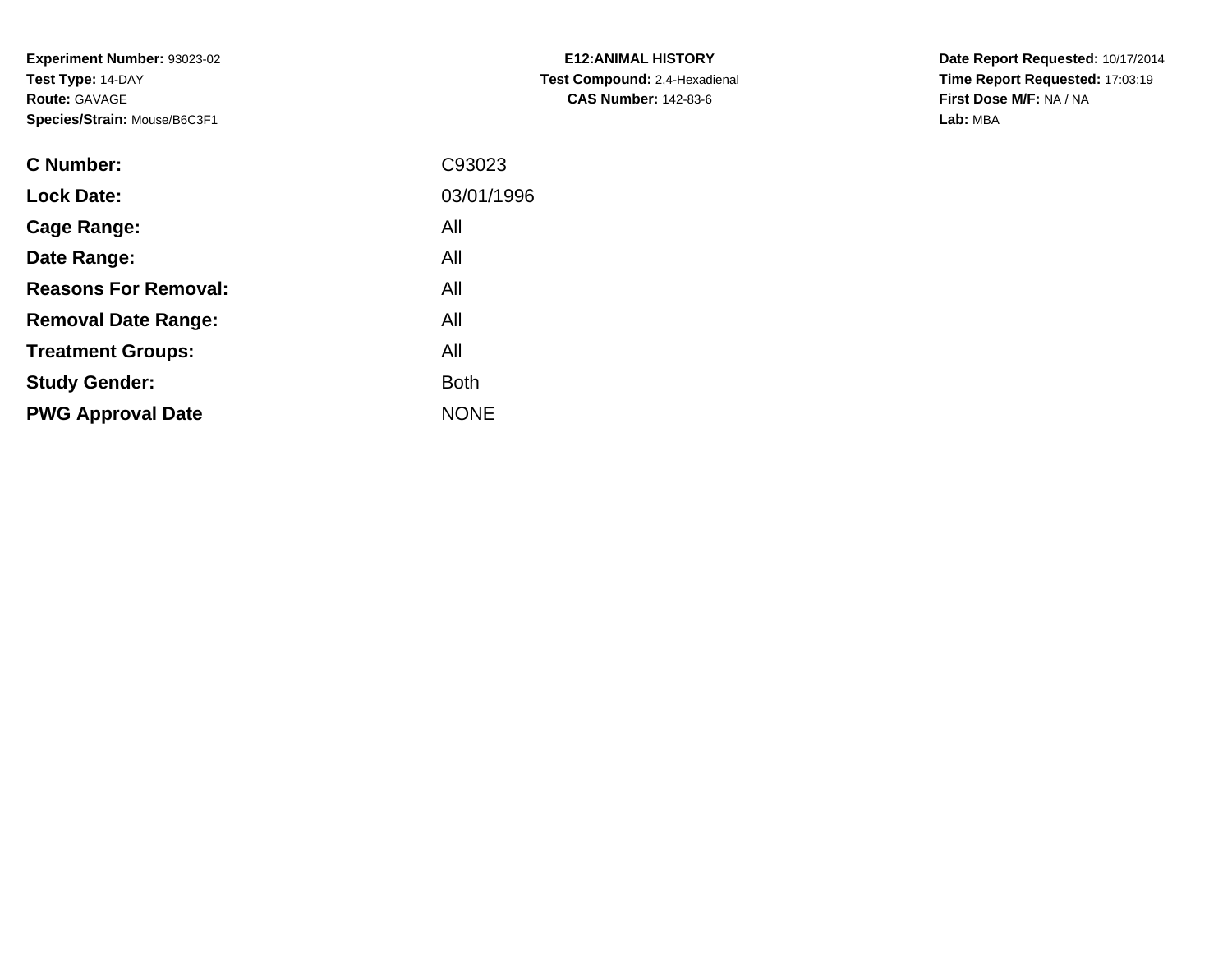**Experiment Number:** 93023-02
**Test Type:** 14-DAY
**Route:** GAVAGE
**Species/Strain:** Mouse/B6C3F1

**E12:ANIMAL HISTORY**
**Test Compound:** 2,4-Hexadienal
**CAS Number:** 142-83-6

**Date Report Requested:** 10/17/2014
**Time Report Requested:** 17:03:19
**First Dose M/F:** NA / NA
**Lab:** MBA

| | |
|---|---|
| **C Number:** | C93023 |
| **Lock Date:** | 03/01/1996 |
| **Cage Range:** | All |
| **Date Range:** | All |
| **Reasons For Removal:** | All |
| **Removal Date Range:** | All |
| **Treatment Groups:** | All |
| **Study Gender:** | Both |
| **PWG Approval Date** | NONE |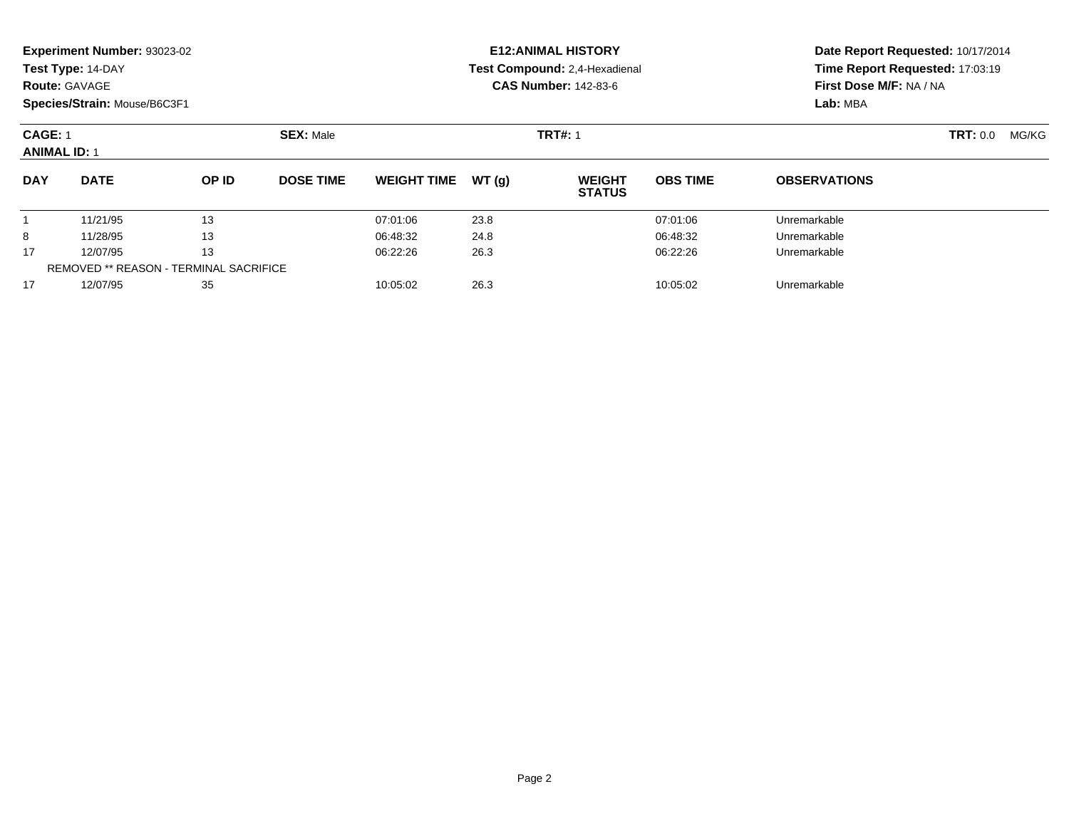**Experiment Number:** 93023-02
**Test Type:** 14-DAY
**Route:** GAVAGE
**Species/Strain:** Mouse/B6C3F1

**E12:ANIMAL HISTORY**
**Test Compound:** 2,4-Hexadienal
**CAS Number:** 142-83-6

**Date Report Requested:** 10/17/2014
**Time Report Requested:** 17:03:19
**First Dose M/F:** NA / NA
**Lab:** MBA

**CAGE:** 1 **SEX:** Male **TRT#:** 1 **TRT:** 0.0 MG/KG
**ANIMAL ID:** 1

| DAY | DATE | OP ID | DOSE TIME | WEIGHT TIME | WT (g) | WEIGHT STATUS | OBS TIME | OBSERVATIONS |
|---|---|---|---|---|---|---|---|---|
| 1 | 11/21/95 | 13 | | 07:01:06 | 23.8 | | 07:01:06 | Unremarkable |
| 8 | 11/28/95 | 13 | | 06:48:32 | 24.8 | | 06:48:32 | Unremarkable |
| 17 | 12/07/95 | 13 | | 06:22:26 | 26.3 | | 06:22:26 | Unremarkable |
| REMOVED ** REASON - TERMINAL SACRIFICE | | | | | | | | |
| 17 | 12/07/95 | 35 | | 10:05:02 | 26.3 | | 10:05:02 | Unremarkable |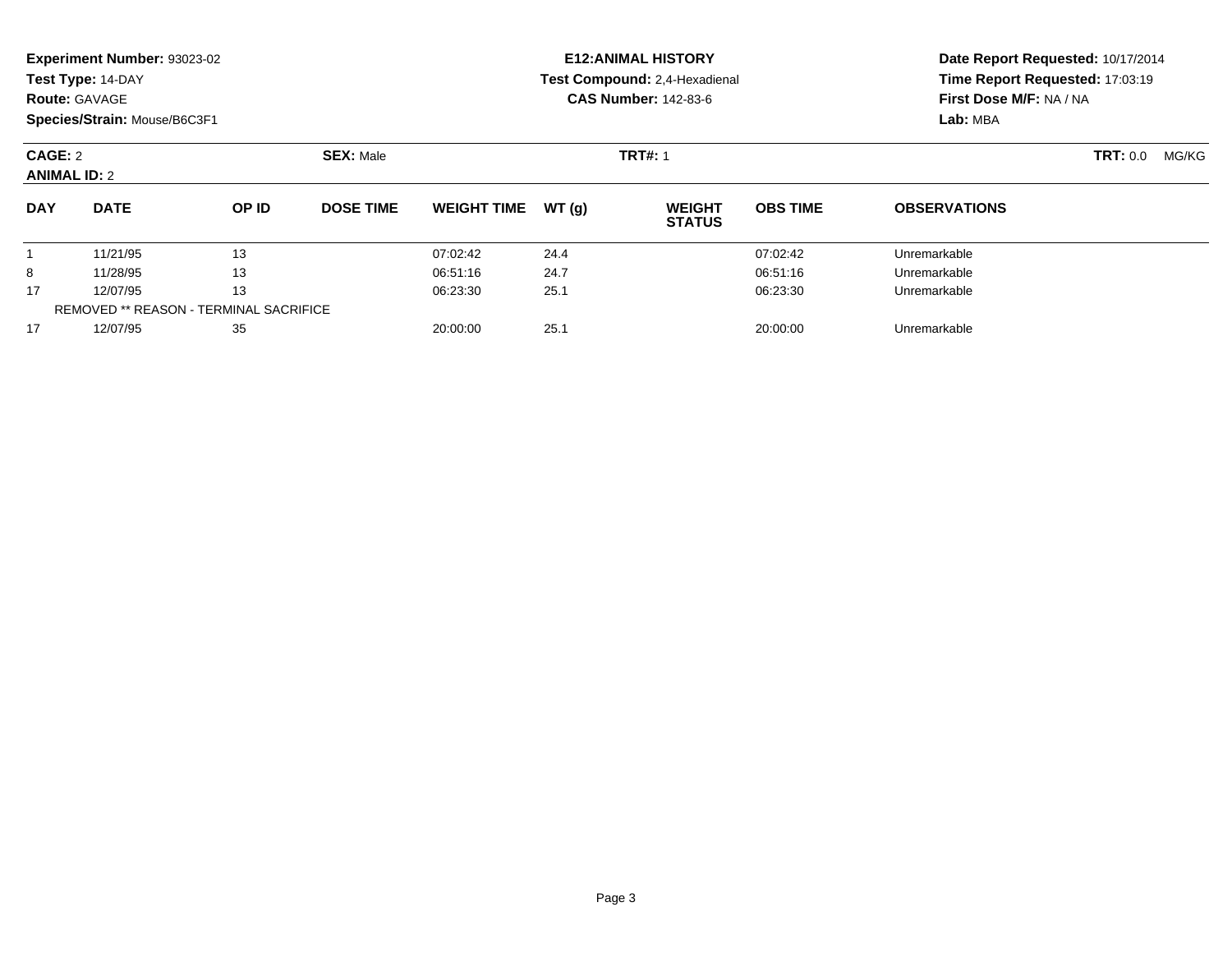**Experiment Number:** 93023-02
**Test Type:** 14-DAY
**Route:** GAVAGE
**Species/Strain:** Mouse/B6C3F1

**E12:ANIMAL HISTORY**
**Test Compound:** 2,4-Hexadienal
**CAS Number:** 142-83-6

**Date Report Requested:** 10/17/2014
**Time Report Requested:** 17:03:19
**First Dose M/F:** NA / NA
**Lab:** MBA

**CAGE:** 2 **SEX:** Male **TRT#:** 1 **TRT:** 0.0 MG/KG
**ANIMAL ID:** 2

| DAY | DATE | OP ID | DOSE TIME | WEIGHT TIME | WT (g) | WEIGHT STATUS | OBS TIME | OBSERVATIONS |
|---|---|---|---|---|---|---|---|---|
| 1 | 11/21/95 | 13 | | 07:02:42 | 24.4 | | 07:02:42 | Unremarkable |
| 8 | 11/28/95 | 13 | | 06:51:16 | 24.7 | | 06:51:16 | Unremarkable |
| 17 | 12/07/95 | 13 | | 06:23:30 | 25.1 | | 06:23:30 | Unremarkable |
| REMOVED ** REASON - TERMINAL SACRIFICE | | | | | | | | |
| 17 | 12/07/95 | 35 | | 20:00:00 | 25.1 | | 20:00:00 | Unremarkable |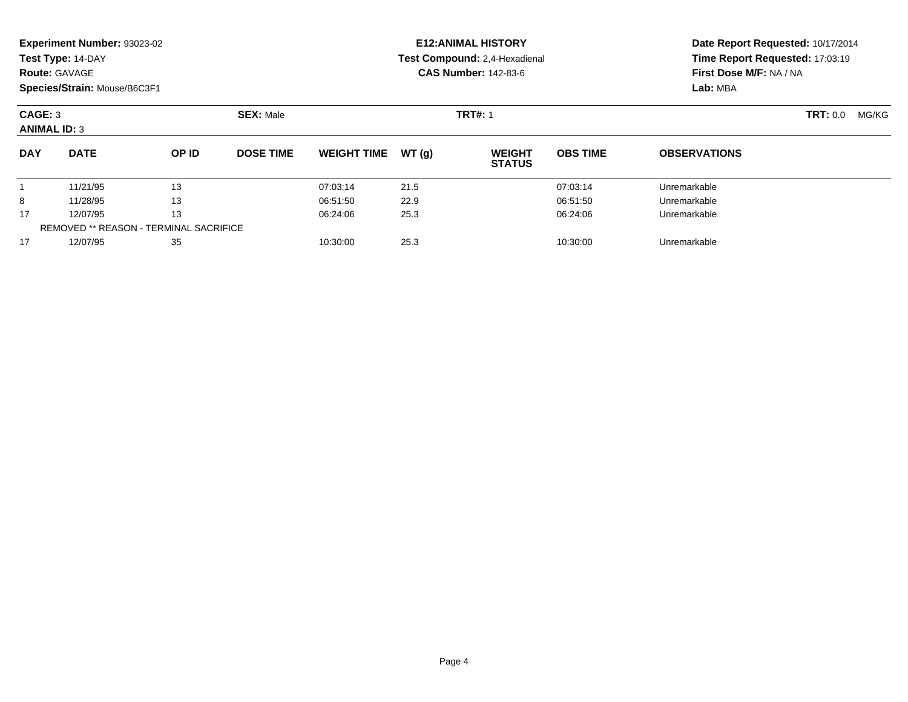**Experiment Number:** 93023-02
**Test Type:** 14-DAY
**Route:** GAVAGE
**Species/Strain:** Mouse/B6C3F1

**E12:ANIMAL HISTORY**
**Test Compound:** 2,4-Hexadienal
**CAS Number:** 142-83-6

**Date Report Requested:** 10/17/2014
**Time Report Requested:** 17:03:19
**First Dose M/F:** NA / NA
**Lab:** MBA

**CAGE:** 3 **SEX:** Male **TRT#:** 1 **TRT:** 0.0 MG/KG
**ANIMAL ID:** 3

| DAY | DATE | OP ID | DOSE TIME | WEIGHT TIME | WT (g) | WEIGHT STATUS | OBS TIME | OBSERVATIONS |
|---|---|---|---|---|---|---|---|---|
| 1 | 11/21/95 | 13 | | 07:03:14 | 21.5 | | 07:03:14 | Unremarkable |
| 8 | 11/28/95 | 13 | | 06:51:50 | 22.9 | | 06:51:50 | Unremarkable |
| 17 | 12/07/95 | 13 | | 06:24:06 | 25.3 | | 06:24:06 | Unremarkable |
| REMOVED ** REASON - TERMINAL SACRIFICE | | | | | | | | |
| 17 | 12/07/95 | 35 | | 10:30:00 | 25.3 | | 10:30:00 | Unremarkable |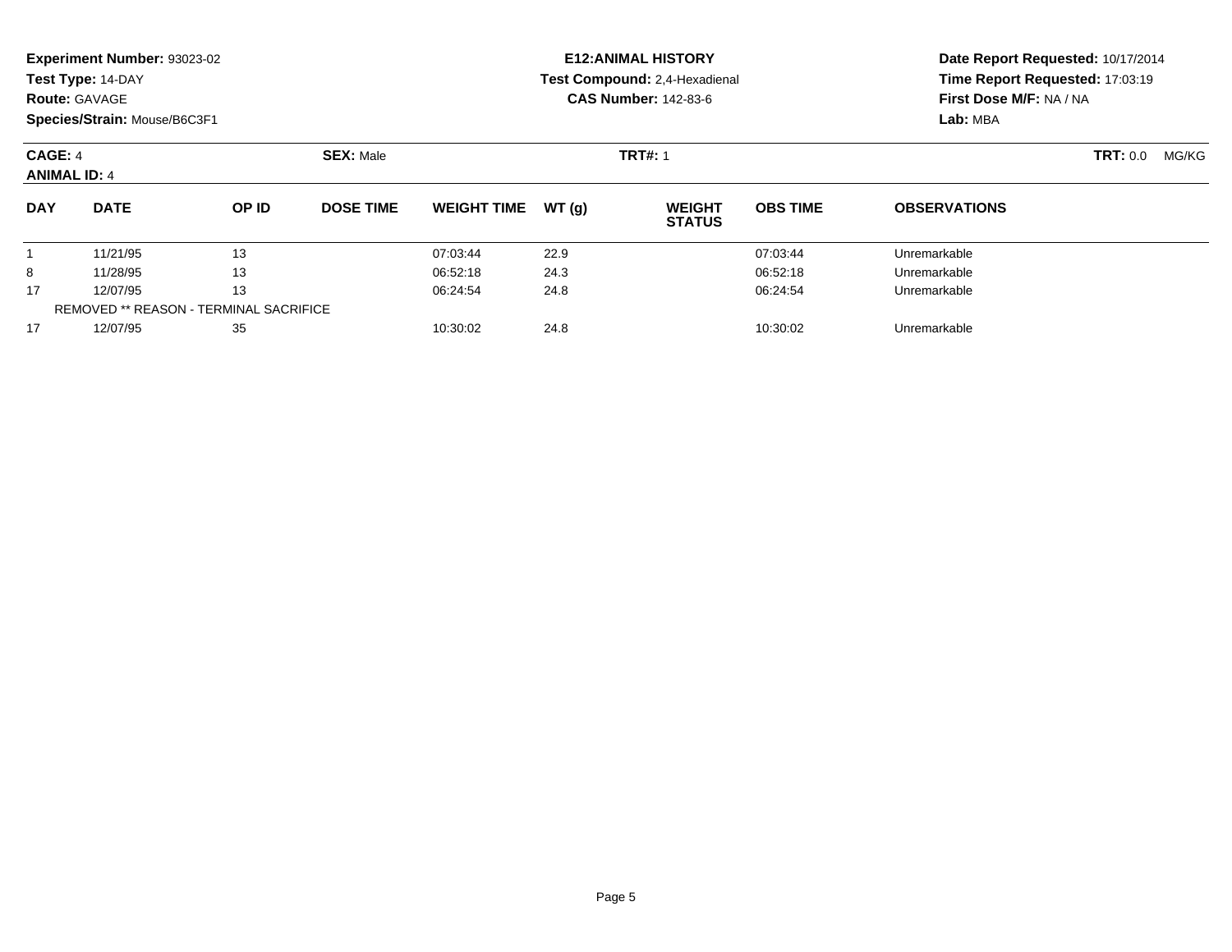**Experiment Number:** 93023-02
**Test Type:** 14-DAY
**Route:** GAVAGE
**Species/Strain:** Mouse/B6C3F1

**E12:ANIMAL HISTORY**
**Test Compound:** 2,4-Hexadienal
**CAS Number:** 142-83-6

**Date Report Requested:** 10/17/2014
**Time Report Requested:** 17:03:19
**First Dose M/F:** NA / NA
**Lab:** MBA

**CAGE:** 4 **SEX:** Male **TRT#:** 1 **TRT:** 0.0 MG/KG
**ANIMAL ID:** 4

| DAY | DATE | OP ID | DOSE TIME | WEIGHT TIME | WT (g) | WEIGHT STATUS | OBS TIME | OBSERVATIONS |
|---|---|---|---|---|---|---|---|---|
| 1 | 11/21/95 | 13 | | 07:03:44 | 22.9 | | 07:03:44 | Unremarkable |
| 8 | 11/28/95 | 13 | | 06:52:18 | 24.3 | | 06:52:18 | Unremarkable |
| 17 | 12/07/95 | 13 | | 06:24:54 | 24.8 | | 06:24:54 | Unremarkable |
| REMOVED ** REASON - TERMINAL SACRIFICE | | | | | | | | |
| 17 | 12/07/95 | 35 | | 10:30:02 | 24.8 | | 10:30:02 | Unremarkable |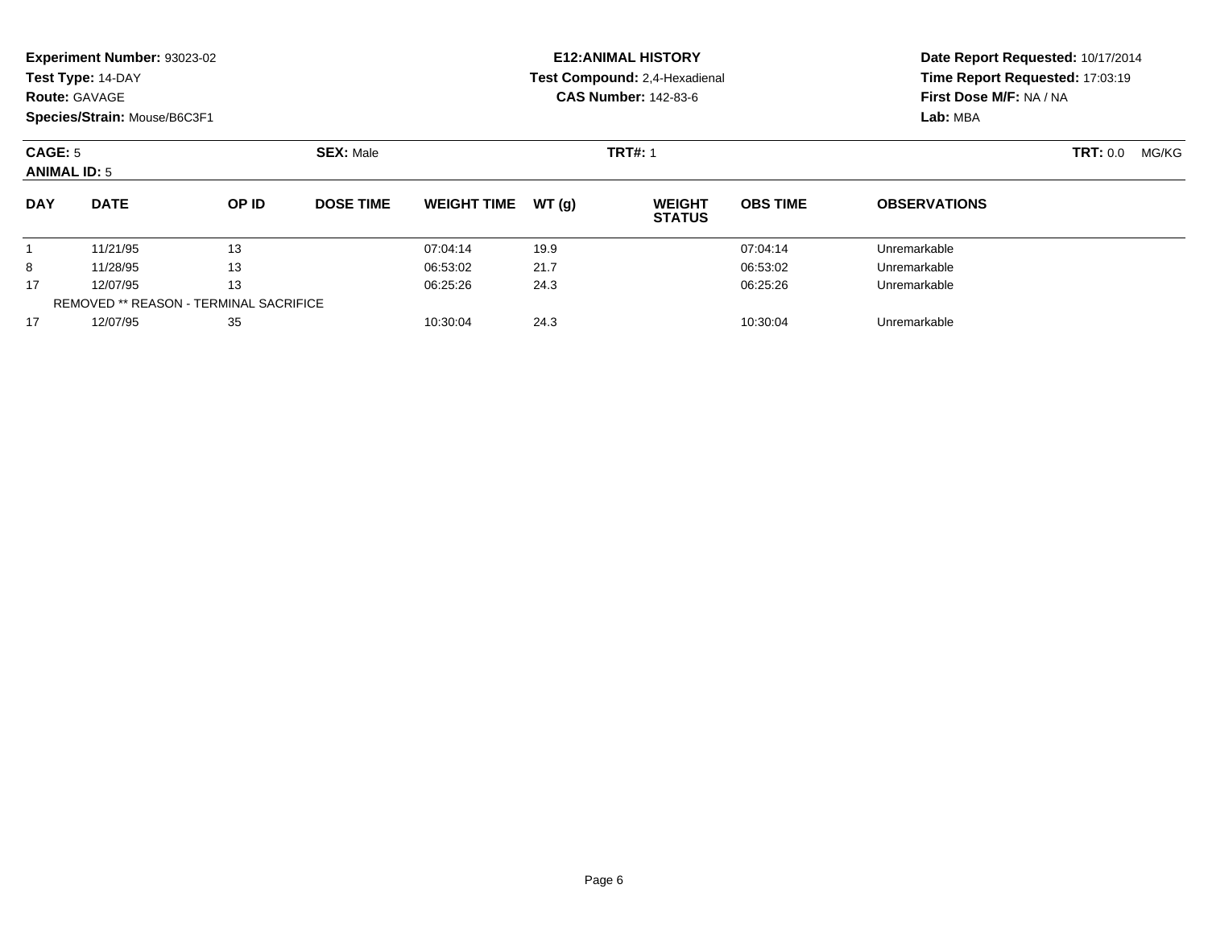**Experiment Number:** 93023-02
**Test Type:** 14-DAY
**Route:** GAVAGE
**Species/Strain:** Mouse/B6C3F1

**E12:ANIMAL HISTORY**
**Test Compound:** 2,4-Hexadienal
**CAS Number:** 142-83-6

**Date Report Requested:** 10/17/2014
**Time Report Requested:** 17:03:19
**First Dose M/F:** NA / NA
**Lab:** MBA

**CAGE:** 5 **SEX:** Male **TRT#:** 1 **TRT:** 0.0 MG/KG
**ANIMAL ID:** 5

| DAY | DATE | OP ID | DOSE TIME | WEIGHT TIME | WT (g) | WEIGHT STATUS | OBS TIME | OBSERVATIONS |
|---|---|---|---|---|---|---|---|---|
| 1 | 11/21/95 | 13 | | 07:04:14 | 19.9 | | 07:04:14 | Unremarkable |
| 8 | 11/28/95 | 13 | | 06:53:02 | 21.7 | | 06:53:02 | Unremarkable |
| 17 | 12/07/95 | 13 | | 06:25:26 | 24.3 | | 06:25:26 | Unremarkable |
| REMOVED ** REASON - TERMINAL SACRIFICE | | | | | | | | |
| 17 | 12/07/95 | 35 | | 10:30:04 | 24.3 | | 10:30:04 | Unremarkable |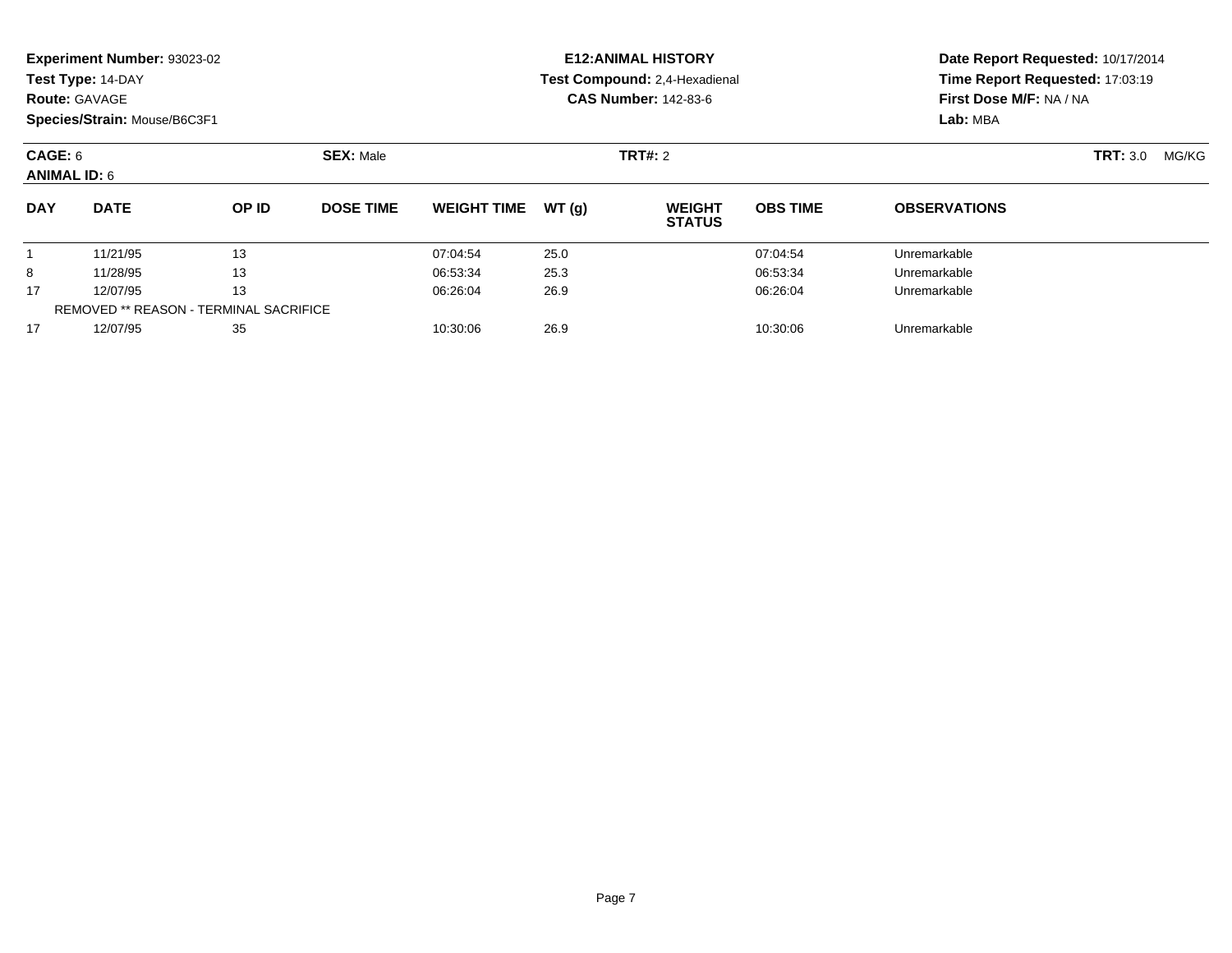**Experiment Number:** 93023-02
**Test Type:** 14-DAY
**Route:** GAVAGE
**Species/Strain:** Mouse/B6C3F1

**E12:ANIMAL HISTORY**
**Test Compound:** 2,4-Hexadienal
**CAS Number:** 142-83-6

**Date Report Requested:** 10/17/2014
**Time Report Requested:** 17:03:19
**First Dose M/F:** NA / NA
**Lab:** MBA

**CAGE:** 6 **SEX:** Male **TRT#:** 2 **TRT:** 3.0 MG/KG
**ANIMAL ID:** 6

| DAY | DATE | OP ID | DOSE TIME | WEIGHT TIME | WT (g) | WEIGHT STATUS | OBS TIME | OBSERVATIONS |
|---|---|---|---|---|---|---|---|---|
| 1 | 11/21/95 | 13 | | 07:04:54 | 25.0 | | 07:04:54 | Unremarkable |
| 8 | 11/28/95 | 13 | | 06:53:34 | 25.3 | | 06:53:34 | Unremarkable |
| 17 | 12/07/95 | 13 | | 06:26:04 | 26.9 | | 06:26:04 | Unremarkable |
| REMOVED ** REASON - TERMINAL SACRIFICE | | | | | | | | |
| 17 | 12/07/95 | 35 | | 10:30:06 | 26.9 | | 10:30:06 | Unremarkable |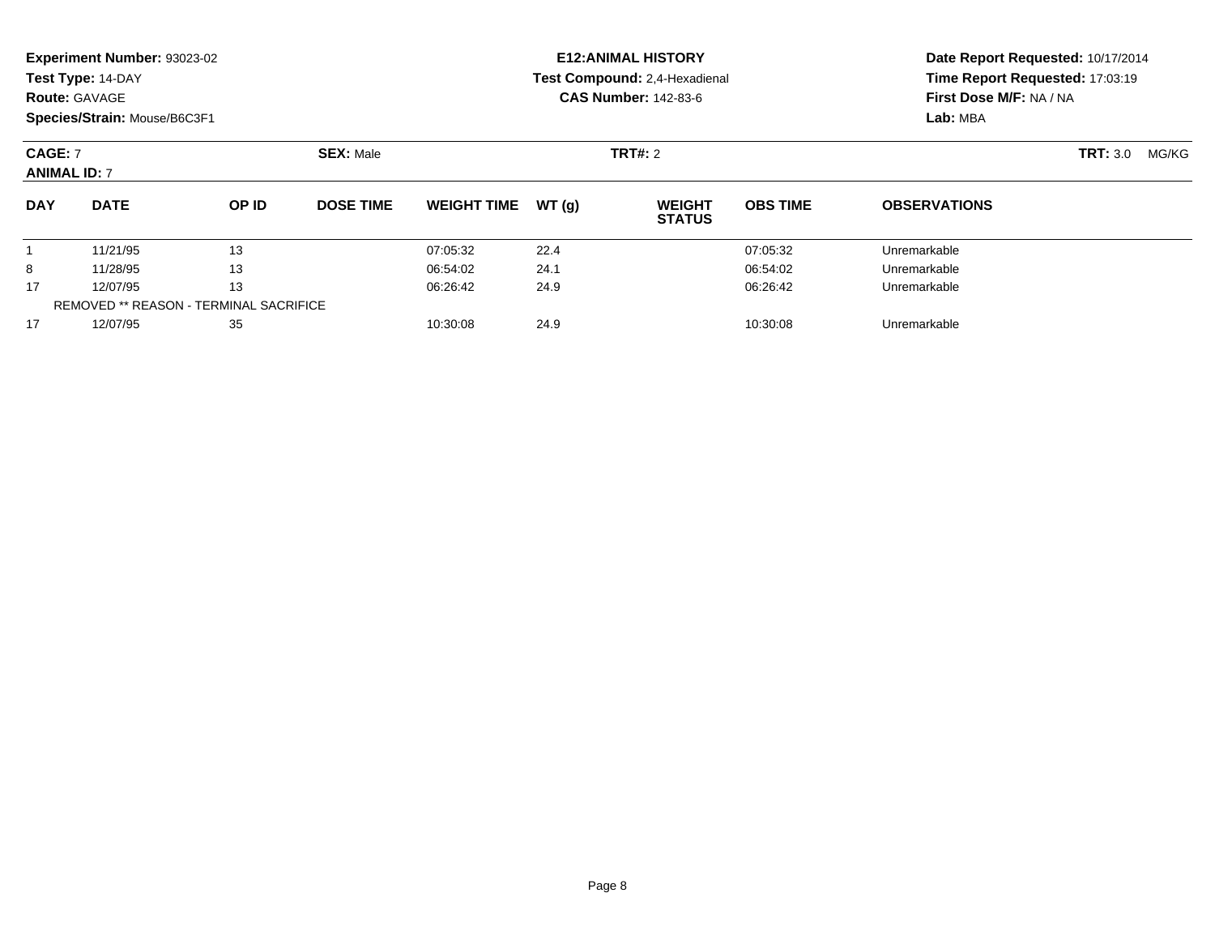**Experiment Number:** 93023-02
**Test Type:** 14-DAY
**Route:** GAVAGE
**Species/Strain:** Mouse/B6C3F1

**E12:ANIMAL HISTORY**
**Test Compound:** 2,4-Hexadienal
**CAS Number:** 142-83-6

**Date Report Requested:** 10/17/2014
**Time Report Requested:** 17:03:19
**First Dose M/F:** NA / NA
**Lab:** MBA

**CAGE:** 7 **SEX:** Male **TRT#:** 2 **TRT:** 3.0 MG/KG
**ANIMAL ID:** 7

| DAY | DATE | OP ID | DOSE TIME | WEIGHT TIME | WT (g) | WEIGHT STATUS | OBS TIME | OBSERVATIONS |
|---|---|---|---|---|---|---|---|---|
| 1 | 11/21/95 | 13 | | 07:05:32 | 22.4 | | 07:05:32 | Unremarkable |
| 8 | 11/28/95 | 13 | | 06:54:02 | 24.1 | | 06:54:02 | Unremarkable |
| 17 | 12/07/95 | 13 | | 06:26:42 | 24.9 | | 06:26:42 | Unremarkable |
| REMOVED ** REASON - TERMINAL SACRIFICE | | | | | | | | |
| 17 | 12/07/95 | 35 | | 10:30:08 | 24.9 | | 10:30:08 | Unremarkable |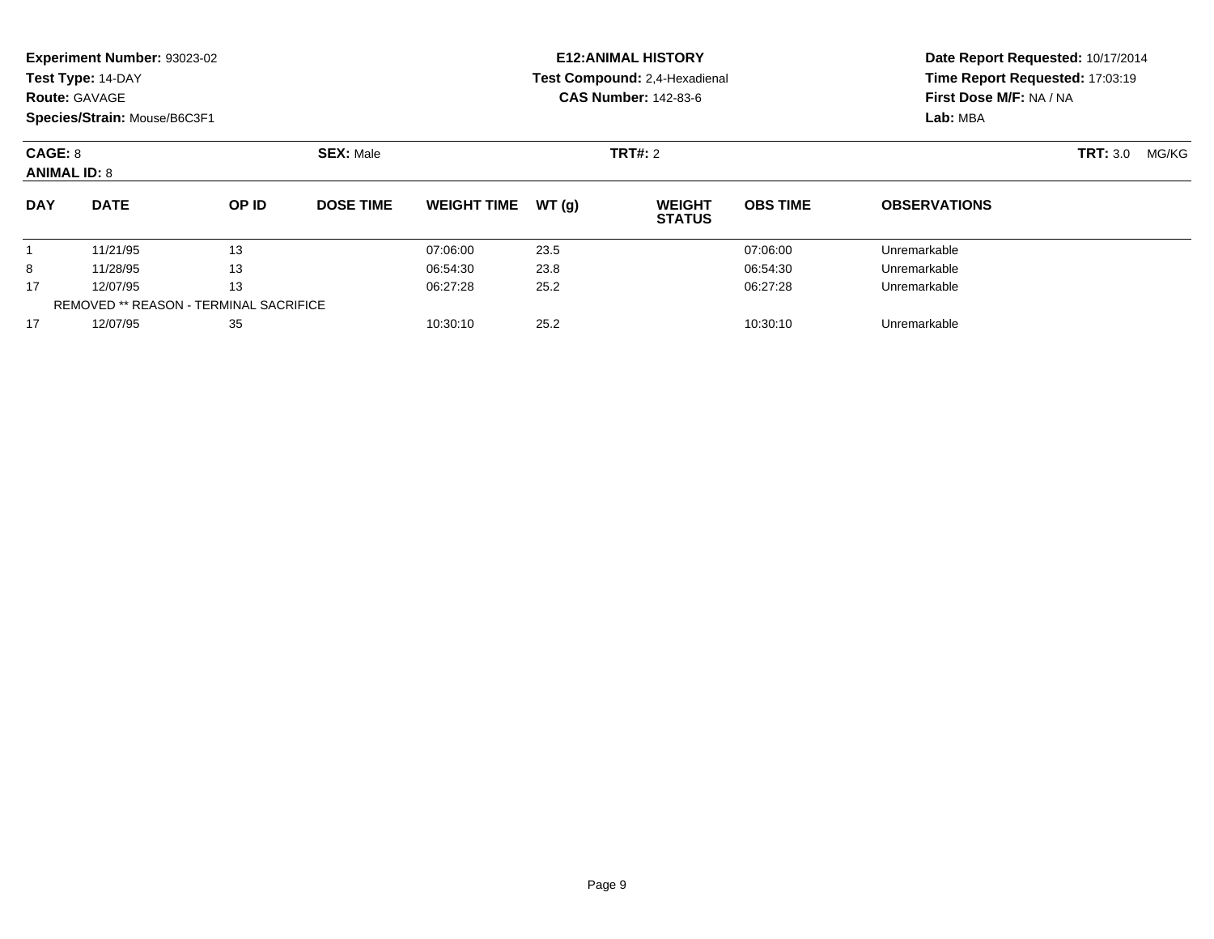**Experiment Number:** 93023-02
**Test Type:** 14-DAY
**Route:** GAVAGE
**Species/Strain:** Mouse/B6C3F1

**E12:ANIMAL HISTORY**
**Test Compound:** 2,4-Hexadienal
**CAS Number:** 142-83-6

**Date Report Requested:** 10/17/2014
**Time Report Requested:** 17:03:19
**First Dose M/F:** NA / NA
**Lab:** MBA

**CAGE:** 8 **SEX:** Male **TRT#:** 2 **TRT:** 3.0 MG/KG
**ANIMAL ID:** 8

| DAY | DATE | OP ID | DOSE TIME | WEIGHT TIME | WT (g) | WEIGHT STATUS | OBS TIME | OBSERVATIONS |
|---|---|---|---|---|---|---|---|---|
| 1 | 11/21/95 | 13 | | 07:06:00 | 23.5 | | 07:06:00 | Unremarkable |
| 8 | 11/28/95 | 13 | | 06:54:30 | 23.8 | | 06:54:30 | Unremarkable |
| 17 | 12/07/95 | 13 | | 06:27:28 | 25.2 | | 06:27:28 | Unremarkable |
| REMOVED ** REASON - TERMINAL SACRIFICE | | | | | | | | |
| 17 | 12/07/95 | 35 | | 10:30:10 | 25.2 | | 10:30:10 | Unremarkable |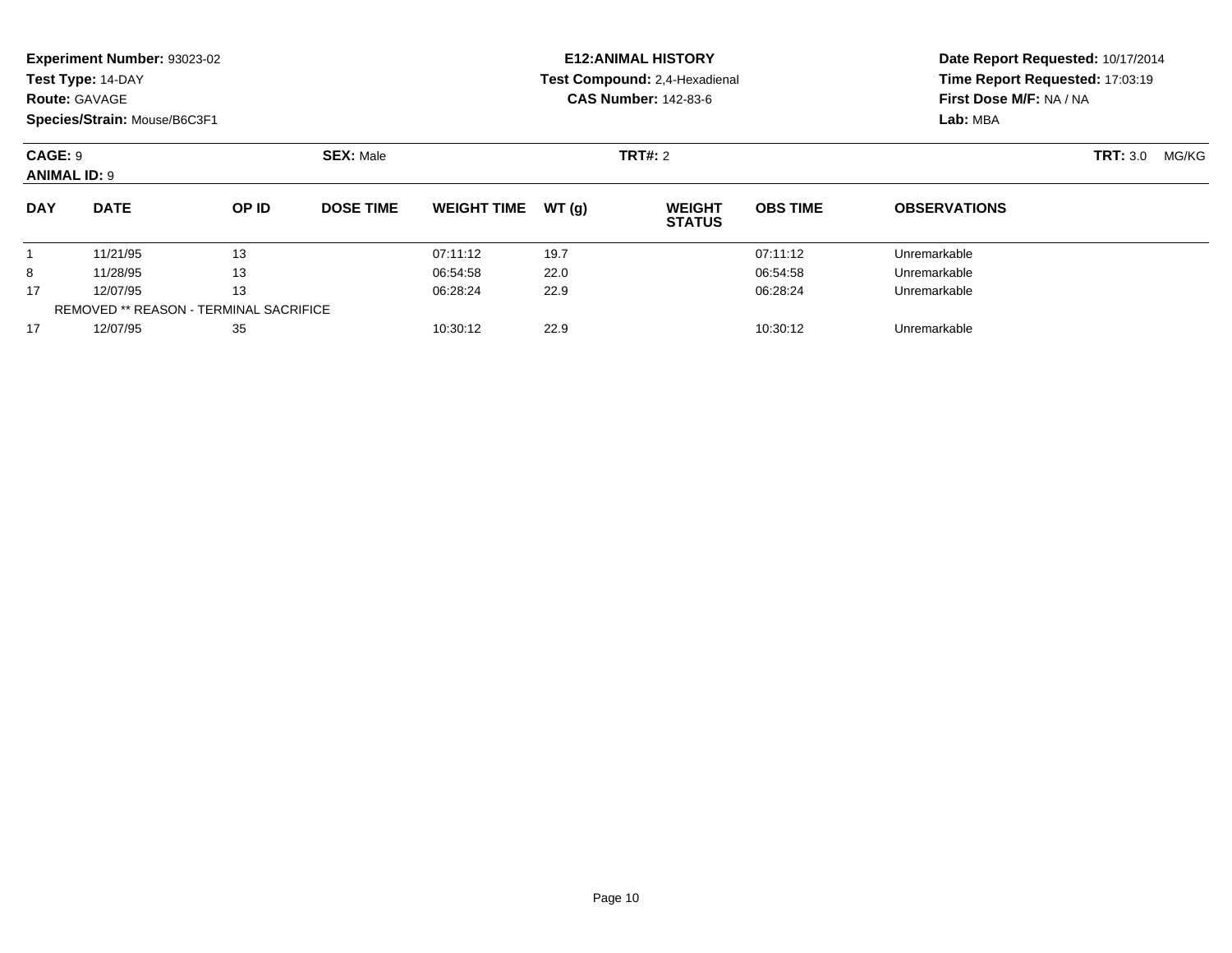**Experiment Number:** 93023-02
**Test Type:** 14-DAY
**Route:** GAVAGE
**Species/Strain:** Mouse/B6C3F1

**E12:ANIMAL HISTORY**
**Test Compound:** 2,4-Hexadienal
**CAS Number:** 142-83-6

**Date Report Requested:** 10/17/2014
**Time Report Requested:** 17:03:19
**First Dose M/F:** NA / NA
**Lab:** MBA

**CAGE:** 9 **SEX:** Male **TRT#:** 2 **TRT:** 3.0 MG/KG
**ANIMAL ID:** 9

| DAY | DATE | OP ID | DOSE TIME | WEIGHT TIME | WT (g) | WEIGHT STATUS | OBS TIME | OBSERVATIONS |
|---|---|---|---|---|---|---|---|---|
| 1 | 11/21/95 | 13 | | 07:11:12 | 19.7 | | 07:11:12 | Unremarkable |
| 8 | 11/28/95 | 13 | | 06:54:58 | 22.0 | | 06:54:58 | Unremarkable |
| 17 | 12/07/95 | 13 | | 06:28:24 | 22.9 | | 06:28:24 | Unremarkable |
| REMOVED ** REASON - TERMINAL SACRIFICE | | | | | | | | |
| 17 | 12/07/95 | 35 | | 10:30:12 | 22.9 | | 10:30:12 | Unremarkable |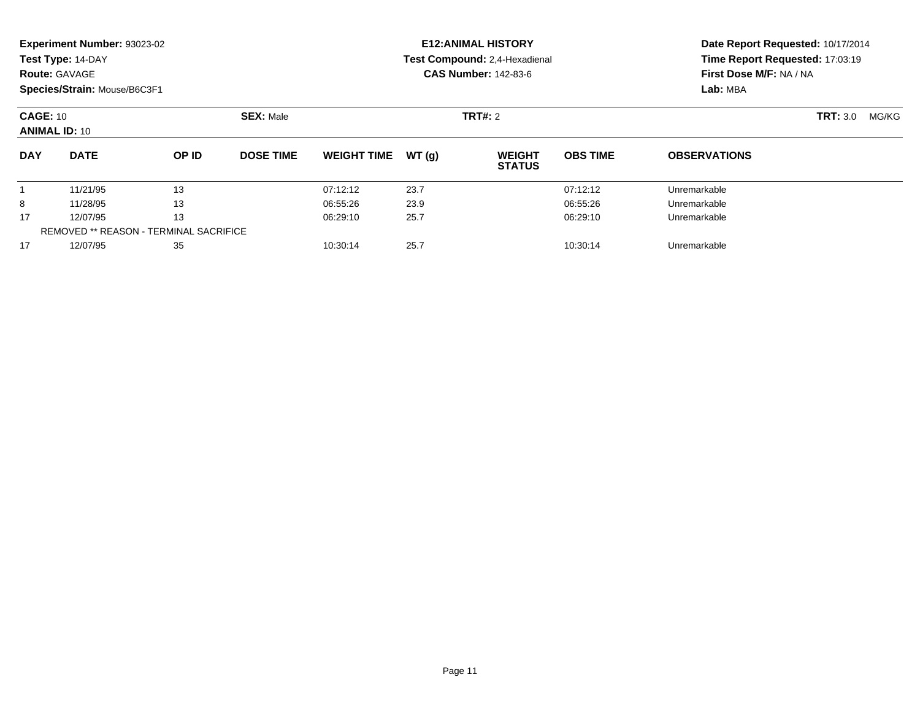**Experiment Number:** 93023-02
**Test Type:** 14-DAY
**Route:** GAVAGE
**Species/Strain:** Mouse/B6C3F1

**E12:ANIMAL HISTORY**
**Test Compound:** 2,4-Hexadienal
**CAS Number:** 142-83-6

**Date Report Requested:** 10/17/2014
**Time Report Requested:** 17:03:19
**First Dose M/F:** NA / NA
**Lab:** MBA

**CAGE:** 10 **SEX:** Male **TRT#:** 2 **TRT:** 3.0 MG/KG
**ANIMAL ID:** 10

| DAY | DATE | OP ID | DOSE TIME | WEIGHT TIME | WT (g) | WEIGHT STATUS | OBS TIME | OBSERVATIONS |
|---|---|---|---|---|---|---|---|---|
| 1 | 11/21/95 | 13 | | 07:12:12 | 23.7 | | 07:12:12 | Unremarkable |
| 8 | 11/28/95 | 13 | | 06:55:26 | 23.9 | | 06:55:26 | Unremarkable |
| 17 | 12/07/95 | 13 | | 06:29:10 | 25.7 | | 06:29:10 | Unremarkable |
| REMOVED ** REASON - TERMINAL SACRIFICE | | | | | | | | |
| 17 | 12/07/95 | 35 | | 10:30:14 | 25.7 | | 10:30:14 | Unremarkable |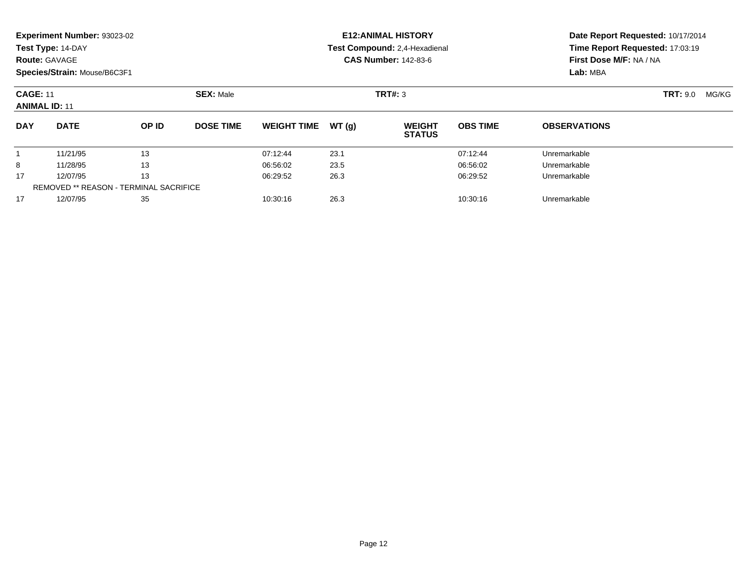**Experiment Number:** 93023-02
**Test Type:** 14-DAY
**Route:** GAVAGE
**Species/Strain:** Mouse/B6C3F1

**E12:ANIMAL HISTORY**
**Test Compound:** 2,4-Hexadienal
**CAS Number:** 142-83-6

**Date Report Requested:** 10/17/2014
**Time Report Requested:** 17:03:19
**First Dose M/F:** NA / NA
**Lab:** MBA

**CAGE:** 11 **SEX:** Male **TRT#:** 3 **TRT:** 9.0 MG/KG
**ANIMAL ID:** 11

| DAY | DATE | OP ID | DOSE TIME | WEIGHT TIME | WT (g) | WEIGHT STATUS | OBS TIME | OBSERVATIONS |
|---|---|---|---|---|---|---|---|---|
| 1 | 11/21/95 | 13 | | 07:12:44 | 23.1 | | 07:12:44 | Unremarkable |
| 8 | 11/28/95 | 13 | | 06:56:02 | 23.5 | | 06:56:02 | Unremarkable |
| 17 | 12/07/95 | 13 | | 06:29:52 | 26.3 | | 06:29:52 | Unremarkable |
| REMOVED ** REASON - TERMINAL SACRIFICE | | | | | | | | |
| 17 | 12/07/95 | 35 | | 10:30:16 | 26.3 | | 10:30:16 | Unremarkable |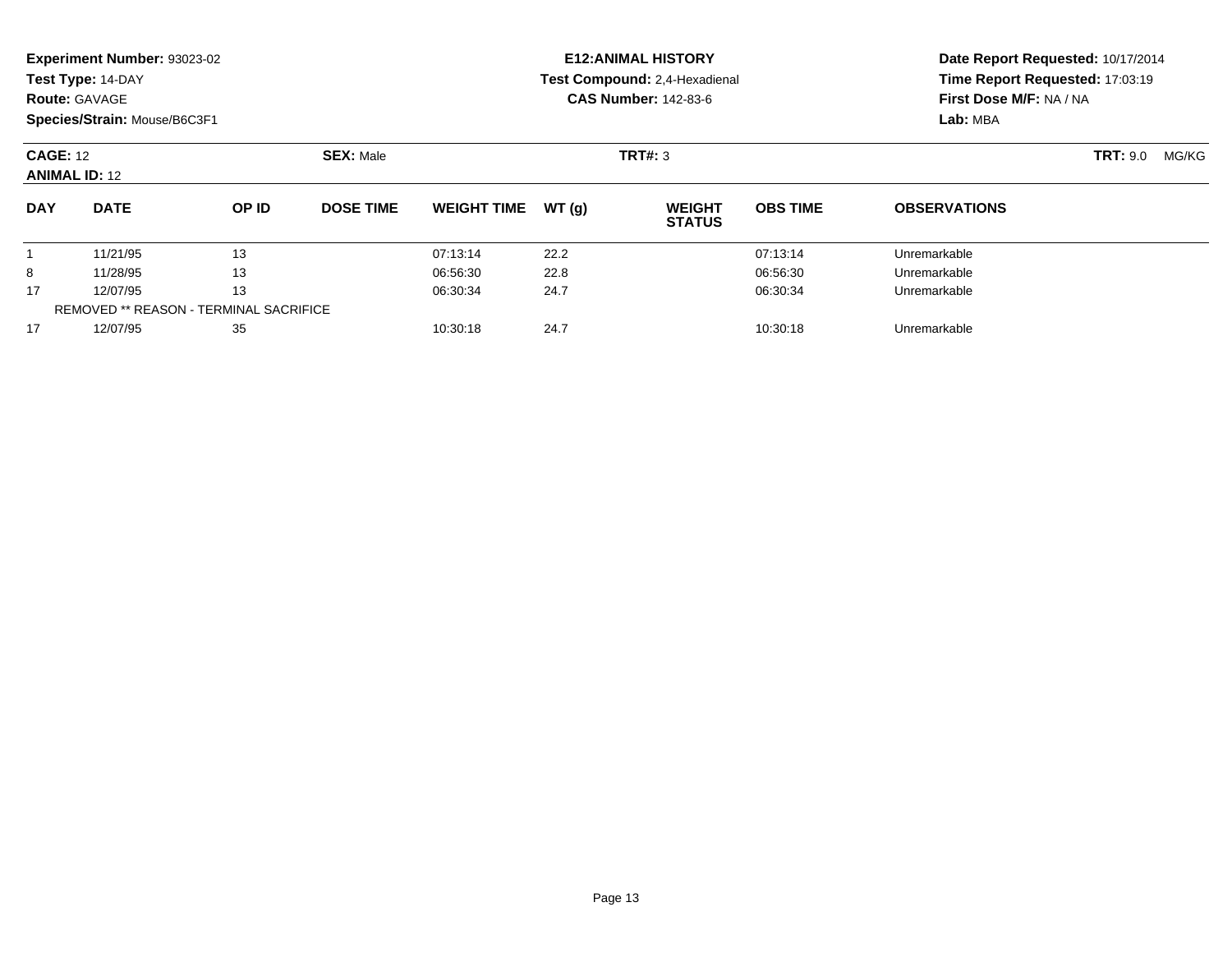**Experiment Number:** 93023-02
**Test Type:** 14-DAY
**Route:** GAVAGE
**Species/Strain:** Mouse/B6C3F1

**E12:ANIMAL HISTORY**
**Test Compound:** 2,4-Hexadienal
**CAS Number:** 142-83-6

**Date Report Requested:** 10/17/2014
**Time Report Requested:** 17:03:19
**First Dose M/F:** NA / NA
**Lab:** MBA

**CAGE:** 12 **SEX:** Male **TRT#:** 3 **TRT:** 9.0 MG/KG
**ANIMAL ID:** 12

| DAY | DATE | OP ID | DOSE TIME | WEIGHT TIME | WT (g) | WEIGHT STATUS | OBS TIME | OBSERVATIONS |
|---|---|---|---|---|---|---|---|---|
| 1 | 11/21/95 | 13 | | 07:13:14 | 22.2 | | 07:13:14 | Unremarkable |
| 8 | 11/28/95 | 13 | | 06:56:30 | 22.8 | | 06:56:30 | Unremarkable |
| 17 | 12/07/95 | 13 | | 06:30:34 | 24.7 | | 06:30:34 | Unremarkable |
| REMOVED ** REASON - TERMINAL SACRIFICE | | | | | | | | |
| 17 | 12/07/95 | 35 | | 10:30:18 | 24.7 | | 10:30:18 | Unremarkable |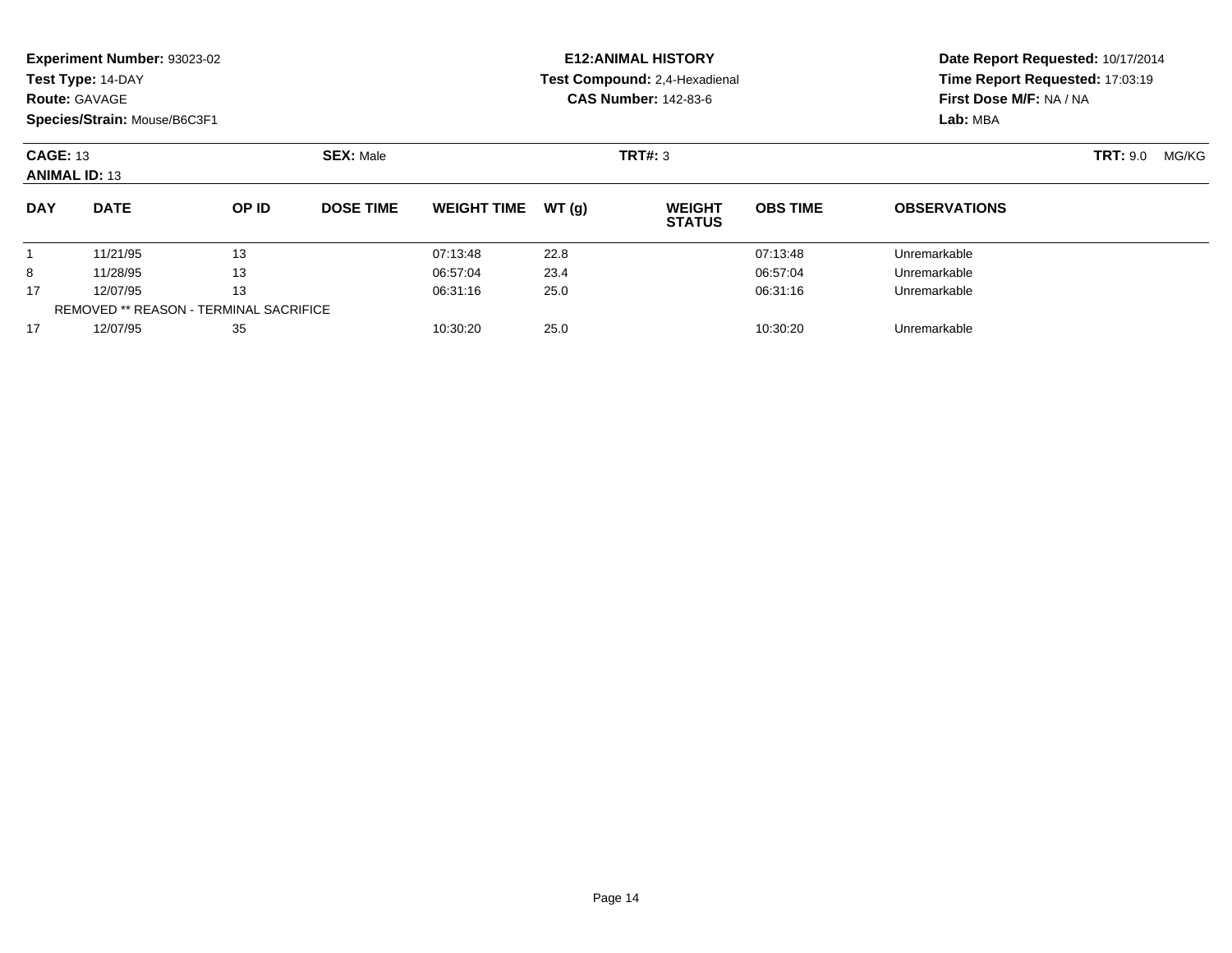**Experiment Number:** 93023-02
**Test Type:** 14-DAY
**Route:** GAVAGE
**Species/Strain:** Mouse/B6C3F1

**E12:ANIMAL HISTORY**
**Test Compound:** 2,4-Hexadienal
**CAS Number:** 142-83-6

**Date Report Requested:** 10/17/2014
**Time Report Requested:** 17:03:19
**First Dose M/F:** NA / NA
**Lab:** MBA

**CAGE:** 13 **SEX:** Male **TRT#:** 3 **TRT:** 9.0 MG/KG
**ANIMAL ID:** 13

| DAY | DATE | OP ID | DOSE TIME | WEIGHT TIME | WT (g) | WEIGHT STATUS | OBS TIME | OBSERVATIONS |
|---|---|---|---|---|---|---|---|---|
| 1 | 11/21/95 | 13 | | 07:13:48 | 22.8 | | 07:13:48 | Unremarkable |
| 8 | 11/28/95 | 13 | | 06:57:04 | 23.4 | | 06:57:04 | Unremarkable |
| 17 | 12/07/95 | 13 | | 06:31:16 | 25.0 | | 06:31:16 | Unremarkable |
| REMOVED ** REASON - TERMINAL SACRIFICE | | | | | | | | |
| 17 | 12/07/95 | 35 | | 10:30:20 | 25.0 | | 10:30:20 | Unremarkable |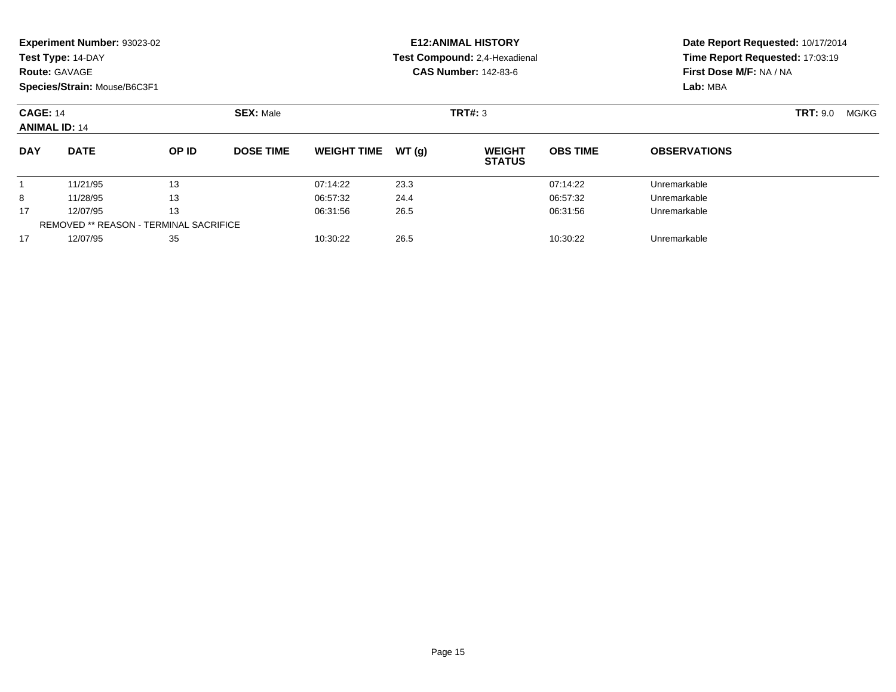**Experiment Number:** 93023-02
**Test Type:** 14-DAY
**Route:** GAVAGE
**Species/Strain:** Mouse/B6C3F1

**E12:ANIMAL HISTORY**
**Test Compound:** 2,4-Hexadienal
**CAS Number:** 142-83-6

**Date Report Requested:** 10/17/2014
**Time Report Requested:** 17:03:19
**First Dose M/F:** NA / NA
**Lab:** MBA

**CAGE:** 14 **SEX:** Male **TRT#:** 3 **TRT:** 9.0 MG/KG
**ANIMAL ID:** 14

| DAY | DATE | OP ID | DOSE TIME | WEIGHT TIME | WT (g) | WEIGHT STATUS | OBS TIME | OBSERVATIONS |
|---|---|---|---|---|---|---|---|---|
| 1 | 11/21/95 | 13 | | 07:14:22 | 23.3 | | 07:14:22 | Unremarkable |
| 8 | 11/28/95 | 13 | | 06:57:32 | 24.4 | | 06:57:32 | Unremarkable |
| 17 | 12/07/95 | 13 | | 06:31:56 | 26.5 | | 06:31:56 | Unremarkable |
| REMOVED ** REASON - TERMINAL SACRIFICE | | | | | | | | |
| 17 | 12/07/95 | 35 | | 10:30:22 | 26.5 | | 10:30:22 | Unremarkable |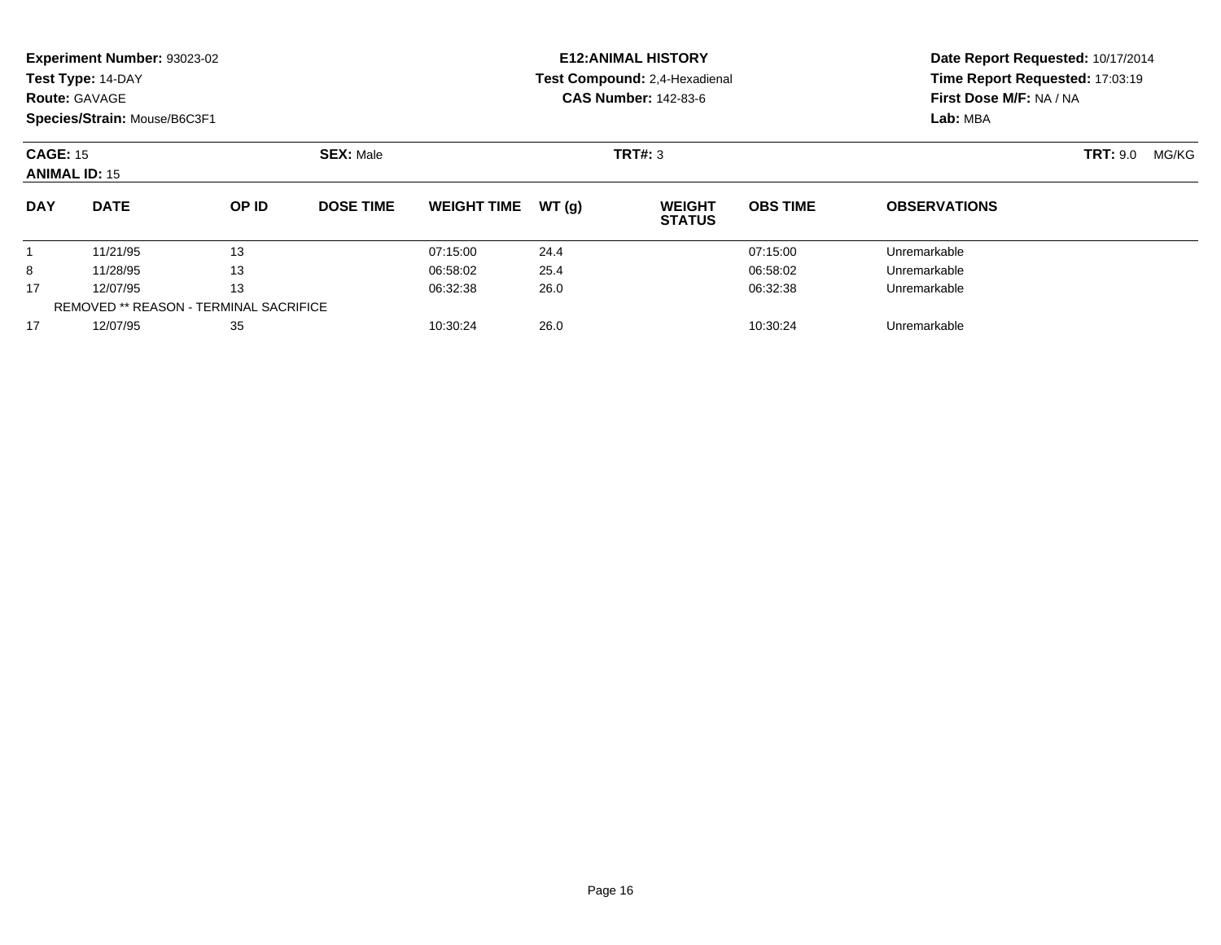**Experiment Number:** 93023-02
**Test Type:** 14-DAY
**Route:** GAVAGE
**Species/Strain:** Mouse/B6C3F1

**E12:ANIMAL HISTORY**
**Test Compound:** 2,4-Hexadienal
**CAS Number:** 142-83-6

**Date Report Requested:** 10/17/2014
**Time Report Requested:** 17:03:19
**First Dose M/F:** NA / NA
**Lab:** MBA

**CAGE:** 15 **SEX:** Male **TRT#:** 3 **TRT:** 9.0 MG/KG
**ANIMAL ID:** 15

| DAY | DATE | OP ID | DOSE TIME | WEIGHT TIME | WT (g) | WEIGHT STATUS | OBS TIME | OBSERVATIONS |
|---|---|---|---|---|---|---|---|---|
| 1 | 11/21/95 | 13 | | 07:15:00 | 24.4 | | 07:15:00 | Unremarkable |
| 8 | 11/28/95 | 13 | | 06:58:02 | 25.4 | | 06:58:02 | Unremarkable |
| 17 | 12/07/95 | 13 | | 06:32:38 | 26.0 | | 06:32:38 | Unremarkable |
| REMOVED ** REASON - TERMINAL SACRIFICE | | | | | | | | |
| 17 | 12/07/95 | 35 | | 10:30:24 | 26.0 | | 10:30:24 | Unremarkable |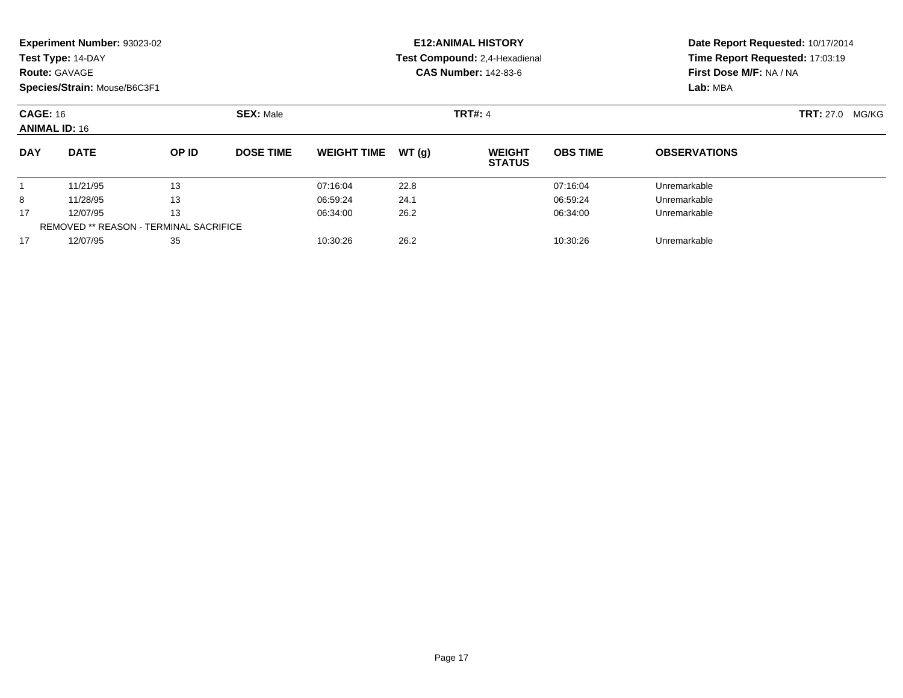**Experiment Number:** 93023-02
**Test Type:** 14-DAY
**Route:** GAVAGE
**Species/Strain:** Mouse/B6C3F1

**E12:ANIMAL HISTORY**
**Test Compound:** 2,4-Hexadienal
**CAS Number:** 142-83-6

**Date Report Requested:** 10/17/2014
**Time Report Requested:** 17:03:19
**First Dose M/F:** NA / NA
**Lab:** MBA

**CAGE:** 16
**ANIMAL ID:** 16

**SEX:** Male

**TRT#:** 4

**TRT:** 27.0 MG/KG

| DAY | DATE | OP ID | DOSE TIME | WEIGHT TIME | WT (g) | WEIGHT STATUS | OBS TIME | OBSERVATIONS |
|---|---|---|---|---|---|---|---|---|
| 1 | 11/21/95 | 13 | | 07:16:04 | 22.8 | | 07:16:04 | Unremarkable |
| 8 | 11/28/95 | 13 | | 06:59:24 | 24.1 | | 06:59:24 | Unremarkable |
| 17 | 12/07/95 | 13 | | 06:34:00 | 26.2 | | 06:34:00 | Unremarkable |
| | REMOVED ** REASON - TERMINAL SACRIFICE | | | | | | | |
| 17 | 12/07/95 | 35 | | 10:30:26 | 26.2 | | 10:30:26 | Unremarkable |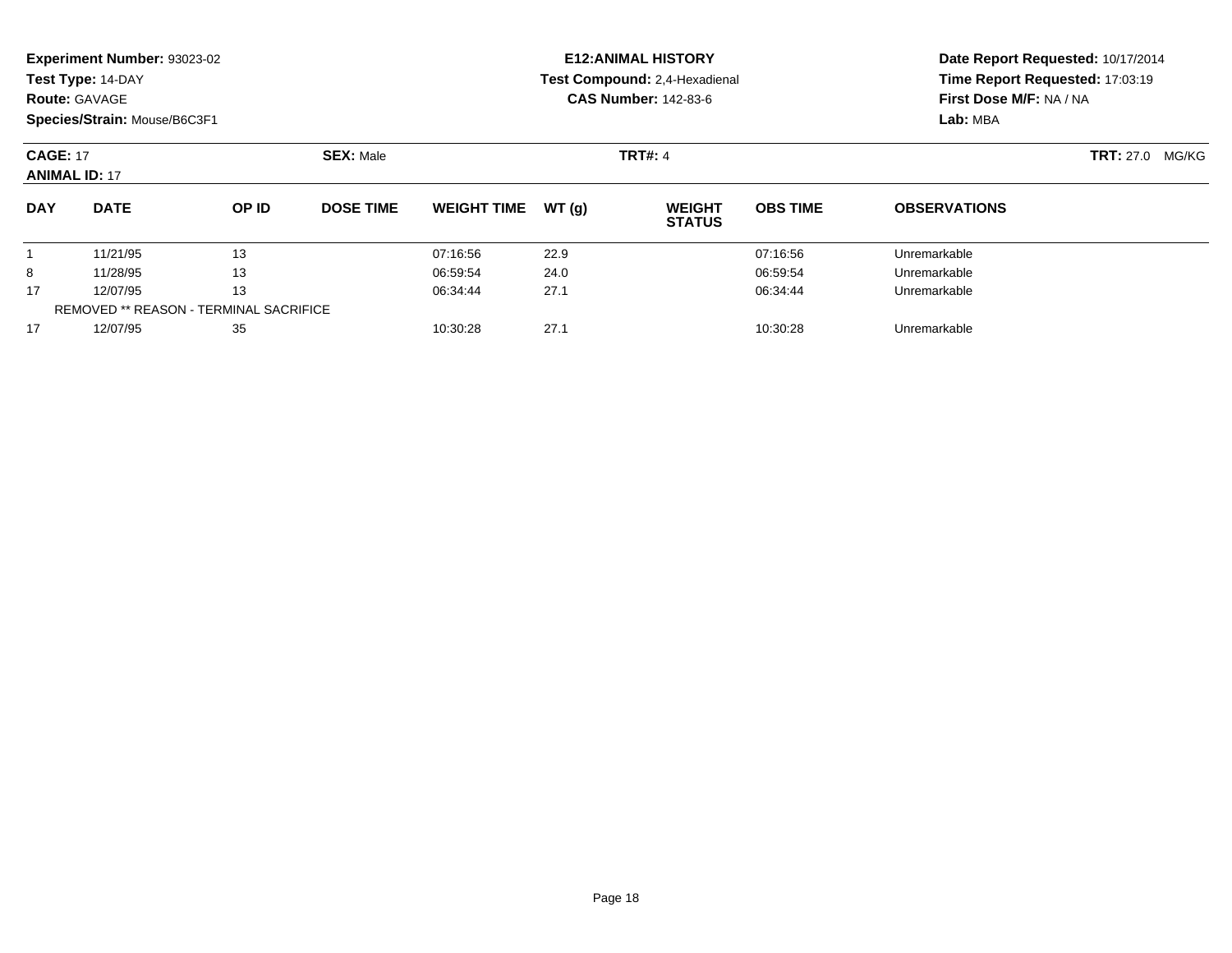**Experiment Number:** 93023-02
**Test Type:** 14-DAY
**Route:** GAVAGE
**Species/Strain:** Mouse/B6C3F1

**E12:ANIMAL HISTORY**
**Test Compound:** 2,4-Hexadienal
**CAS Number:** 142-83-6

**Date Report Requested:** 10/17/2014
**Time Report Requested:** 17:03:19
**First Dose M/F:** NA / NA
**Lab:** MBA

**CAGE:** 17 **SEX:** Male **TRT#:** 4 **TRT:** 27.0 MG/KG
**ANIMAL ID:** 17

| DAY | DATE | OP ID | DOSE TIME | WEIGHT TIME | WT (g) | WEIGHT STATUS | OBS TIME | OBSERVATIONS |
|---|---|---|---|---|---|---|---|---|
| 1 | 11/21/95 | 13 | | 07:16:56 | 22.9 | | 07:16:56 | Unremarkable |
| 8 | 11/28/95 | 13 | | 06:59:54 | 24.0 | | 06:59:54 | Unremarkable |
| 17 | 12/07/95 | 13 | | 06:34:44 | 27.1 | | 06:34:44 | Unremarkable |
| REMOVED ** REASON - TERMINAL SACRIFICE | | | | | | | | |
| 17 | 12/07/95 | 35 | | 10:30:28 | 27.1 | | 10:30:28 | Unremarkable |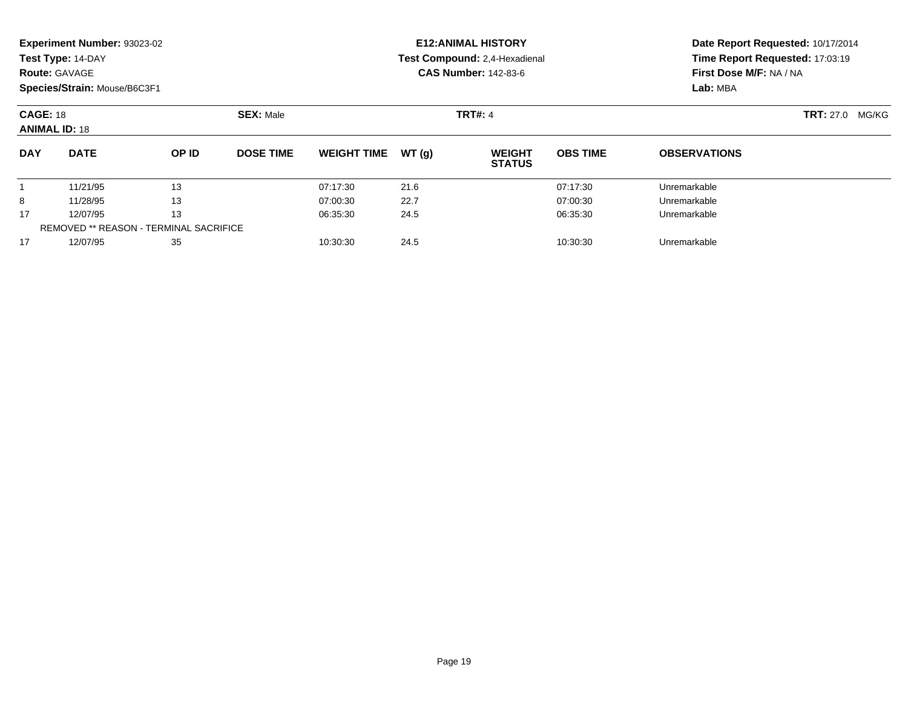**Experiment Number:** 93023-02
**Test Type:** 14-DAY
**Route:** GAVAGE
**Species/Strain:** Mouse/B6C3F1

**E12:ANIMAL HISTORY**
**Test Compound:** 2,4-Hexadienal
**CAS Number:** 142-83-6

**Date Report Requested:** 10/17/2014
**Time Report Requested:** 17:03:19
**First Dose M/F:** NA / NA
**Lab:** MBA

**CAGE:** 18 **SEX:** Male **TRT#:** 4 **TRT:** 27.0 MG/KG
**ANIMAL ID:** 18

| DAY | DATE | OP ID | DOSE TIME | WEIGHT TIME | WT (g) | WEIGHT STATUS | OBS TIME | OBSERVATIONS |
|---|---|---|---|---|---|---|---|---|
| 1 | 11/21/95 | 13 | | 07:17:30 | 21.6 | | 07:17:30 | Unremarkable |
| 8 | 11/28/95 | 13 | | 07:00:30 | 22.7 | | 07:00:30 | Unremarkable |
| 17 | 12/07/95 | 13 | | 06:35:30 | 24.5 | | 06:35:30 | Unremarkable |
| REMOVED ** REASON - TERMINAL SACRIFICE | | | | | | | | |
| 17 | 12/07/95 | 35 | | 10:30:30 | 24.5 | | 10:30:30 | Unremarkable |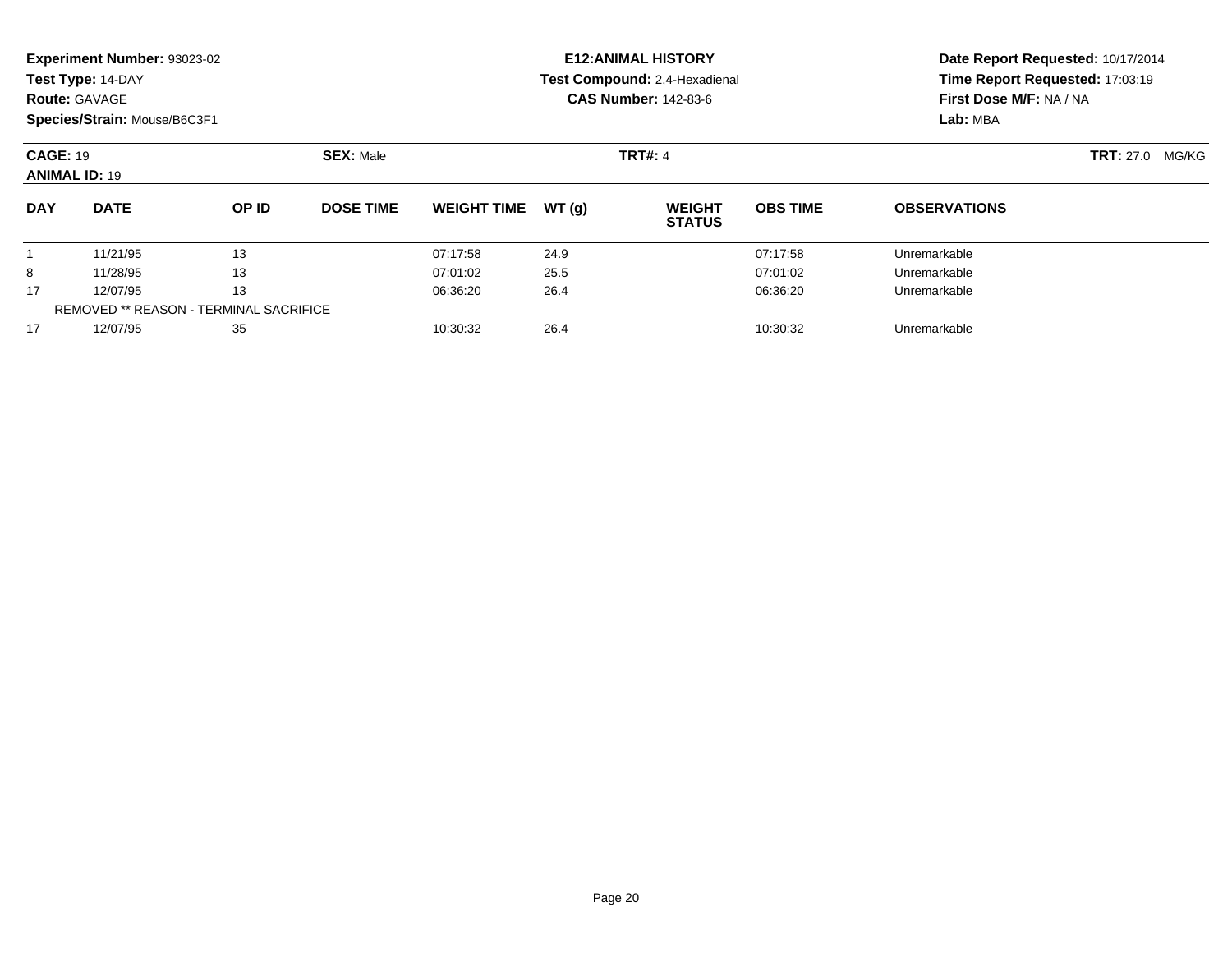**Experiment Number:** 93023-02
**Test Type:** 14-DAY
**Route:** GAVAGE
**Species/Strain:** Mouse/B6C3F1

**E12:ANIMAL HISTORY**
**Test Compound:** 2,4-Hexadienal
**CAS Number:** 142-83-6

**Date Report Requested:** 10/17/2014
**Time Report Requested:** 17:03:19
**First Dose M/F:** NA / NA
**Lab:** MBA

**CAGE:** 19 **SEX:** Male **TRT#:** 4 **TRT:** 27.0 MG/KG
**ANIMAL ID:** 19

| DAY | DATE | OP ID | DOSE TIME | WEIGHT TIME | WT (g) | WEIGHT STATUS | OBS TIME | OBSERVATIONS |
|---|---|---|---|---|---|---|---|---|
| 1 | 11/21/95 | 13 | | 07:17:58 | 24.9 | | 07:17:58 | Unremarkable |
| 8 | 11/28/95 | 13 | | 07:01:02 | 25.5 | | 07:01:02 | Unremarkable |
| 17 | 12/07/95 | 13 | | 06:36:20 | 26.4 | | 06:36:20 | Unremarkable |
| REMOVED ** REASON - TERMINAL SACRIFICE | | | | | | | | |
| 17 | 12/07/95 | 35 | | 10:30:32 | 26.4 | | 10:30:32 | Unremarkable |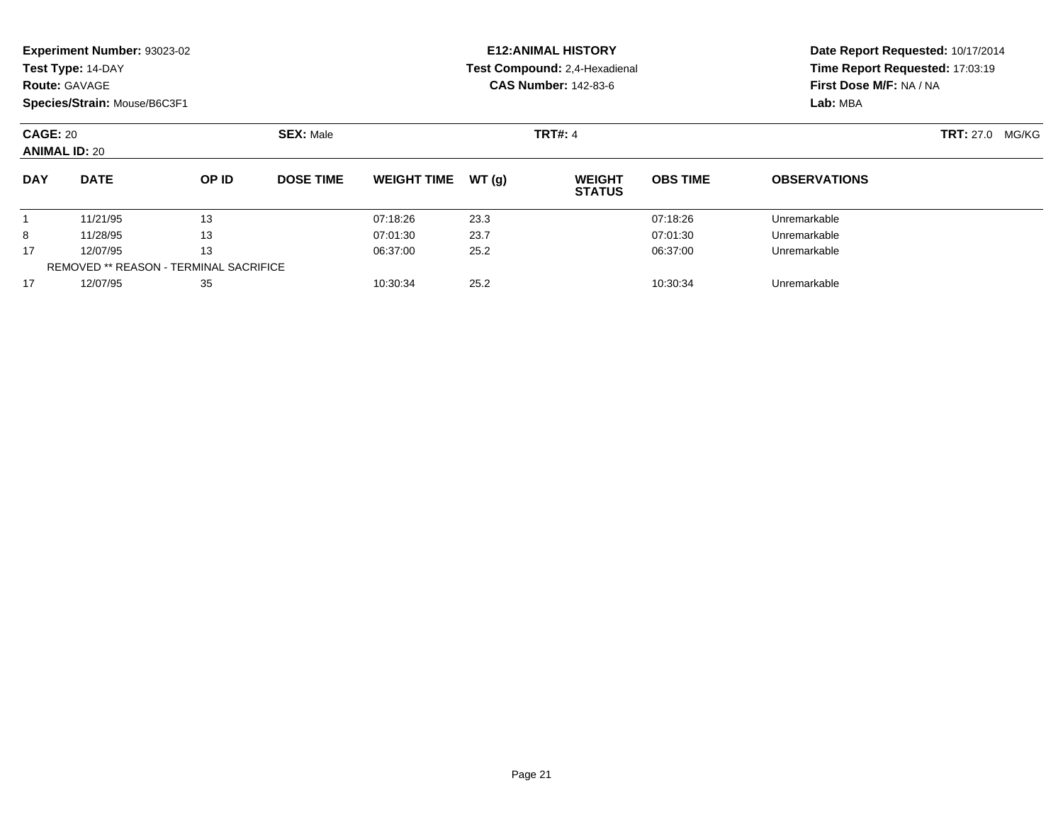**Experiment Number:** 93023-02
**Test Type:** 14-DAY
**Route:** GAVAGE
**Species/Strain:** Mouse/B6C3F1

**E12:ANIMAL HISTORY**
**Test Compound:** 2,4-Hexadienal
**CAS Number:** 142-83-6

**Date Report Requested:** 10/17/2014
**Time Report Requested:** 17:03:19
**First Dose M/F:** NA / NA
**Lab:** MBA

**CAGE:** 20
**ANIMAL ID:** 20

**SEX:** Male

**TRT#:** 4

**TRT:** 27.0 MG/KG

| DAY | DATE | OP ID | DOSE TIME | WEIGHT TIME | WT (g) | WEIGHT STATUS | OBS TIME | OBSERVATIONS |
|---|---|---|---|---|---|---|---|---|
| 1 | 11/21/95 | 13 | | 07:18:26 | 23.3 | | 07:18:26 | Unremarkable |
| 8 | 11/28/95 | 13 | | 07:01:30 | 23.7 | | 07:01:30 | Unremarkable |
| 17 | 12/07/95 | 13 | | 06:37:00 | 25.2 | | 06:37:00 | Unremarkable |
| | REMOVED ** REASON - TERMINAL SACRIFICE | | | | | | | |
| 17 | 12/07/95 | 35 | | 10:30:34 | 25.2 | | 10:30:34 | Unremarkable |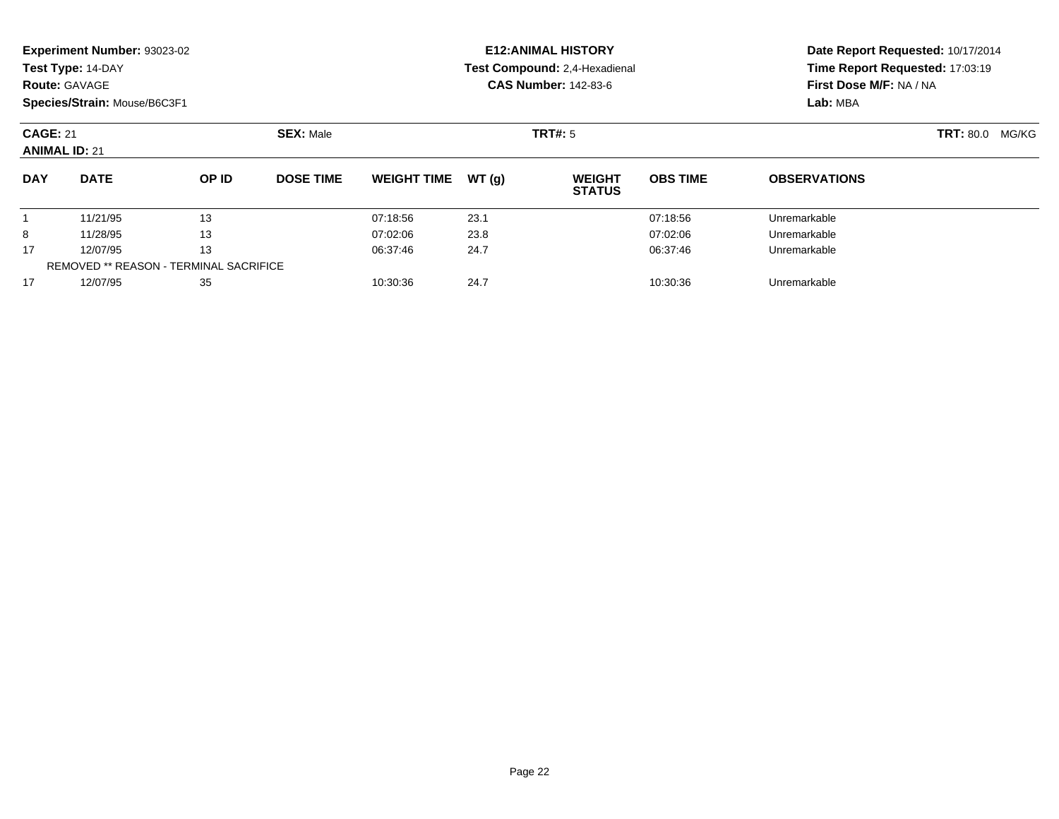**Experiment Number:** 93023-02
**Test Type:** 14-DAY
**Route:** GAVAGE
**Species/Strain:** Mouse/B6C3F1

**E12:ANIMAL HISTORY**
**Test Compound:** 2,4-Hexadienal
**CAS Number:** 142-83-6

**Date Report Requested:** 10/17/2014
**Time Report Requested:** 17:03:19
**First Dose M/F:** NA / NA
**Lab:** MBA

**CAGE:** 21 **SEX:** Male **TRT#:** 5 **TRT:** 80.0 MG/KG
**ANIMAL ID:** 21

| DAY | DATE | OP ID | DOSE TIME | WEIGHT TIME | WT (g) | WEIGHT STATUS | OBS TIME | OBSERVATIONS |
|---|---|---|---|---|---|---|---|---|
| 1 | 11/21/95 | 13 | | 07:18:56 | 23.1 | | 07:18:56 | Unremarkable |
| 8 | 11/28/95 | 13 | | 07:02:06 | 23.8 | | 07:02:06 | Unremarkable |
| 17 | 12/07/95 | 13 | | 06:37:46 | 24.7 | | 06:37:46 | Unremarkable |
| REMOVED ** REASON - TERMINAL SACRIFICE | | | | | | | | |
| 17 | 12/07/95 | 35 | | 10:30:36 | 24.7 | | 10:30:36 | Unremarkable |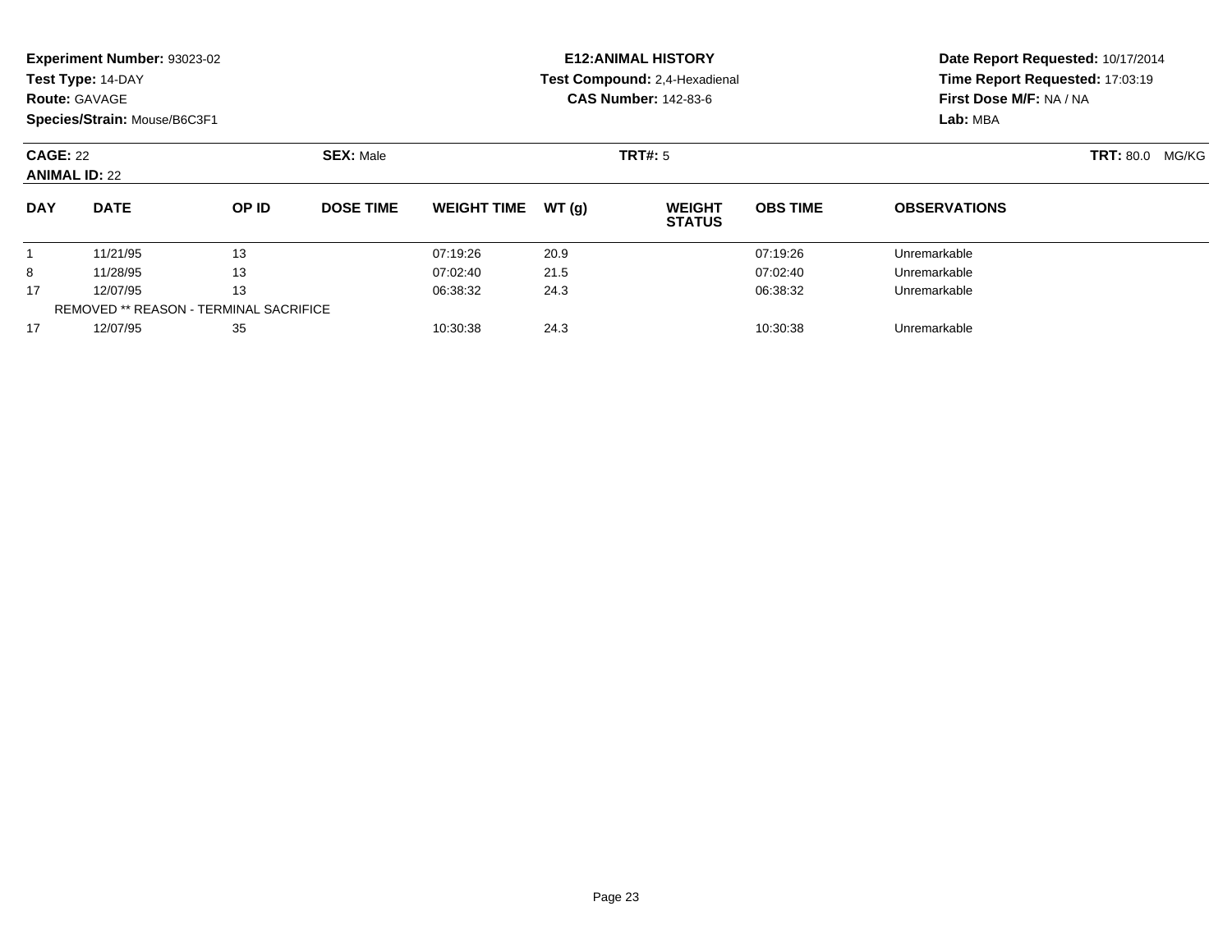**Experiment Number:** 93023-02
**Test Type:** 14-DAY
**Route:** GAVAGE
**Species/Strain:** Mouse/B6C3F1

**E12:ANIMAL HISTORY**
**Test Compound:** 2,4-Hexadienal
**CAS Number:** 142-83-6

**Date Report Requested:** 10/17/2014
**Time Report Requested:** 17:03:19
**First Dose M/F:** NA / NA
**Lab:** MBA

**CAGE:** 22
**ANIMAL ID:** 22

**SEX:** Male

**TRT#:** 5

**TRT:** 80.0 MG/KG

| DAY | DATE | OP ID | DOSE TIME | WEIGHT TIME | WT (g) | WEIGHT STATUS | OBS TIME | OBSERVATIONS |
|---|---|---|---|---|---|---|---|---|
| 1 | 11/21/95 | 13 | | 07:19:26 | 20.9 | | 07:19:26 | Unremarkable |
| 8 | 11/28/95 | 13 | | 07:02:40 | 21.5 | | 07:02:40 | Unremarkable |
| 17 | 12/07/95 | 13 | | 06:38:32 | 24.3 | | 06:38:32 | Unremarkable |
| REMOVED ** REASON - TERMINAL SACRIFICE | | | | | | | | |
| 17 | 12/07/95 | 35 | | 10:30:38 | 24.3 | | 10:30:38 | Unremarkable |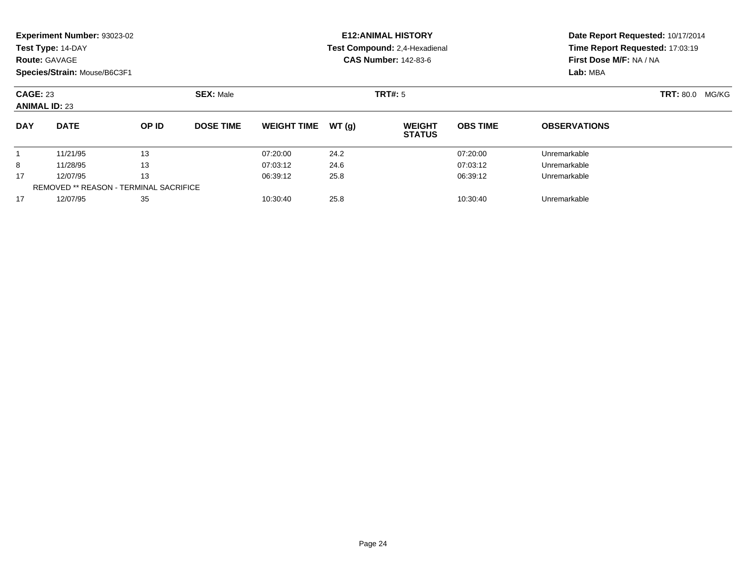**Experiment Number:** 93023-02
**Test Type:** 14-DAY
**Route:** GAVAGE
**Species/Strain:** Mouse/B6C3F1

**E12:ANIMAL HISTORY**
**Test Compound:** 2,4-Hexadienal
**CAS Number:** 142-83-6

**Date Report Requested:** 10/17/2014
**Time Report Requested:** 17:03:19
**First Dose M/F:** NA / NA
**Lab:** MBA

**CAGE:** 23 **SEX:** Male **TRT#:** 5 **TRT:** 80.0 MG/KG
**ANIMAL ID:** 23

| DAY | DATE | OP ID | DOSE TIME | WEIGHT TIME | WT (g) | WEIGHT STATUS | OBS TIME | OBSERVATIONS |
|---|---|---|---|---|---|---|---|---|
| 1 | 11/21/95 | 13 | | 07:20:00 | 24.2 | | 07:20:00 | Unremarkable |
| 8 | 11/28/95 | 13 | | 07:03:12 | 24.6 | | 07:03:12 | Unremarkable |
| 17 | 12/07/95 | 13 | | 06:39:12 | 25.8 | | 06:39:12 | Unremarkable |
| | REMOVED ** REASON - TERMINAL SACRIFICE | | | | | | | |
| 17 | 12/07/95 | 35 | | 10:30:40 | 25.8 | | 10:30:40 | Unremarkable |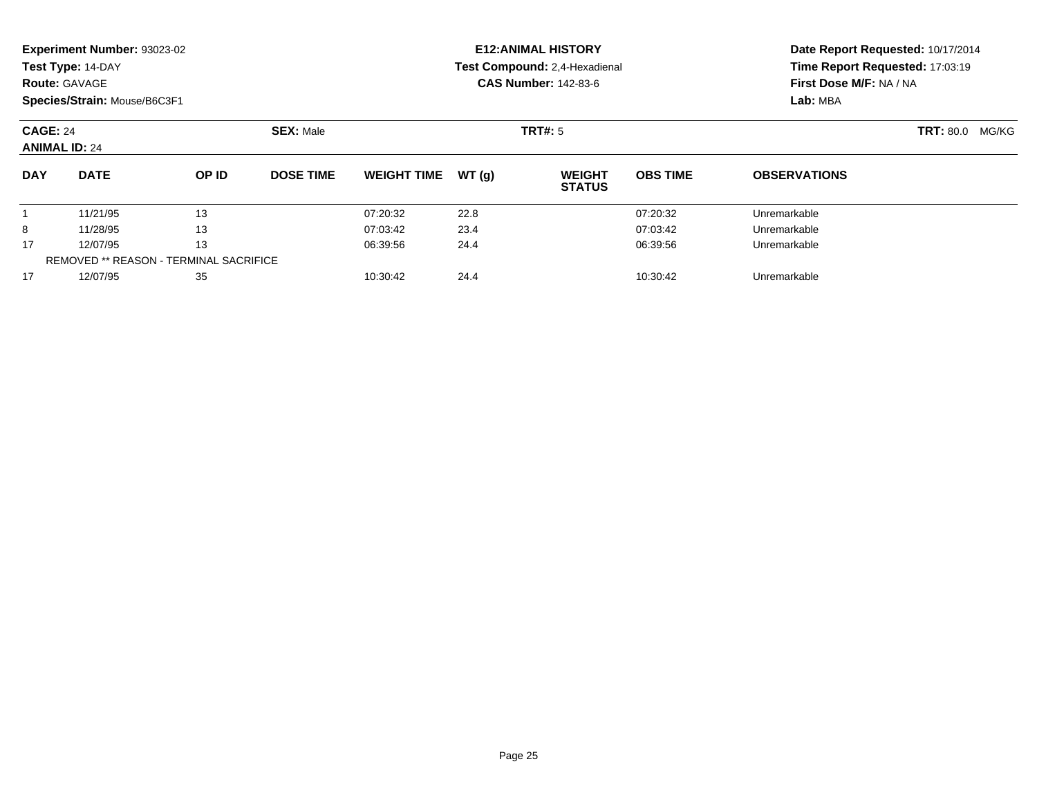**Experiment Number:** 93023-02
**Test Type:** 14-DAY
**Route:** GAVAGE
**Species/Strain:** Mouse/B6C3F1

**E12:ANIMAL HISTORY**
**Test Compound:** 2,4-Hexadienal
**CAS Number:** 142-83-6

**Date Report Requested:** 10/17/2014
**Time Report Requested:** 17:03:19
**First Dose M/F:** NA / NA
**Lab:** MBA

**CAGE:** 24 **SEX:** Male **TRT#:** 5 **TRT:** 80.0 MG/KG
**ANIMAL ID:** 24

| DAY | DATE | OP ID | DOSE TIME | WEIGHT TIME | WT (g) | WEIGHT STATUS | OBS TIME | OBSERVATIONS |
|---|---|---|---|---|---|---|---|---|
| 1 | 11/21/95 | 13 | | 07:20:32 | 22.8 | | 07:20:32 | Unremarkable |
| 8 | 11/28/95 | 13 | | 07:03:42 | 23.4 | | 07:03:42 | Unremarkable |
| 17 | 12/07/95 | 13 | | 06:39:56 | 24.4 | | 06:39:56 | Unremarkable |
| REMOVED ** REASON - TERMINAL SACRIFICE | | | | | | | | |
| 17 | 12/07/95 | 35 | | 10:30:42 | 24.4 | | 10:30:42 | Unremarkable |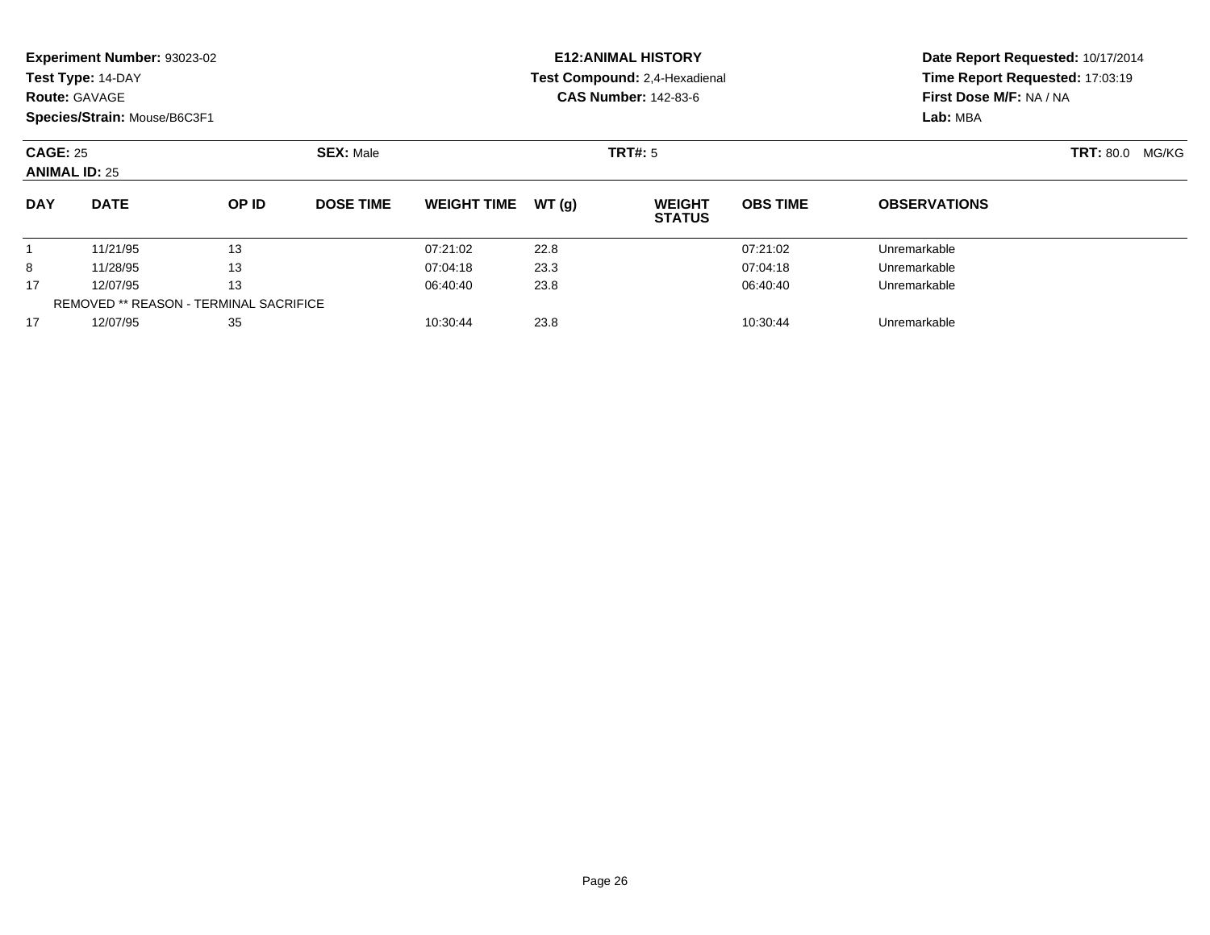**Experiment Number:** 93023-02
**Test Type:** 14-DAY
**Route:** GAVAGE
**Species/Strain:** Mouse/B6C3F1

**E12:ANIMAL HISTORY**
**Test Compound:** 2,4-Hexadienal
**CAS Number:** 142-83-6

**Date Report Requested:** 10/17/2014
**Time Report Requested:** 17:03:19
**First Dose M/F:** NA / NA
**Lab:** MBA

**CAGE:** 25 **SEX:** Male **TRT#:** 5 **TRT:** 80.0 MG/KG
**ANIMAL ID:** 25

| DAY | DATE | OP ID | DOSE TIME | WEIGHT TIME | WT (g) | WEIGHT STATUS | OBS TIME | OBSERVATIONS |
|---|---|---|---|---|---|---|---|---|
| 1 | 11/21/95 | 13 | | 07:21:02 | 22.8 | | 07:21:02 | Unremarkable |
| 8 | 11/28/95 | 13 | | 07:04:18 | 23.3 | | 07:04:18 | Unremarkable |
| 17 | 12/07/95 | 13 | | 06:40:40 | 23.8 | | 06:40:40 | Unremarkable |
| REMOVED ** REASON - TERMINAL SACRIFICE | | | | | | | | |
| 17 | 12/07/95 | 35 | | 10:30:44 | 23.8 | | 10:30:44 | Unremarkable |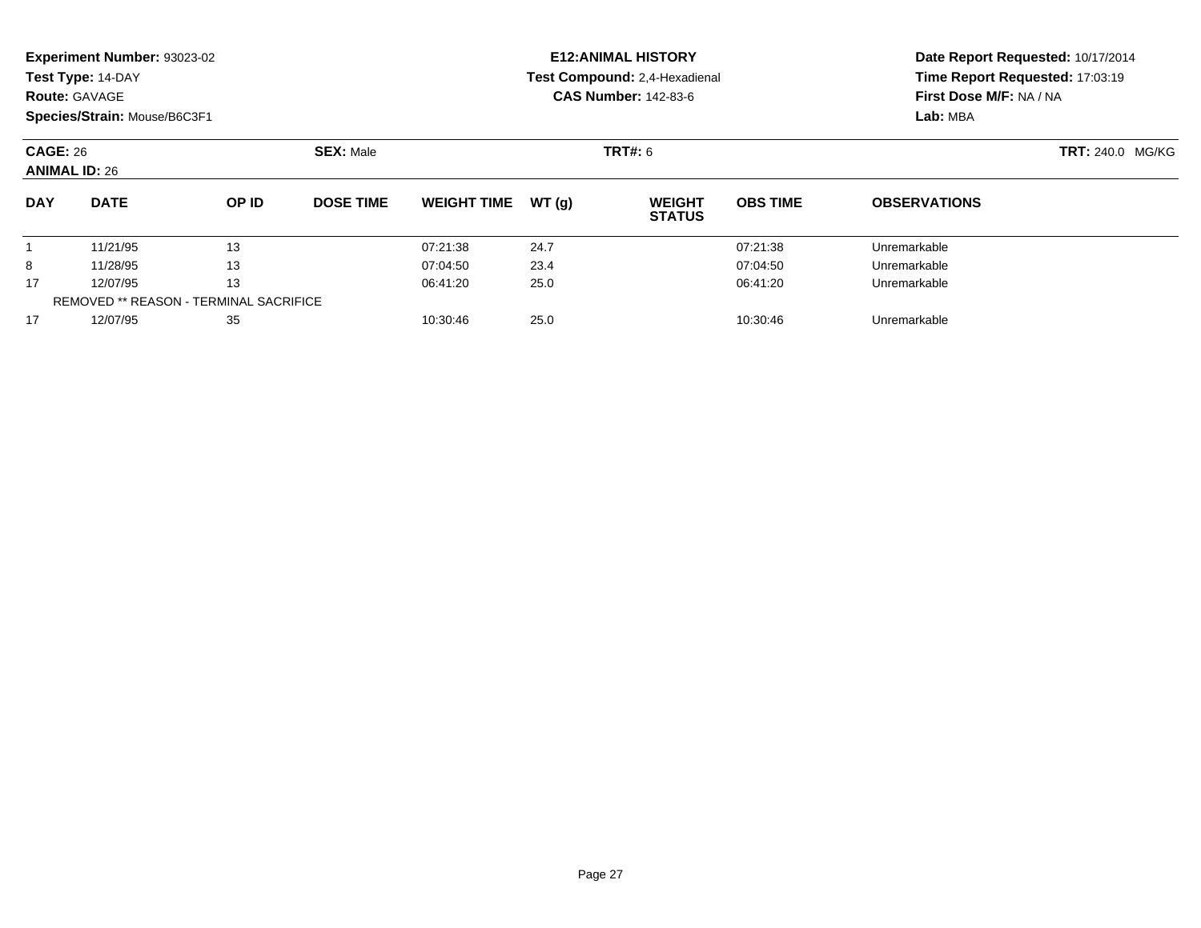**Experiment Number:** 93023-02
**Test Type:** 14-DAY
**Route:** GAVAGE
**Species/Strain:** Mouse/B6C3F1

**E12:ANIMAL HISTORY**
**Test Compound:** 2,4-Hexadienal
**CAS Number:** 142-83-6

**Date Report Requested:** 10/17/2014
**Time Report Requested:** 17:03:19
**First Dose M/F:** NA / NA
**Lab:** MBA

**CAGE:** 26
**ANIMAL ID:** 26

**SEX:** Male

**TRT#:** 6

**TRT:** 240.0 MG/KG

| DAY | DATE | OP ID | DOSE TIME | WEIGHT TIME | WT (g) | WEIGHT STATUS | OBS TIME | OBSERVATIONS |
|---|---|---|---|---|---|---|---|---|
| 1 | 11/21/95 | 13 | | 07:21:38 | 24.7 | | 07:21:38 | Unremarkable |
| 8 | 11/28/95 | 13 | | 07:04:50 | 23.4 | | 07:04:50 | Unremarkable |
| 17 | 12/07/95 | 13 | | 06:41:20 | 25.0 | | 06:41:20 | Unremarkable |
| REMOVED ** REASON - TERMINAL SACRIFICE | | | | | | | | |
| 17 | 12/07/95 | 35 | | 10:30:46 | 25.0 | | 10:30:46 | Unremarkable |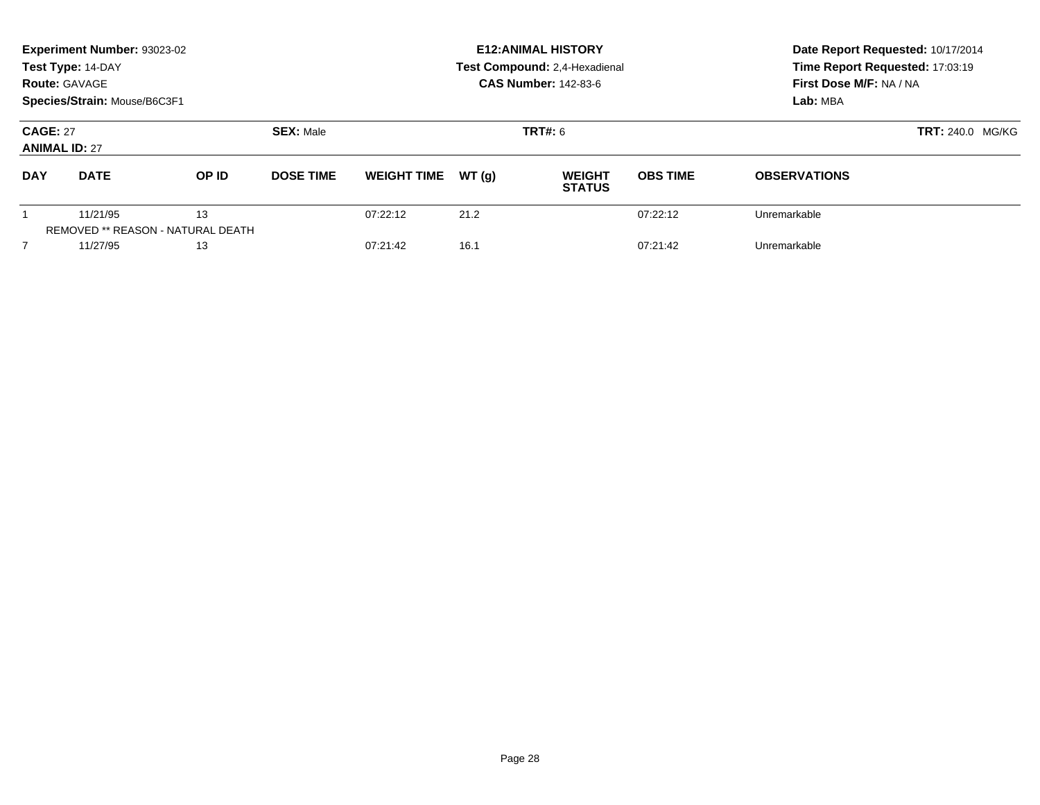**Experiment Number:** 93023-02
**Test Type:** 14-DAY
**Route:** GAVAGE
**Species/Strain:** Mouse/B6C3F1

**E12:ANIMAL HISTORY**
**Test Compound:** 2,4-Hexadienal
**CAS Number:** 142-83-6

**Date Report Requested:** 10/17/2014
**Time Report Requested:** 17:03:19
**First Dose M/F:** NA / NA
**Lab:** MBA

**CAGE:** 27
**ANIMAL ID:** 27

**SEX:** Male

**TRT#:** 6

**TRT:** 240.0 MG/KG

| DAY | DATE | OP ID | DOSE TIME | WEIGHT TIME | WT (g) | WEIGHT STATUS | OBS TIME | OBSERVATIONS |
|---|---|---|---|---|---|---|---|---|
| 1 | 11/21/95 | 13 | | 07:22:12 | 21.2 | | 07:22:12 | Unremarkable |
| | REMOVED ** REASON - NATURAL DEATH | | | | | | | |
| 7 | 11/27/95 | 13 | | 07:21:42 | 16.1 | | 07:21:42 | Unremarkable |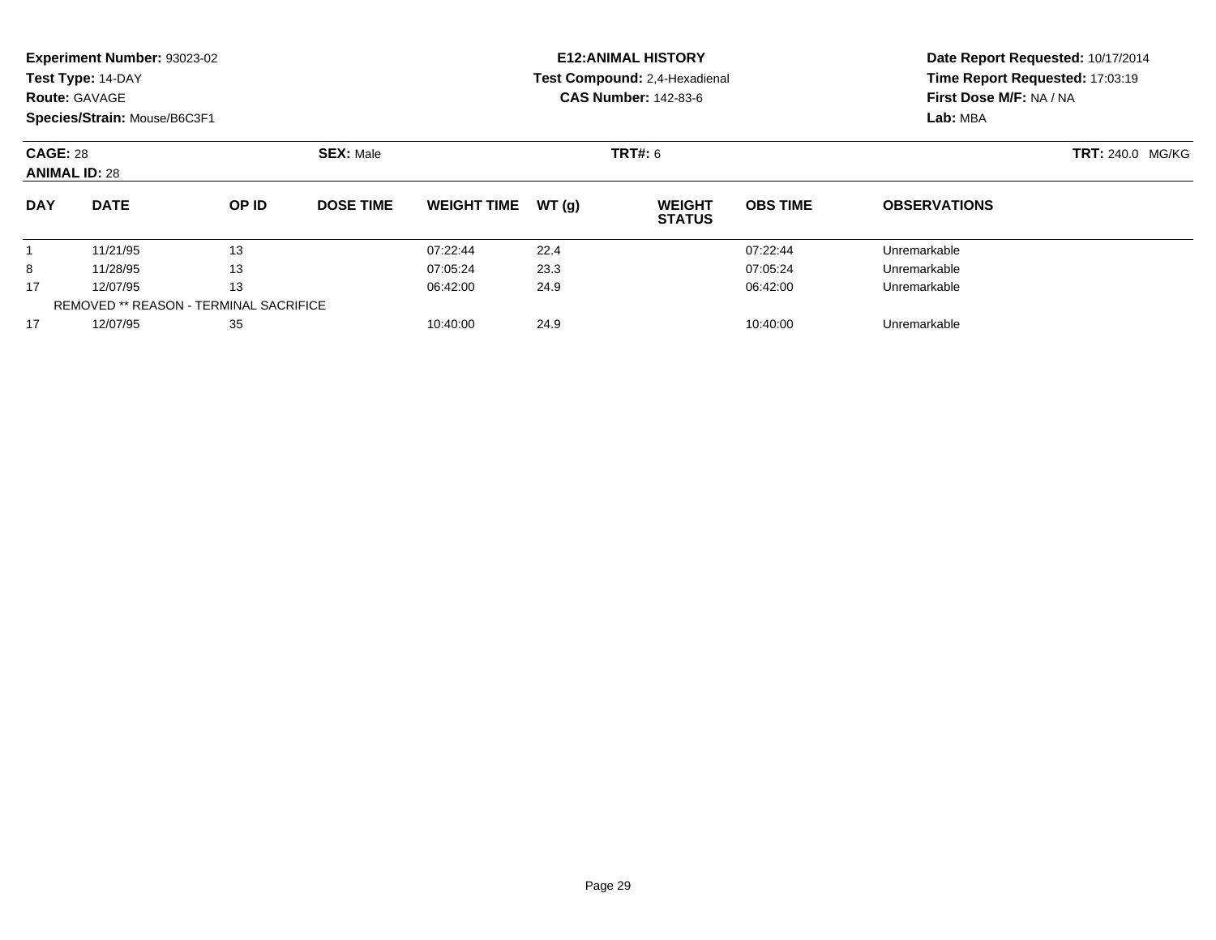**Experiment Number:** 93023-02
**Test Type:** 14-DAY
**Route:** GAVAGE
**Species/Strain:** Mouse/B6C3F1

**E12:ANIMAL HISTORY**
**Test Compound:** 2,4-Hexadienal
**CAS Number:** 142-83-6

**Date Report Requested:** 10/17/2014
**Time Report Requested:** 17:03:19
**First Dose M/F:** NA / NA
**Lab:** MBA

**CAGE:** 28 **SEX:** Male **TRT#:** 6 **TRT:** 240.0 MG/KG
**ANIMAL ID:** 28

| DAY | DATE | OP ID | DOSE TIME | WEIGHT TIME | WT (g) | WEIGHT STATUS | OBS TIME | OBSERVATIONS |
|---|---|---|---|---|---|---|---|---|
| 1 | 11/21/95 | 13 | | 07:22:44 | 22.4 | | 07:22:44 | Unremarkable |
| 8 | 11/28/95 | 13 | | 07:05:24 | 23.3 | | 07:05:24 | Unremarkable |
| 17 | 12/07/95 | 13 | | 06:42:00 | 24.9 | | 06:42:00 | Unremarkable |
| REMOVED ** REASON - TERMINAL SACRIFICE | | | | | | | | |
| 17 | 12/07/95 | 35 | | 10:40:00 | 24.9 | | 10:40:00 | Unremarkable |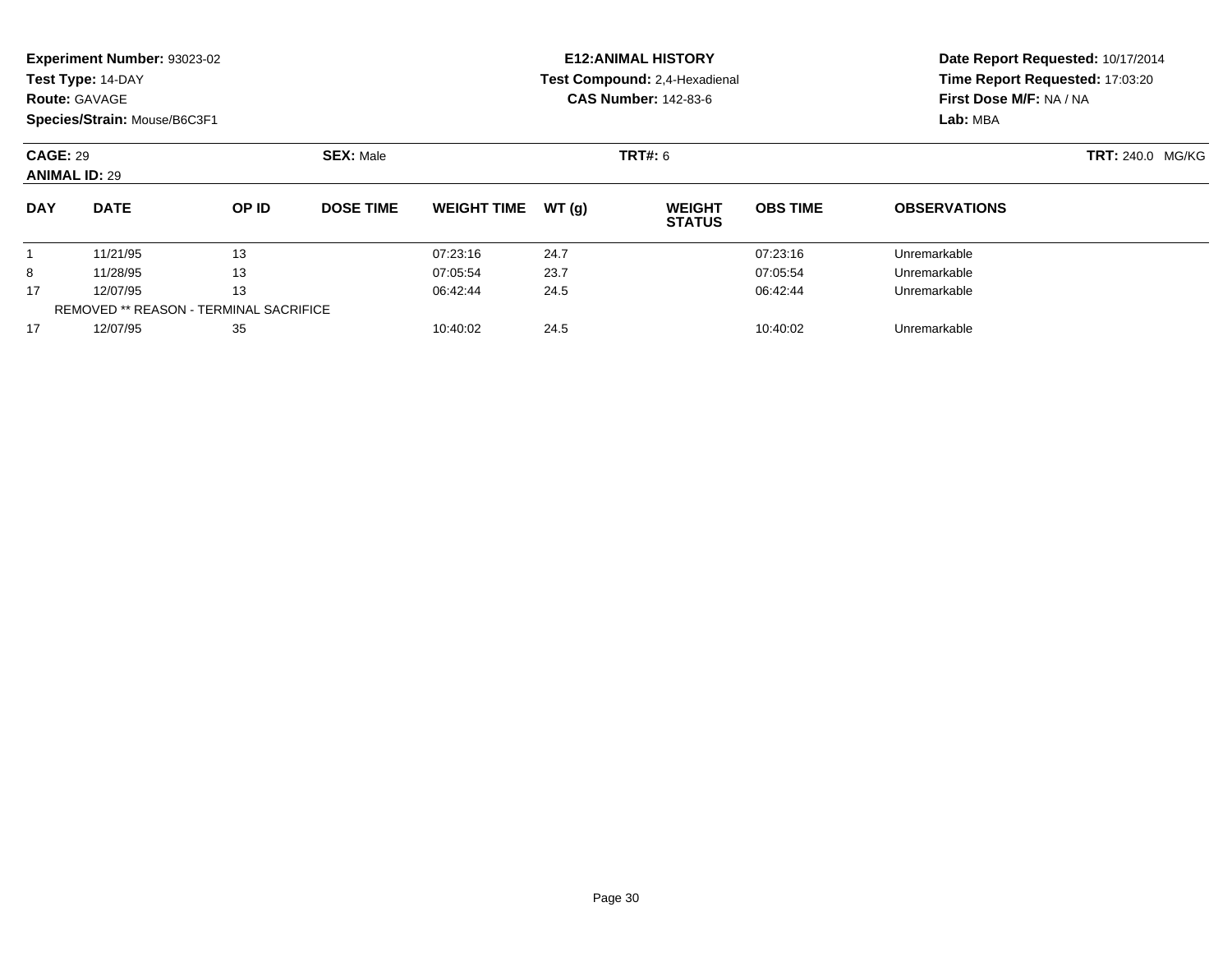**Experiment Number:** 93023-02
**Test Type:** 14-DAY
**Route:** GAVAGE
**Species/Strain:** Mouse/B6C3F1

**E12:ANIMAL HISTORY**
**Test Compound:** 2,4-Hexadienal
**CAS Number:** 142-83-6

**Date Report Requested:** 10/17/2014
**Time Report Requested:** 17:03:20
**First Dose M/F:** NA / NA
**Lab:** MBA

**CAGE:** 29
**ANIMAL ID:** 29
**SEX:** Male
**TRT#:** 6
**TRT:** 240.0 MG/KG

| DAY | DATE | OP ID | DOSE TIME | WEIGHT TIME | WT (g) | WEIGHT STATUS | OBS TIME | OBSERVATIONS |
|---|---|---|---|---|---|---|---|---|
| 1 | 11/21/95 | 13 | | 07:23:16 | 24.7 | | 07:23:16 | Unremarkable |
| 8 | 11/28/95 | 13 | | 07:05:54 | 23.7 | | 07:05:54 | Unremarkable |
| 17 | 12/07/95 | 13 | | 06:42:44 | 24.5 | | 06:42:44 | Unremarkable |
| REMOVED ** REASON - TERMINAL SACRIFICE | | | | | | | | |
| 17 | 12/07/95 | 35 | | 10:40:02 | 24.5 | | 10:40:02 | Unremarkable |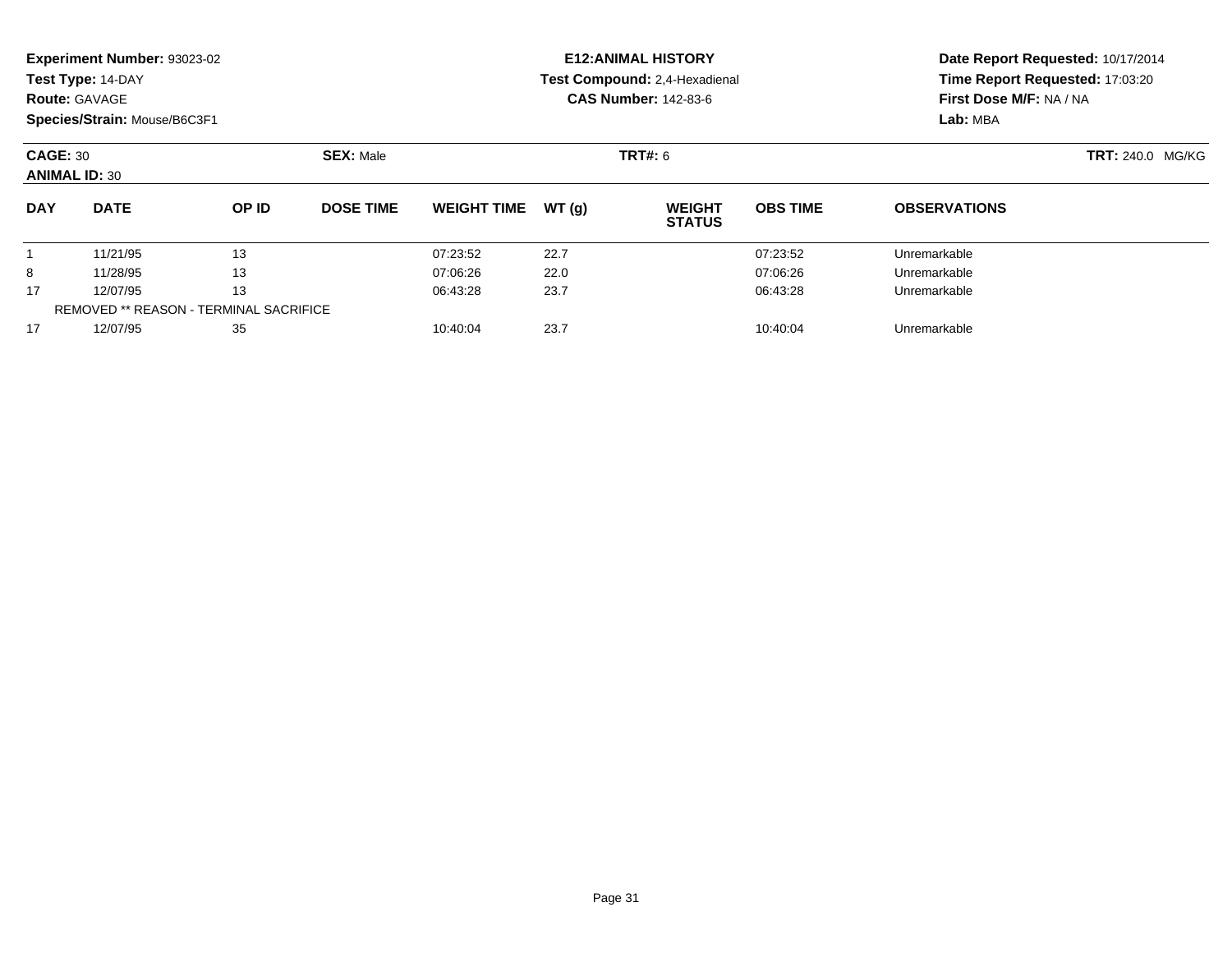**Experiment Number:** 93023-02
**Test Type:** 14-DAY
**Route:** GAVAGE
**Species/Strain:** Mouse/B6C3F1

**E12:ANIMAL HISTORY**
**Test Compound:** 2,4-Hexadienal
**CAS Number:** 142-83-6

**Date Report Requested:** 10/17/2014
**Time Report Requested:** 17:03:20
**First Dose M/F:** NA / NA
**Lab:** MBA

**CAGE:** 30 **SEX:** Male **TRT#:** 6 **TRT:** 240.0 MG/KG
**ANIMAL ID:** 30

| DAY | DATE | OP ID | DOSE TIME | WEIGHT TIME | WT (g) | WEIGHT STATUS | OBS TIME | OBSERVATIONS |
|---|---|---|---|---|---|---|---|---|
| 1 | 11/21/95 | 13 | | 07:23:52 | 22.7 | | 07:23:52 | Unremarkable |
| 8 | 11/28/95 | 13 | | 07:06:26 | 22.0 | | 07:06:26 | Unremarkable |
| 17 | 12/07/95 | 13 | | 06:43:28 | 23.7 | | 06:43:28 | Unremarkable |
| REMOVED ** REASON - TERMINAL SACRIFICE | | | | | | | | |
| 17 | 12/07/95 | 35 | | 10:40:04 | 23.7 | | 10:40:04 | Unremarkable |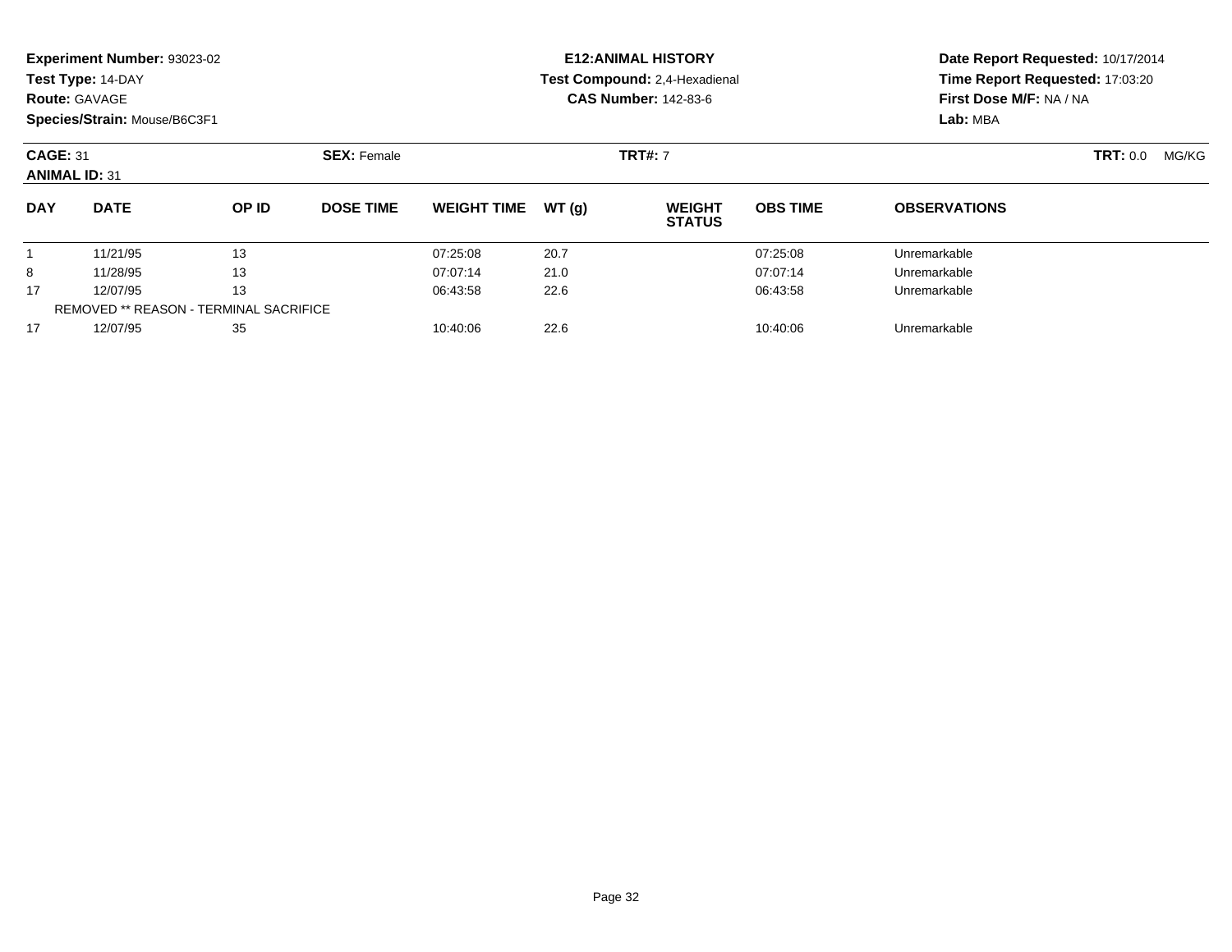**Experiment Number:** 93023-02
**Test Type:** 14-DAY
**Route:** GAVAGE
**Species/Strain:** Mouse/B6C3F1

**E12:ANIMAL HISTORY**
**Test Compound:** 2,4-Hexadienal
**CAS Number:** 142-83-6

**Date Report Requested:** 10/17/2014
**Time Report Requested:** 17:03:20
**First Dose M/F:** NA / NA
**Lab:** MBA

**CAGE:** 31 **SEX:** Female **TRT#:** 7 **TRT:** 0.0 MG/KG
**ANIMAL ID:** 31

| DAY | DATE | OP ID | DOSE TIME | WEIGHT TIME | WT (g) | WEIGHT STATUS | OBS TIME | OBSERVATIONS |
|---|---|---|---|---|---|---|---|---|
| 1 | 11/21/95 | 13 | | 07:25:08 | 20.7 | | 07:25:08 | Unremarkable |
| 8 | 11/28/95 | 13 | | 07:07:14 | 21.0 | | 07:07:14 | Unremarkable |
| 17 | 12/07/95 | 13 | | 06:43:58 | 22.6 | | 06:43:58 | Unremarkable |
| REMOVED ** REASON - TERMINAL SACRIFICE | | | | | | | | |
| 17 | 12/07/95 | 35 | | 10:40:06 | 22.6 | | 10:40:06 | Unremarkable |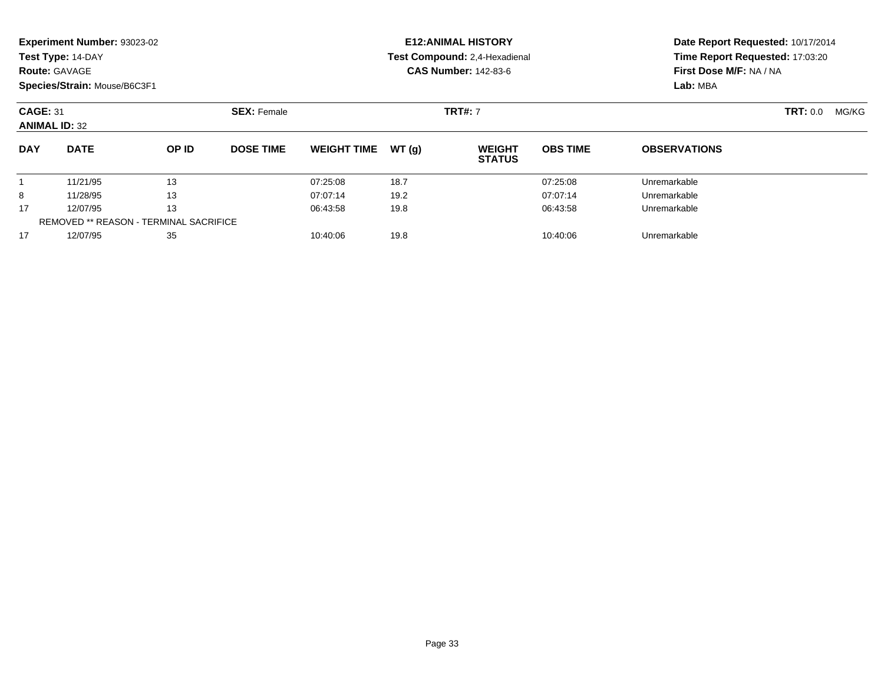**Experiment Number:** 93023-02
**Test Type:** 14-DAY
**Route:** GAVAGE
**Species/Strain:** Mouse/B6C3F1

**E12:ANIMAL HISTORY**
**Test Compound:** 2,4-Hexadienal
**CAS Number:** 142-83-6

**Date Report Requested:** 10/17/2014
**Time Report Requested:** 17:03:20
**First Dose M/F:** NA / NA
**Lab:** MBA

**CAGE:** 31 **SEX:** Female **TRT#:** 7 **TRT:** 0.0 MG/KG
**ANIMAL ID:** 32

| DAY | DATE | OP ID | DOSE TIME | WEIGHT TIME | WT (g) | WEIGHT STATUS | OBS TIME | OBSERVATIONS |
|---|---|---|---|---|---|---|---|---|
| 1 | 11/21/95 | 13 | | 07:25:08 | 18.7 | | 07:25:08 | Unremarkable |
| 8 | 11/28/95 | 13 | | 07:07:14 | 19.2 | | 07:07:14 | Unremarkable |
| 17 | 12/07/95 | 13 | | 06:43:58 | 19.8 | | 06:43:58 | Unremarkable |
| REMOVED ** REASON - TERMINAL SACRIFICE | | | | | | | | |
| 17 | 12/07/95 | 35 | | 10:40:06 | 19.8 | | 10:40:06 | Unremarkable |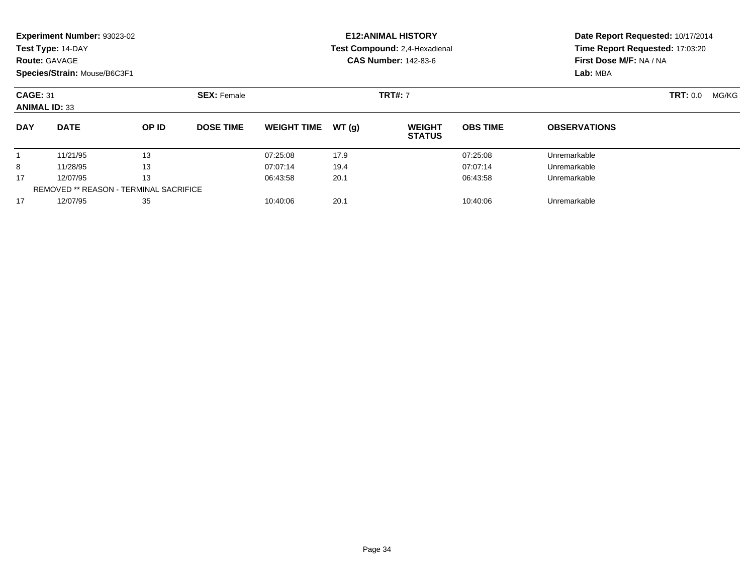**Experiment Number:** 93023-02
**Test Type:** 14-DAY
**Route:** GAVAGE
**Species/Strain:** Mouse/B6C3F1

**E12:ANIMAL HISTORY**
**Test Compound:** 2,4-Hexadienal
**CAS Number:** 142-83-6

**Date Report Requested:** 10/17/2014
**Time Report Requested:** 17:03:20
**First Dose M/F:** NA / NA
**Lab:** MBA

**CAGE:** 31 **SEX:** Female **TRT#:** 7 **TRT:** 0.0 MG/KG
**ANIMAL ID:** 33

| DAY | DATE | OP ID | DOSE TIME | WEIGHT TIME | WT (g) | WEIGHT STATUS | OBS TIME | OBSERVATIONS |
|---|---|---|---|---|---|---|---|---|
| 1 | 11/21/95 | 13 | | 07:25:08 | 17.9 | | 07:25:08 | Unremarkable |
| 8 | 11/28/95 | 13 | | 07:07:14 | 19.4 | | 07:07:14 | Unremarkable |
| 17 | 12/07/95 | 13 | | 06:43:58 | 20.1 | | 06:43:58 | Unremarkable |
| | REMOVED ** REASON - TERMINAL SACRIFICE | | | | | | | |
| 17 | 12/07/95 | 35 | | 10:40:06 | 20.1 | | 10:40:06 | Unremarkable |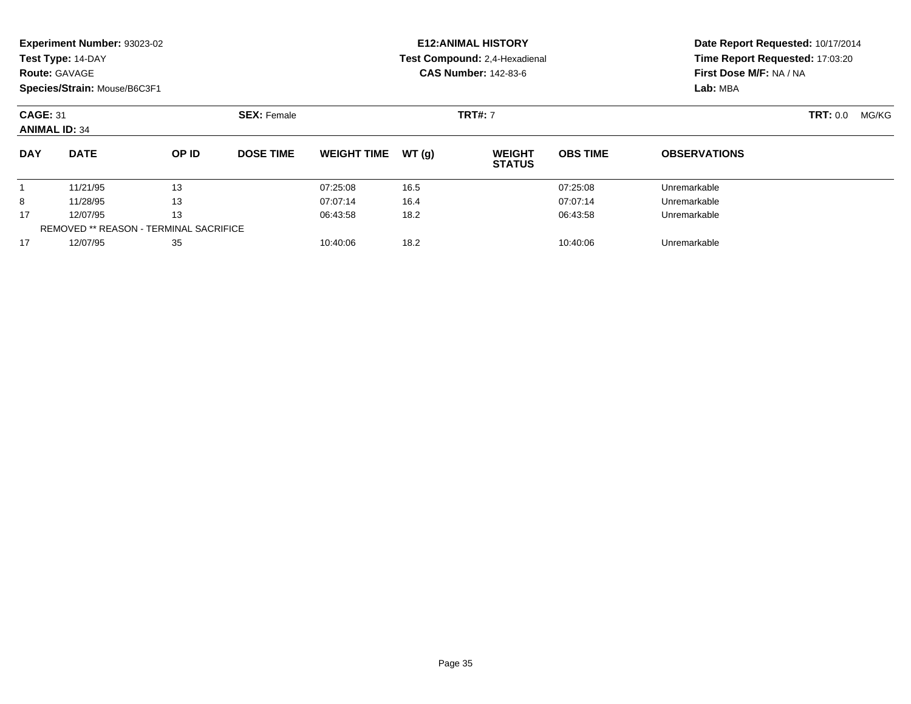**Experiment Number:** 93023-02
**Test Type:** 14-DAY
**Route:** GAVAGE
**Species/Strain:** Mouse/B6C3F1

**E12:ANIMAL HISTORY**
**Test Compound:** 2,4-Hexadienal
**CAS Number:** 142-83-6

**Date Report Requested:** 10/17/2014
**Time Report Requested:** 17:03:20
**First Dose M/F:** NA / NA
**Lab:** MBA

**CAGE:** 31
**ANIMAL ID:** 34
**SEX:** Female
**TRT#:** 7
**TRT:** 0.0 MG/KG

| DAY | DATE | OP ID | DOSE TIME | WEIGHT TIME | WT (g) | WEIGHT STATUS | OBS TIME | OBSERVATIONS |
|---|---|---|---|---|---|---|---|---|
| 1 | 11/21/95 | 13 | | 07:25:08 | 16.5 | | 07:25:08 | Unremarkable |
| 8 | 11/28/95 | 13 | | 07:07:14 | 16.4 | | 07:07:14 | Unremarkable |
| 17 | 12/07/95 | 13 | | 06:43:58 | 18.2 | | 06:43:58 | Unremarkable |
| REMOVED ** REASON - TERMINAL SACRIFICE | | | | | | | | |
| 17 | 12/07/95 | 35 | | 10:40:06 | 18.2 | | 10:40:06 | Unremarkable |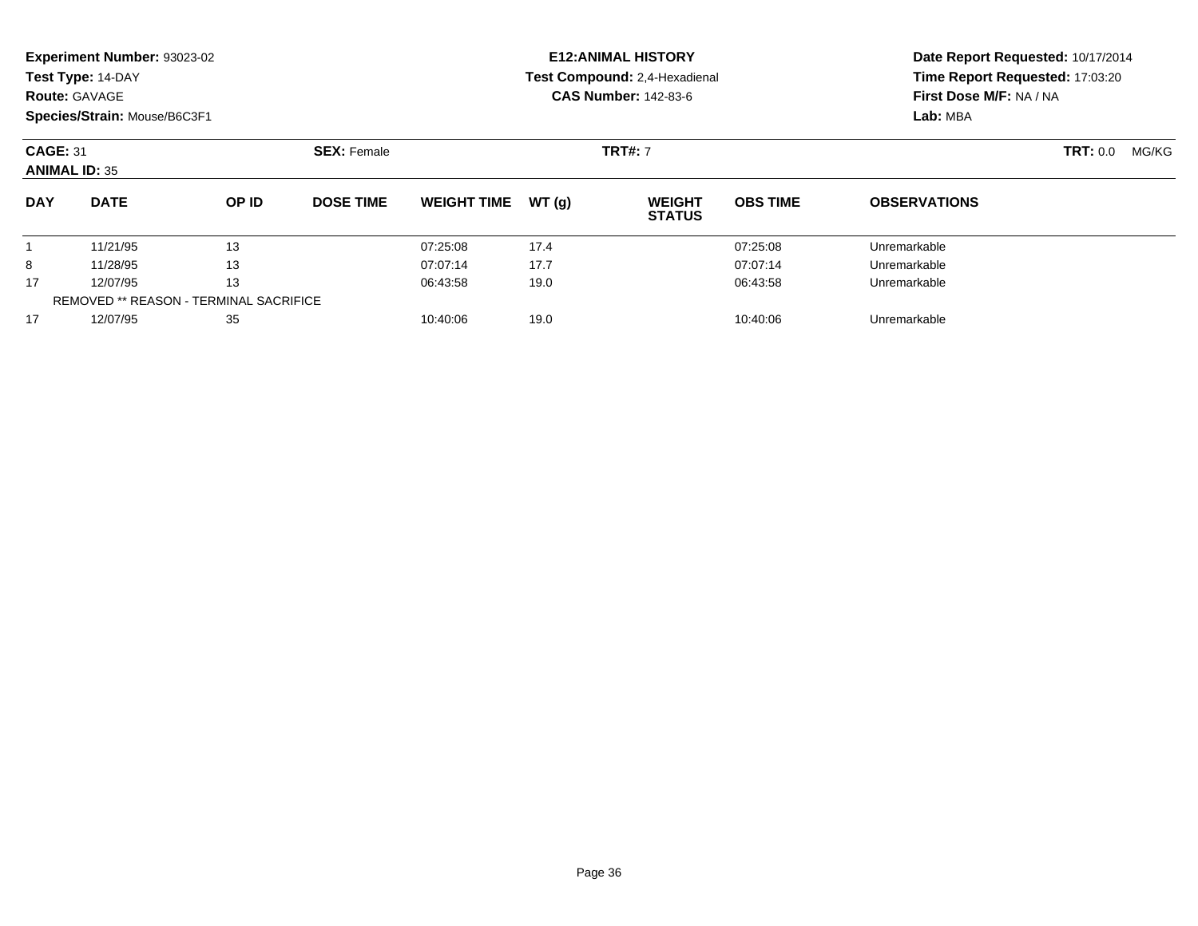**Experiment Number:** 93023-02
**Test Type:** 14-DAY
**Route:** GAVAGE
**Species/Strain:** Mouse/B6C3F1

**E12:ANIMAL HISTORY**
**Test Compound:** 2,4-Hexadienal
**CAS Number:** 142-83-6

**Date Report Requested:** 10/17/2014
**Time Report Requested:** 17:03:20
**First Dose M/F:** NA / NA
**Lab:** MBA

**CAGE:** 31 **SEX:** Female **TRT#:** 7 **TRT:** 0.0 MG/KG
**ANIMAL ID:** 35

| DAY | DATE | OP ID | DOSE TIME | WEIGHT TIME | WT (g) | WEIGHT STATUS | OBS TIME | OBSERVATIONS |
|---|---|---|---|---|---|---|---|---|
| 1 | 11/21/95 | 13 | | 07:25:08 | 17.4 | | 07:25:08 | Unremarkable |
| 8 | 11/28/95 | 13 | | 07:07:14 | 17.7 | | 07:07:14 | Unremarkable |
| 17 | 12/07/95 | 13 | | 06:43:58 | 19.0 | | 06:43:58 | Unremarkable |
| REMOVED ** REASON - TERMINAL SACRIFICE | | | | | | | | |
| 17 | 12/07/95 | 35 | | 10:40:06 | 19.0 | | 10:40:06 | Unremarkable |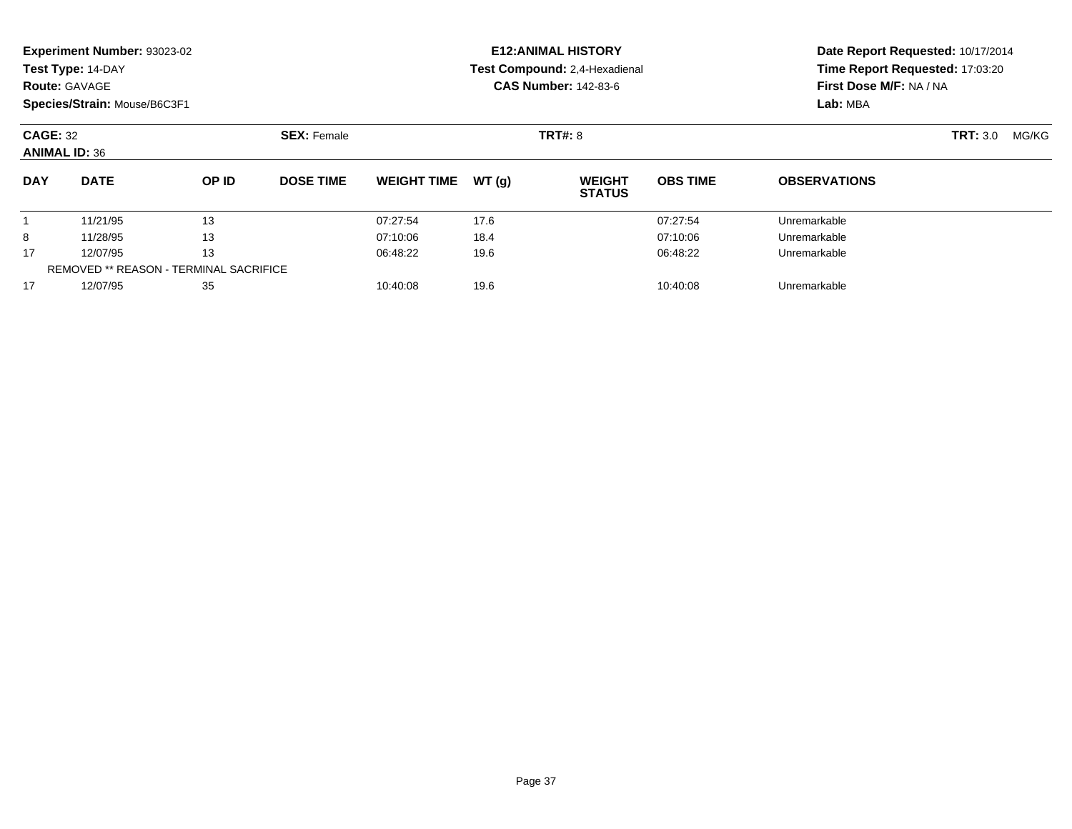**Experiment Number:** 93023-02
**Test Type:** 14-DAY
**Route:** GAVAGE
**Species/Strain:** Mouse/B6C3F1

**E12:ANIMAL HISTORY**
**Test Compound:** 2,4-Hexadienal
**CAS Number:** 142-83-6

**Date Report Requested:** 10/17/2014
**Time Report Requested:** 17:03:20
**First Dose M/F:** NA / NA
**Lab:** MBA

**CAGE:** 32 **SEX:** Female **TRT#:** 8 **TRT:** 3.0 MG/KG
**ANIMAL ID:** 36

| DAY | DATE | OP ID | DOSE TIME | WEIGHT TIME | WT (g) | WEIGHT STATUS | OBS TIME | OBSERVATIONS |
|---|---|---|---|---|---|---|---|---|
| 1 | 11/21/95 | 13 | | 07:27:54 | 17.6 | | 07:27:54 | Unremarkable |
| 8 | 11/28/95 | 13 | | 07:10:06 | 18.4 | | 07:10:06 | Unremarkable |
| 17 | 12/07/95 | 13 | | 06:48:22 | 19.6 | | 06:48:22 | Unremarkable |
| REMOVED ** REASON - TERMINAL SACRIFICE | | | | | | | | |
| 17 | 12/07/95 | 35 | | 10:40:08 | 19.6 | | 10:40:08 | Unremarkable |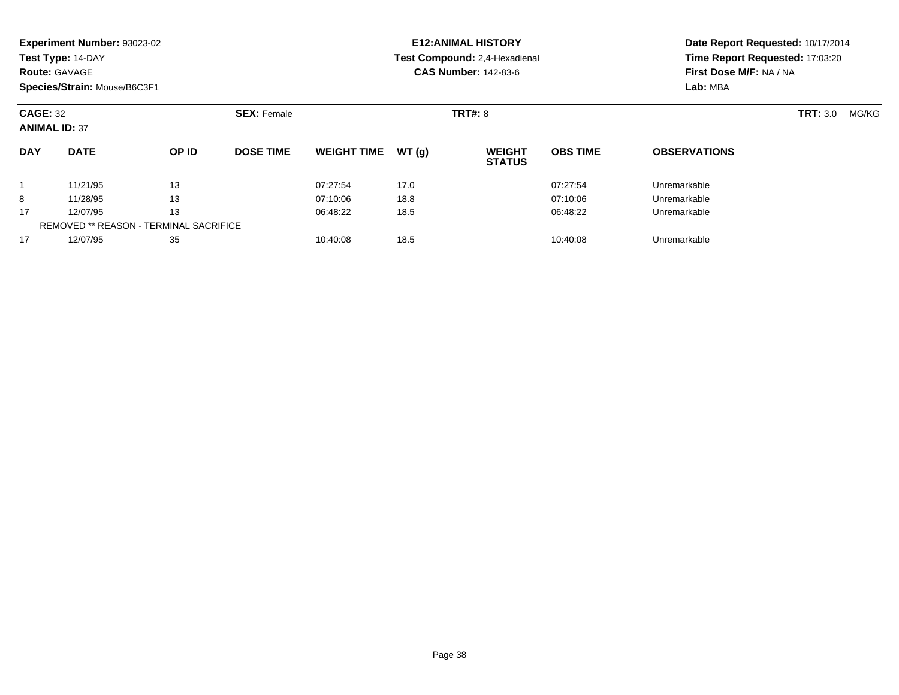**Experiment Number:** 93023-02
**Test Type:** 14-DAY
**Route:** GAVAGE
**Species/Strain:** Mouse/B6C3F1

**E12:ANIMAL HISTORY**
**Test Compound:** 2,4-Hexadienal
**CAS Number:** 142-83-6

**Date Report Requested:** 10/17/2014
**Time Report Requested:** 17:03:20
**First Dose M/F:** NA / NA
**Lab:** MBA

**CAGE:** 32 **SEX:** Female **TRT#:** 8 **TRT:** 3.0 MG/KG
**ANIMAL ID:** 37

| DAY | DATE | OP ID | DOSE TIME | WEIGHT TIME | WT (g) | WEIGHT STATUS | OBS TIME | OBSERVATIONS |
|---|---|---|---|---|---|---|---|---|
| 1 | 11/21/95 | 13 | | 07:27:54 | 17.0 | | 07:27:54 | Unremarkable |
| 8 | 11/28/95 | 13 | | 07:10:06 | 18.8 | | 07:10:06 | Unremarkable |
| 17 | 12/07/95 | 13 | | 06:48:22 | 18.5 | | 06:48:22 | Unremarkable |
| REMOVED ** REASON - TERMINAL SACRIFICE | | | | | | | | |
| 17 | 12/07/95 | 35 | | 10:40:08 | 18.5 | | 10:40:08 | Unremarkable |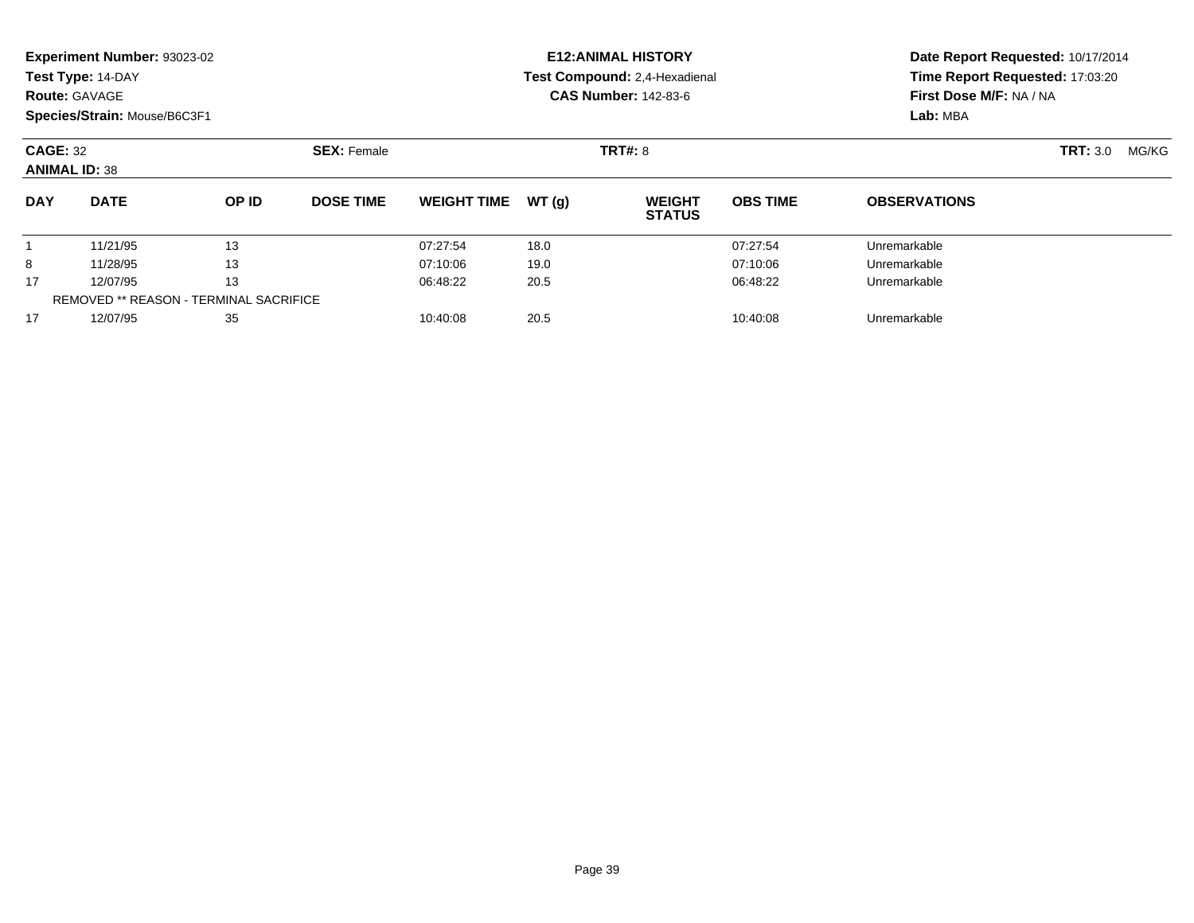**Experiment Number:** 93023-02
**Test Type:** 14-DAY
**Route:** GAVAGE
**Species/Strain:** Mouse/B6C3F1

**E12:ANIMAL HISTORY**
**Test Compound:** 2,4-Hexadienal
**CAS Number:** 142-83-6

**Date Report Requested:** 10/17/2014
**Time Report Requested:** 17:03:20
**First Dose M/F:** NA / NA
**Lab:** MBA

**CAGE:** 32
**ANIMAL ID:** 38
**SEX:** Female
**TRT#:** 8
**TRT:** 3.0 MG/KG

| DAY | DATE | OP ID | DOSE TIME | WEIGHT TIME | WT (g) | WEIGHT STATUS | OBS TIME | OBSERVATIONS |
|---|---|---|---|---|---|---|---|---|
| 1 | 11/21/95 | 13 | | 07:27:54 | 18.0 | | 07:27:54 | Unremarkable |
| 8 | 11/28/95 | 13 | | 07:10:06 | 19.0 | | 07:10:06 | Unremarkable |
| 17 | 12/07/95 | 13 | | 06:48:22 | 20.5 | | 06:48:22 | Unremarkable |
| REMOVED ** REASON - TERMINAL SACRIFICE | | | | | | | | |
| 17 | 12/07/95 | 35 | | 10:40:08 | 20.5 | | 10:40:08 | Unremarkable |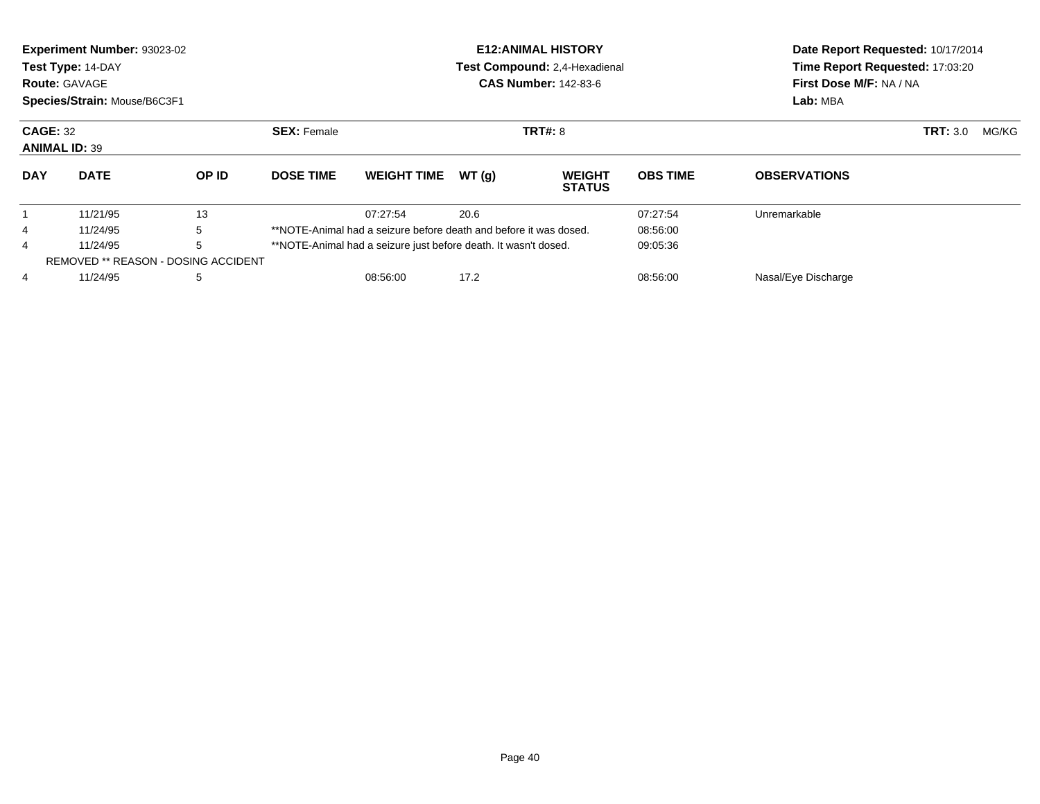**Experiment Number:** 93023-02
**Test Type:** 14-DAY
**Route:** GAVAGE
**Species/Strain:** Mouse/B6C3F1

**E12:ANIMAL HISTORY**
**Test Compound:** 2,4-Hexadienal
**CAS Number:** 142-83-6

**Date Report Requested:** 10/17/2014
**Time Report Requested:** 17:03:20
**First Dose M/F:** NA / NA
**Lab:** MBA

**CAGE:** 32
**ANIMAL ID:** 39

**SEX:** Female

**TRT#:** 8

**TRT:** 3.0 MG/KG

| DAY | DATE | OP ID | DOSE TIME | WEIGHT TIME | WT (g) | WEIGHT STATUS | OBS TIME | OBSERVATIONS |
|---|---|---|---|---|---|---|---|---|
| 1 | 11/21/95 | 13 | | 07:27:54 | 20.6 | | 07:27:54 | Unremarkable |
| 4 | 11/24/95 | 5 | **NOTE-Animal had a seizure before death and before it was dosed. | | | | 08:56:00 | |
| 4 | 11/24/95 | 5 | **NOTE-Animal had a seizure just before death. It wasn't dosed. | | | | 09:05:36 | |
| | REMOVED ** REASON - DOSING ACCIDENT | | | | | | | |
| 4 | 11/24/95 | 5 | | 08:56:00 | 17.2 | | 08:56:00 | Nasal/Eye Discharge |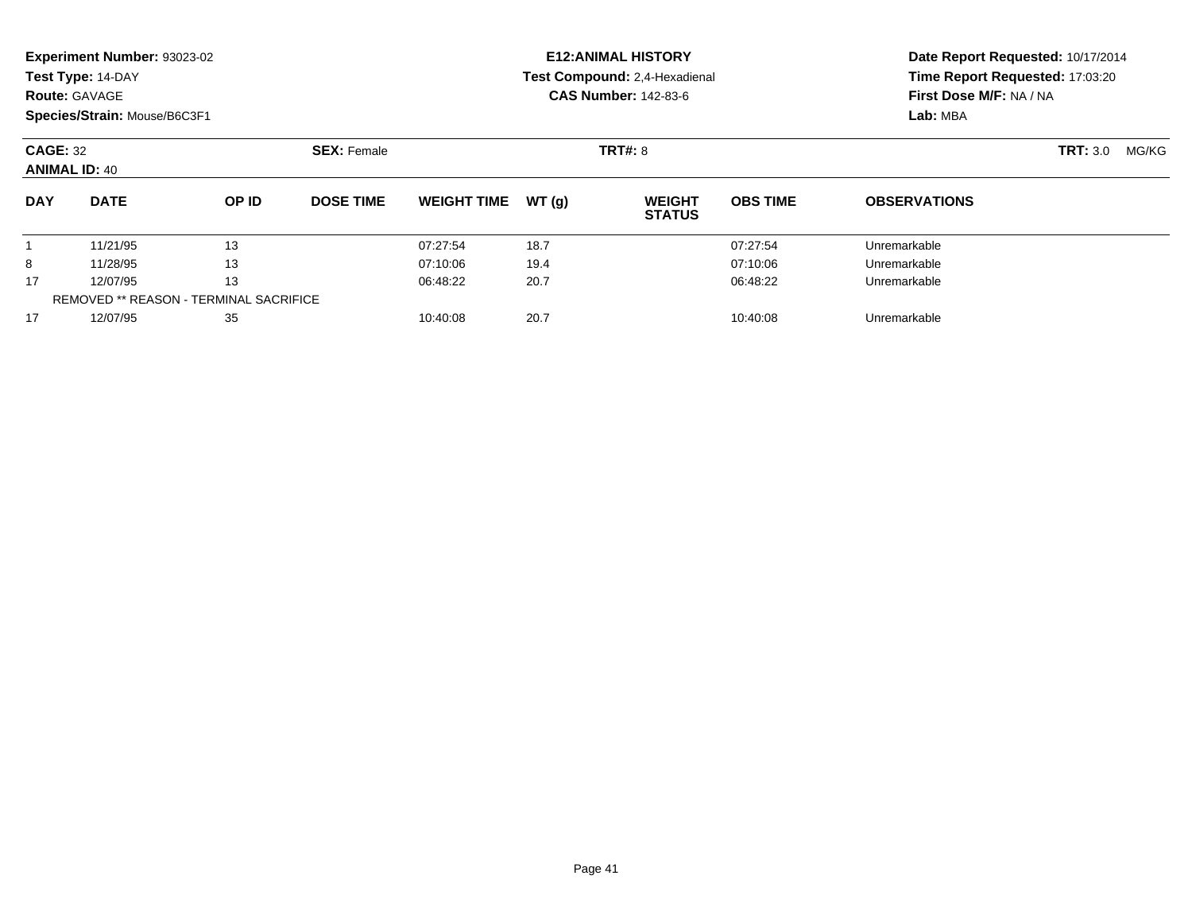**Experiment Number:** 93023-02
**Test Type:** 14-DAY
**Route:** GAVAGE
**Species/Strain:** Mouse/B6C3F1

**E12:ANIMAL HISTORY**
**Test Compound:** 2,4-Hexadienal
**CAS Number:** 142-83-6

**Date Report Requested:** 10/17/2014
**Time Report Requested:** 17:03:20
**First Dose M/F:** NA / NA
**Lab:** MBA

**CAGE:** 32
**ANIMAL ID:** 40

**SEX:** Female

**TRT#:** 8

**TRT:** 3.0 MG/KG

| DAY | DATE | OP ID | DOSE TIME | WEIGHT TIME | WT (g) | WEIGHT STATUS | OBS TIME | OBSERVATIONS |
|---|---|---|---|---|---|---|---|---|
| 1 | 11/21/95 | 13 | | 07:27:54 | 18.7 | | 07:27:54 | Unremarkable |
| 8 | 11/28/95 | 13 | | 07:10:06 | 19.4 | | 07:10:06 | Unremarkable |
| 17 | 12/07/95 | 13 | | 06:48:22 | 20.7 | | 06:48:22 | Unremarkable |
| REMOVED ** REASON - TERMINAL SACRIFICE | | | | | | | | |
| 17 | 12/07/95 | 35 | | 10:40:08 | 20.7 | | 10:40:08 | Unremarkable |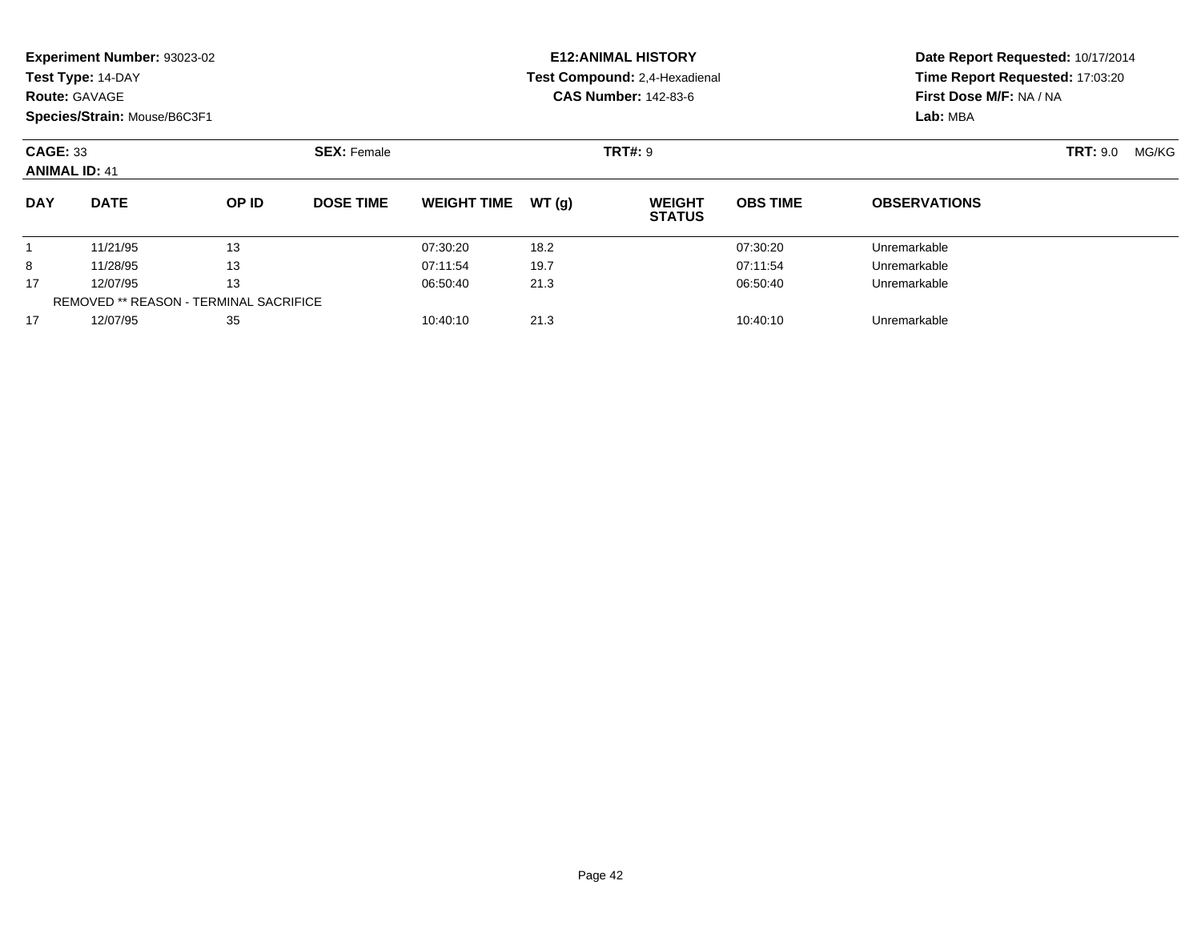**Experiment Number:** 93023-02
**Test Type:** 14-DAY
**Route:** GAVAGE
**Species/Strain:** Mouse/B6C3F1

**E12:ANIMAL HISTORY**
**Test Compound:** 2,4-Hexadienal
**CAS Number:** 142-83-6

**Date Report Requested:** 10/17/2014
**Time Report Requested:** 17:03:20
**First Dose M/F:** NA / NA
**Lab:** MBA

**CAGE:** 33 **SEX:** Female **TRT#:** 9 **TRT:** 9.0 MG/KG
**ANIMAL ID:** 41

| DAY | DATE | OP ID | DOSE TIME | WEIGHT TIME | WT (g) | WEIGHT STATUS | OBS TIME | OBSERVATIONS |
|---|---|---|---|---|---|---|---|---|
| 1 | 11/21/95 | 13 | | 07:30:20 | 18.2 | | 07:30:20 | Unremarkable |
| 8 | 11/28/95 | 13 | | 07:11:54 | 19.7 | | 07:11:54 | Unremarkable |
| 17 | 12/07/95 | 13 | | 06:50:40 | 21.3 | | 06:50:40 | Unremarkable |
| REMOVED ** REASON - TERMINAL SACRIFICE | | | | | | | | |
| 17 | 12/07/95 | 35 | | 10:40:10 | 21.3 | | 10:40:10 | Unremarkable |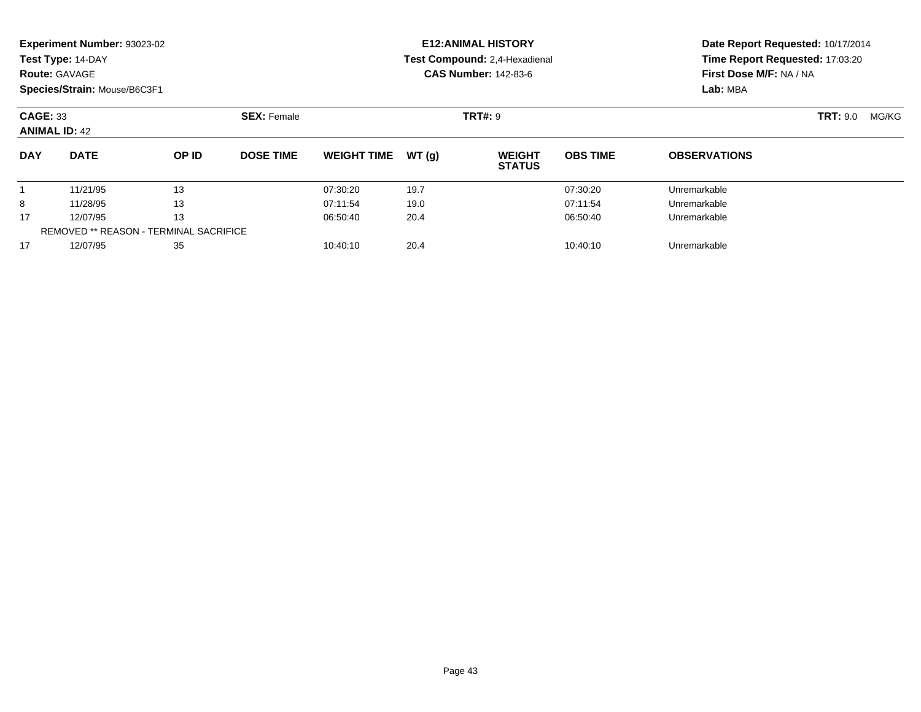**Experiment Number:** 93023-02
**Test Type:** 14-DAY
**Route:** GAVAGE
**Species/Strain:** Mouse/B6C3F1

**E12:ANIMAL HISTORY**
**Test Compound:** 2,4-Hexadienal
**CAS Number:** 142-83-6

**Date Report Requested:** 10/17/2014
**Time Report Requested:** 17:03:20
**First Dose M/F:** NA / NA
**Lab:** MBA

**CAGE:** 33 **SEX:** Female **TRT#:** 9 **TRT:** 9.0 MG/KG
**ANIMAL ID:** 42

| DAY | DATE | OP ID | DOSE TIME | WEIGHT TIME | WT (g) | WEIGHT STATUS | OBS TIME | OBSERVATIONS |
|---|---|---|---|---|---|---|---|---|
| 1 | 11/21/95 | 13 | | 07:30:20 | 19.7 | | 07:30:20 | Unremarkable |
| 8 | 11/28/95 | 13 | | 07:11:54 | 19.0 | | 07:11:54 | Unremarkable |
| 17 | 12/07/95 | 13 | | 06:50:40 | 20.4 | | 06:50:40 | Unremarkable |
| REMOVED ** REASON - TERMINAL SACRIFICE | | | | | | | | |
| 17 | 12/07/95 | 35 | | 10:40:10 | 20.4 | | 10:40:10 | Unremarkable |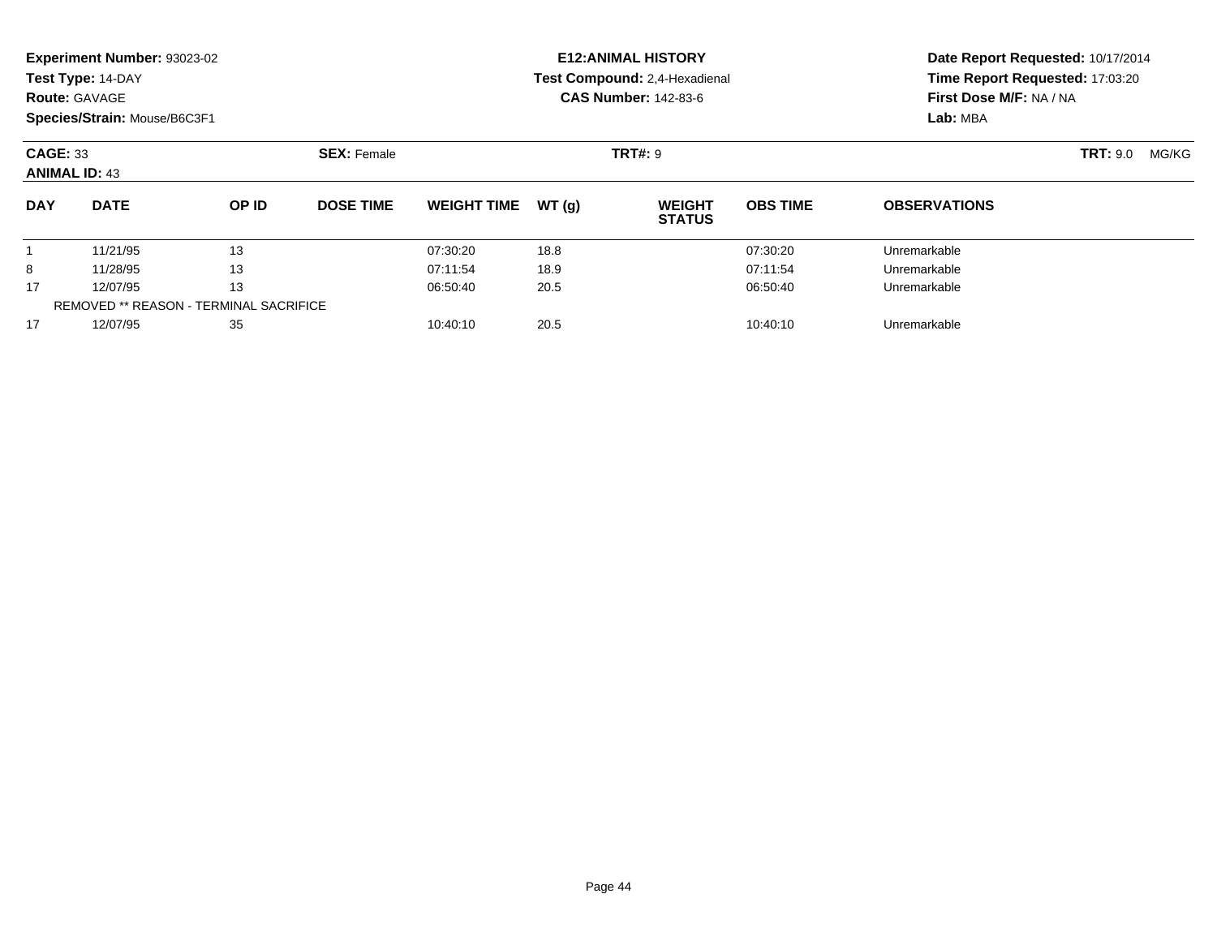**Experiment Number:** 93023-02
**Test Type:** 14-DAY
**Route:** GAVAGE
**Species/Strain:** Mouse/B6C3F1

**E12:ANIMAL HISTORY**
**Test Compound:** 2,4-Hexadienal
**CAS Number:** 142-83-6

**Date Report Requested:** 10/17/2014
**Time Report Requested:** 17:03:20
**First Dose M/F:** NA / NA
**Lab:** MBA

**CAGE:** 33 **SEX:** Female **TRT#:** 9 **TRT:** 9.0 MG/KG
**ANIMAL ID:** 43

| DAY | DATE | OP ID | DOSE TIME | WEIGHT TIME | WT (g) | WEIGHT STATUS | OBS TIME | OBSERVATIONS |
|---|---|---|---|---|---|---|---|---|
| 1 | 11/21/95 | 13 | | 07:30:20 | 18.8 | | 07:30:20 | Unremarkable |
| 8 | 11/28/95 | 13 | | 07:11:54 | 18.9 | | 07:11:54 | Unremarkable |
| 17 | 12/07/95 | 13 | | 06:50:40 | 20.5 | | 06:50:40 | Unremarkable |
| REMOVED ** REASON - TERMINAL SACRIFICE | | | | | | | | |
| 17 | 12/07/95 | 35 | | 10:40:10 | 20.5 | | 10:40:10 | Unremarkable |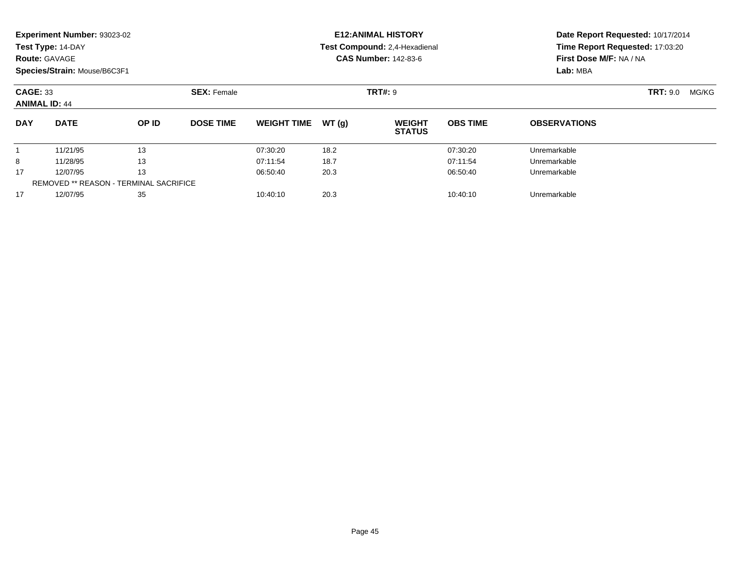**Experiment Number:** 93023-02
**Test Type:** 14-DAY
**Route:** GAVAGE
**Species/Strain:** Mouse/B6C3F1

**E12:ANIMAL HISTORY**
**Test Compound:** 2,4-Hexadienal
**CAS Number:** 142-83-6

**Date Report Requested:** 10/17/2014
**Time Report Requested:** 17:03:20
**First Dose M/F:** NA / NA
**Lab:** MBA

**CAGE:** 33
**ANIMAL ID:** 44

**SEX:** Female

**TRT#:** 9

**TRT:** 9.0 MG/KG

| DAY | DATE | OP ID | DOSE TIME | WEIGHT TIME | WT (g) | WEIGHT STATUS | OBS TIME | OBSERVATIONS |
|---|---|---|---|---|---|---|---|---|
| 1 | 11/21/95 | 13 | | 07:30:20 | 18.2 | | 07:30:20 | Unremarkable |
| 8 | 11/28/95 | 13 | | 07:11:54 | 18.7 | | 07:11:54 | Unremarkable |
| 17 | 12/07/95 | 13 | | 06:50:40 | 20.3 | | 06:50:40 | Unremarkable |
| | REMOVED ** REASON - TERMINAL SACRIFICE | | | | | | | |
| 17 | 12/07/95 | 35 | | 10:40:10 | 20.3 | | 10:40:10 | Unremarkable |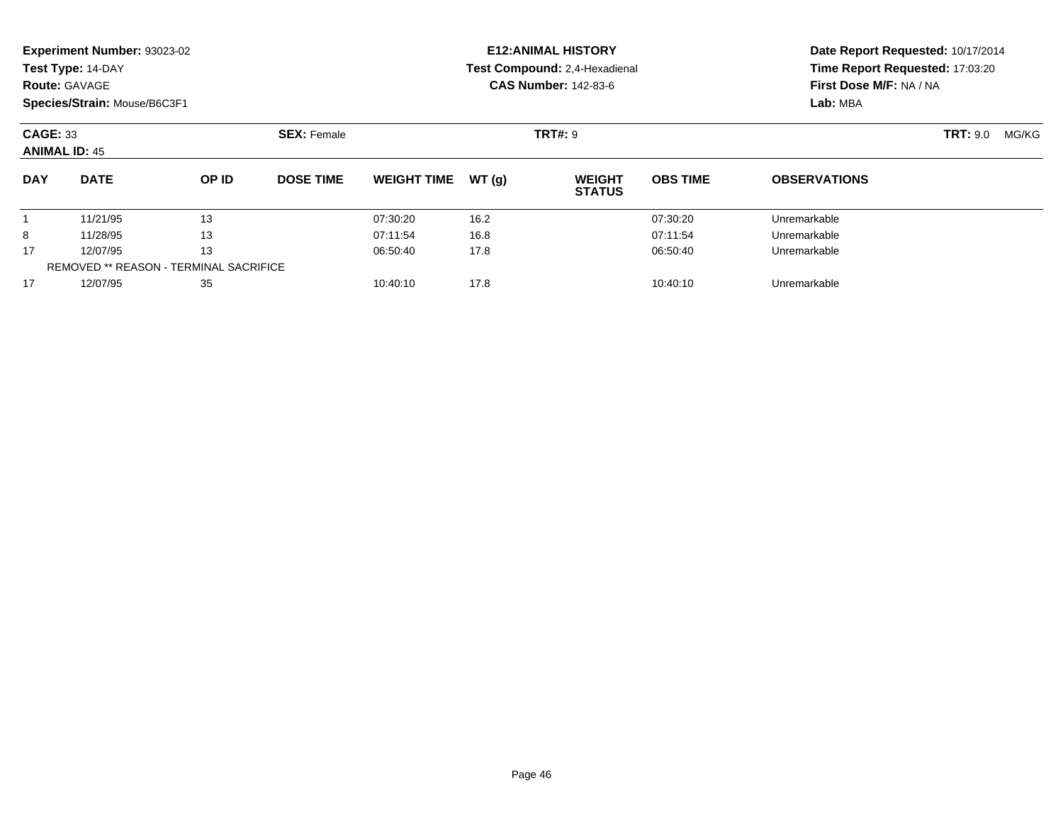**Experiment Number:** 93023-02
**Test Type:** 14-DAY
**Route:** GAVAGE
**Species/Strain:** Mouse/B6C3F1

**E12:ANIMAL HISTORY**
**Test Compound:** 2,4-Hexadienal
**CAS Number:** 142-83-6

**Date Report Requested:** 10/17/2014
**Time Report Requested:** 17:03:20
**First Dose M/F:** NA / NA
**Lab:** MBA

**CAGE:** 33
**ANIMAL ID:** 45

**SEX:** Female

**TRT#:** 9

**TRT:** 9.0 MG/KG

| DAY | DATE | OP ID | DOSE TIME | WEIGHT TIME | WT (g) | WEIGHT STATUS | OBS TIME | OBSERVATIONS |
|---|---|---|---|---|---|---|---|---|
| 1 | 11/21/95 | 13 | | 07:30:20 | 16.2 | | 07:30:20 | Unremarkable |
| 8 | 11/28/95 | 13 | | 07:11:54 | 16.8 | | 07:11:54 | Unremarkable |
| 17 | 12/07/95 | 13 | | 06:50:40 | 17.8 | | 06:50:40 | Unremarkable |
| REMOVED ** REASON - TERMINAL SACRIFICE | | | | | | | | |
| 17 | 12/07/95 | 35 | | 10:40:10 | 17.8 | | 10:40:10 | Unremarkable |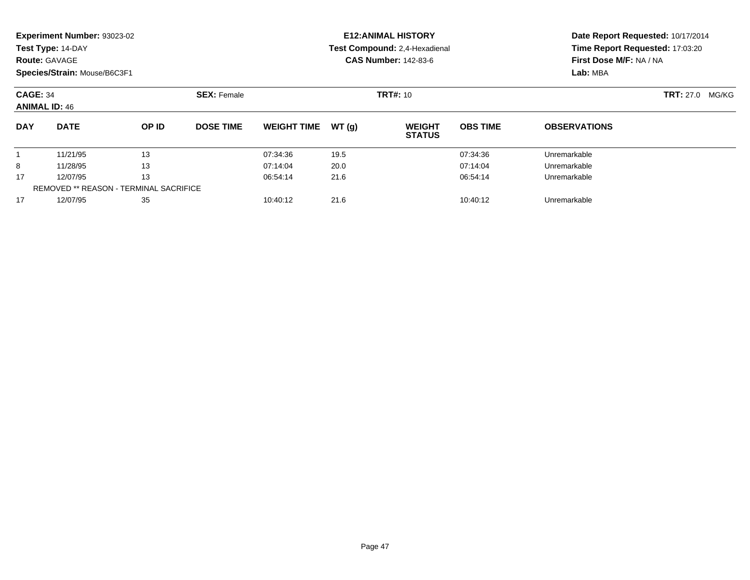**Experiment Number:** 93023-02
**Test Type:** 14-DAY
**Route:** GAVAGE
**Species/Strain:** Mouse/B6C3F1

**E12:ANIMAL HISTORY**
**Test Compound:** 2,4-Hexadienal
**CAS Number:** 142-83-6

**Date Report Requested:** 10/17/2014
**Time Report Requested:** 17:03:20
**First Dose M/F:** NA / NA
**Lab:** MBA

**CAGE:** 34 **SEX:** Female **TRT#:** 10 **TRT:** 27.0 MG/KG
**ANIMAL ID:** 46

| DAY | DATE | OP ID | DOSE TIME | WEIGHT TIME | WT (g) | WEIGHT STATUS | OBS TIME | OBSERVATIONS |
|---|---|---|---|---|---|---|---|---|
| 1 | 11/21/95 | 13 | | 07:34:36 | 19.5 | | 07:34:36 | Unremarkable |
| 8 | 11/28/95 | 13 | | 07:14:04 | 20.0 | | 07:14:04 | Unremarkable |
| 17 | 12/07/95 | 13 | | 06:54:14 | 21.6 | | 06:54:14 | Unremarkable |
| REMOVED ** REASON - TERMINAL SACRIFICE | | | | | | | | |
| 17 | 12/07/95 | 35 | | 10:40:12 | 21.6 | | 10:40:12 | Unremarkable |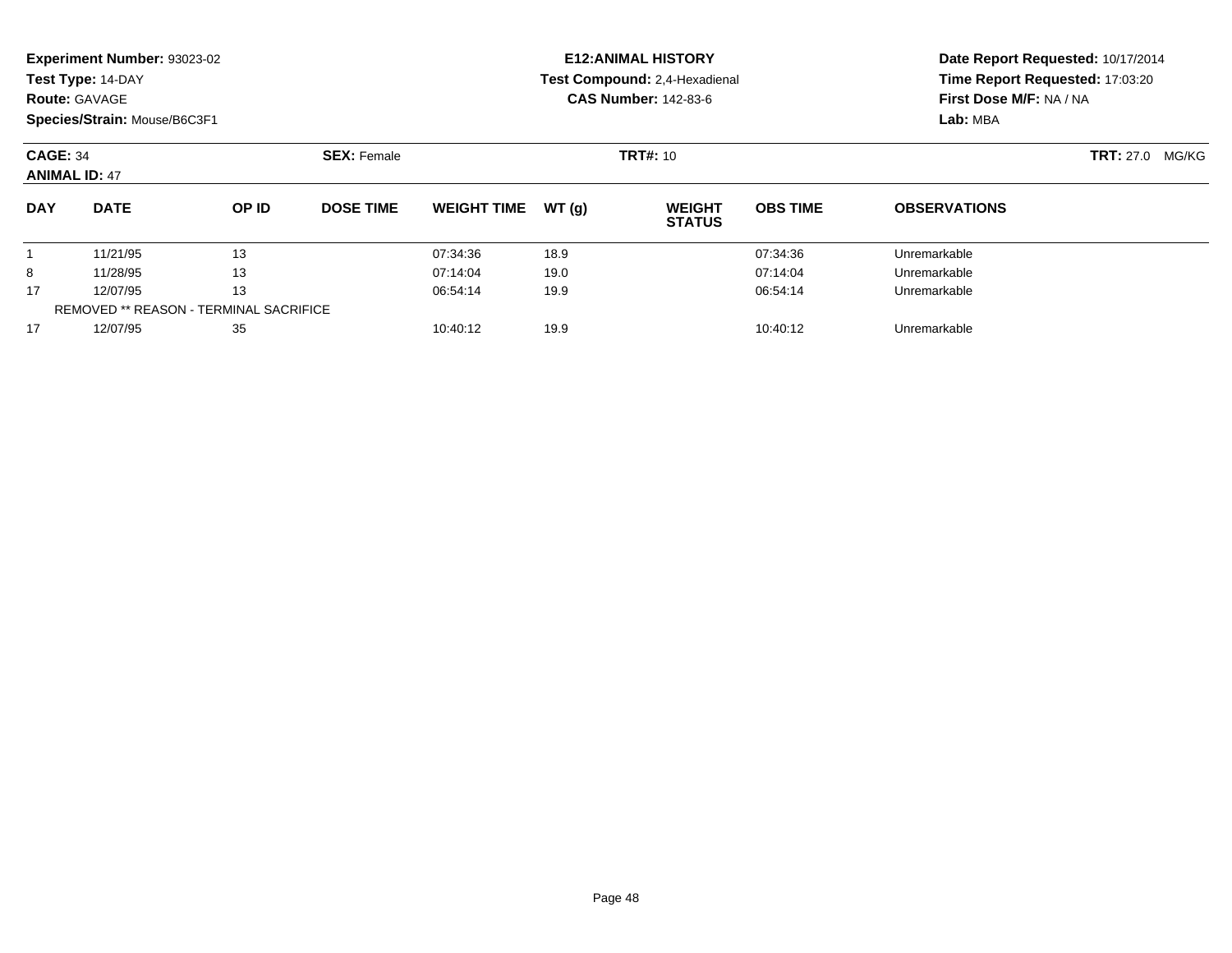**Experiment Number:** 93023-02
**Test Type:** 14-DAY
**Route:** GAVAGE
**Species/Strain:** Mouse/B6C3F1

**E12:ANIMAL HISTORY**
**Test Compound:** 2,4-Hexadienal
**CAS Number:** 142-83-6

**Date Report Requested:** 10/17/2014
**Time Report Requested:** 17:03:20
**First Dose M/F:** NA / NA
**Lab:** MBA

**CAGE:** 34
**ANIMAL ID:** 47
**SEX:** Female
**TRT#:** 10
**TRT:** 27.0 MG/KG

| DAY | DATE | OP ID | DOSE TIME | WEIGHT TIME | WT (g) | WEIGHT STATUS | OBS TIME | OBSERVATIONS |
|---|---|---|---|---|---|---|---|---|
| 1 | 11/21/95 | 13 | | 07:34:36 | 18.9 | | 07:34:36 | Unremarkable |
| 8 | 11/28/95 | 13 | | 07:14:04 | 19.0 | | 07:14:04 | Unremarkable |
| 17 | 12/07/95 | 13 | | 06:54:14 | 19.9 | | 06:54:14 | Unremarkable |
| REMOVED ** REASON - TERMINAL SACRIFICE | | | | | | | | |
| 17 | 12/07/95 | 35 | | 10:40:12 | 19.9 | | 10:40:12 | Unremarkable |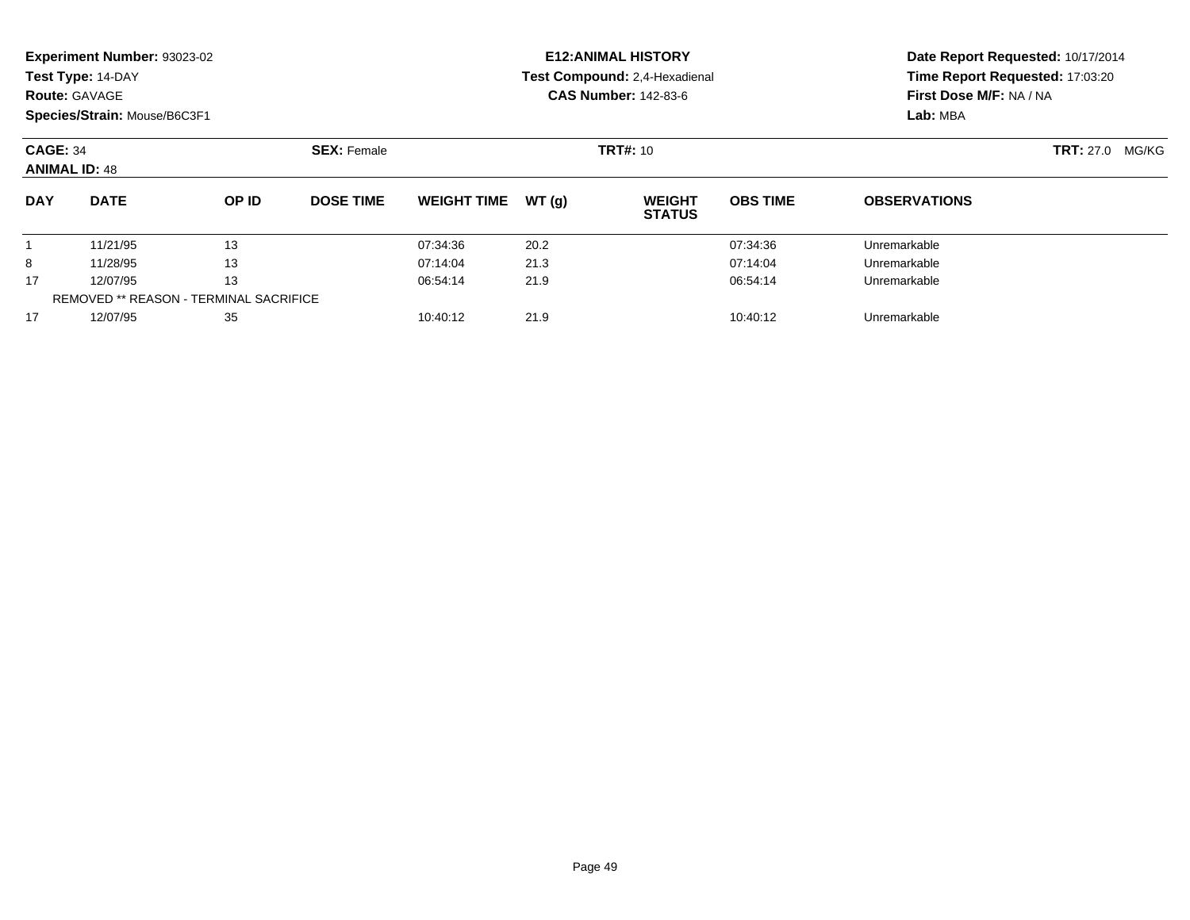**Experiment Number:** 93023-02
**Test Type:** 14-DAY
**Route:** GAVAGE
**Species/Strain:** Mouse/B6C3F1

**E12:ANIMAL HISTORY**
**Test Compound:** 2,4-Hexadienal
**CAS Number:** 142-83-6

**Date Report Requested:** 10/17/2014
**Time Report Requested:** 17:03:20
**First Dose M/F:** NA / NA
**Lab:** MBA

**CAGE:** 34
**ANIMAL ID:** 48
**SEX:** Female
**TRT#:** 10
**TRT:** 27.0 MG/KG

| DAY | DATE | OP ID | DOSE TIME | WEIGHT TIME | WT (g) | WEIGHT STATUS | OBS TIME | OBSERVATIONS |
|---|---|---|---|---|---|---|---|---|
| 1 | 11/21/95 | 13 | | 07:34:36 | 20.2 | | 07:34:36 | Unremarkable |
| 8 | 11/28/95 | 13 | | 07:14:04 | 21.3 | | 07:14:04 | Unremarkable |
| 17 | 12/07/95 | 13 | | 06:54:14 | 21.9 | | 06:54:14 | Unremarkable |
| REMOVED ** REASON - TERMINAL SACRIFICE | | | | | | | | |
| 17 | 12/07/95 | 35 | | 10:40:12 | 21.9 | | 10:40:12 | Unremarkable |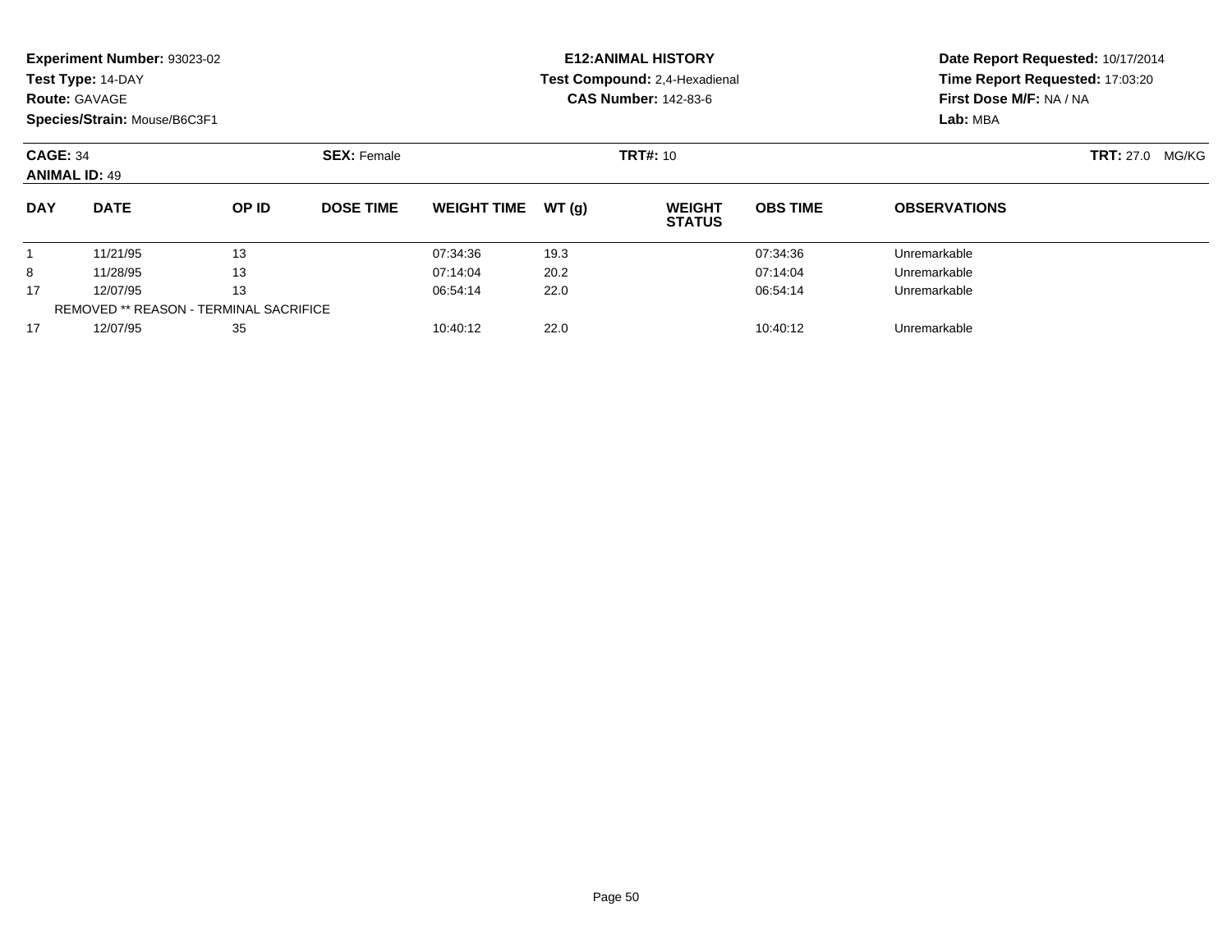**Experiment Number:** 93023-02
**Test Type:** 14-DAY
**Route:** GAVAGE
**Species/Strain:** Mouse/B6C3F1

**E12:ANIMAL HISTORY**
**Test Compound:** 2,4-Hexadienal
**CAS Number:** 142-83-6

**Date Report Requested:** 10/17/2014
**Time Report Requested:** 17:03:20
**First Dose M/F:** NA / NA
**Lab:** MBA

**CAGE:** 34
**ANIMAL ID:** 49

**SEX:** Female

**TRT#:** 10

**TRT:** 27.0 MG/KG

| DAY | DATE | OP ID | DOSE TIME | WEIGHT TIME | WT (g) | WEIGHT STATUS | OBS TIME | OBSERVATIONS |
|---|---|---|---|---|---|---|---|---|
| 1 | 11/21/95 | 13 | | 07:34:36 | 19.3 | | 07:34:36 | Unremarkable |
| 8 | 11/28/95 | 13 | | 07:14:04 | 20.2 | | 07:14:04 | Unremarkable |
| 17 | 12/07/95 | 13 | | 06:54:14 | 22.0 | | 06:54:14 | Unremarkable |
| REMOVED ** REASON - TERMINAL SACRIFICE | | | | | | | | |
| 17 | 12/07/95 | 35 | | 10:40:12 | 22.0 | | 10:40:12 | Unremarkable |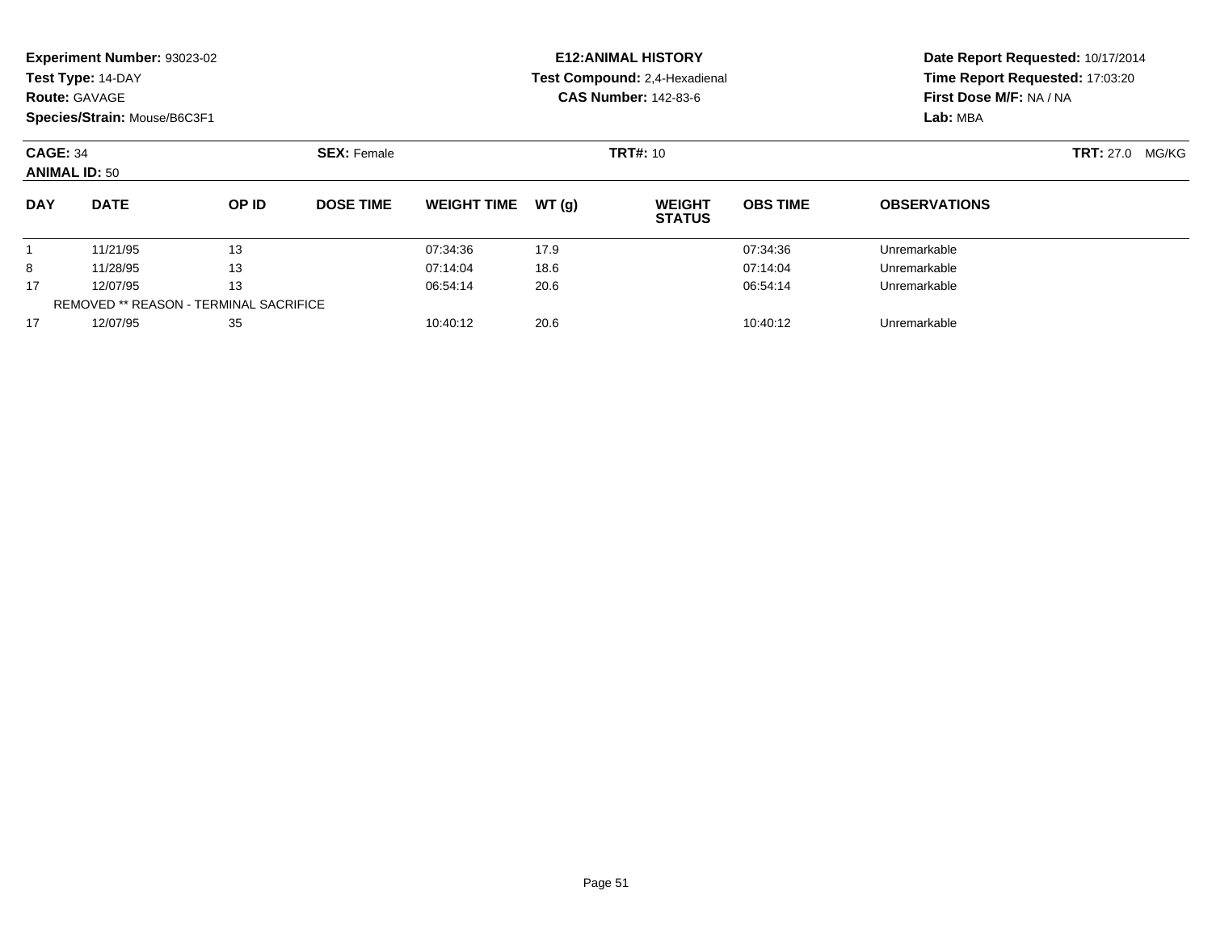**Experiment Number:** 93023-02
**Test Type:** 14-DAY
**Route:** GAVAGE
**Species/Strain:** Mouse/B6C3F1

**E12:ANIMAL HISTORY**
**Test Compound:** 2,4-Hexadienal
**CAS Number:** 142-83-6

**Date Report Requested:** 10/17/2014
**Time Report Requested:** 17:03:20
**First Dose M/F:** NA / NA
**Lab:** MBA

**CAGE:** 34
**ANIMAL ID:** 50

**SEX:** Female

**TRT#:** 10

**TRT:** 27.0 MG/KG

| DAY | DATE | OP ID | DOSE TIME | WEIGHT TIME | WT (g) | WEIGHT STATUS | OBS TIME | OBSERVATIONS |
|---|---|---|---|---|---|---|---|---|
| 1 | 11/21/95 | 13 | | 07:34:36 | 17.9 | | 07:34:36 | Unremarkable |
| 8 | 11/28/95 | 13 | | 07:14:04 | 18.6 | | 07:14:04 | Unremarkable |
| 17 | 12/07/95 | 13 | | 06:54:14 | 20.6 | | 06:54:14 | Unremarkable |
| REMOVED ** REASON - TERMINAL SACRIFICE | | | | | | | | |
| 17 | 12/07/95 | 35 | | 10:40:12 | 20.6 | | 10:40:12 | Unremarkable |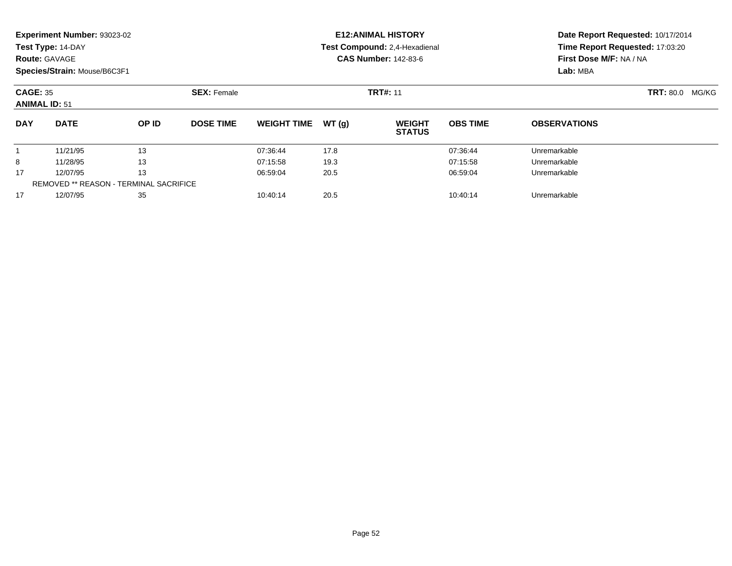**Experiment Number:** 93023-02
**Test Type:** 14-DAY
**Route:** GAVAGE
**Species/Strain:** Mouse/B6C3F1

**E12:ANIMAL HISTORY**
**Test Compound:** 2,4-Hexadienal
**CAS Number:** 142-83-6

**Date Report Requested:** 10/17/2014
**Time Report Requested:** 17:03:20
**First Dose M/F:** NA / NA
**Lab:** MBA

**CAGE:** 35 **SEX:** Female **TRT#:** 11 **TRT:** 80.0 MG/KG
**ANIMAL ID:** 51

| DAY | DATE | OP ID | DOSE TIME | WEIGHT TIME | WT (g) | WEIGHT STATUS | OBS TIME | OBSERVATIONS |
|---|---|---|---|---|---|---|---|---|
| 1 | 11/21/95 | 13 | | 07:36:44 | 17.8 | | 07:36:44 | Unremarkable |
| 8 | 11/28/95 | 13 | | 07:15:58 | 19.3 | | 07:15:58 | Unremarkable |
| 17 | 12/07/95 | 13 | | 06:59:04 | 20.5 | | 06:59:04 | Unremarkable |
| REMOVED ** REASON - TERMINAL SACRIFICE | | | | | | | | |
| 17 | 12/07/95 | 35 | | 10:40:14 | 20.5 | | 10:40:14 | Unremarkable |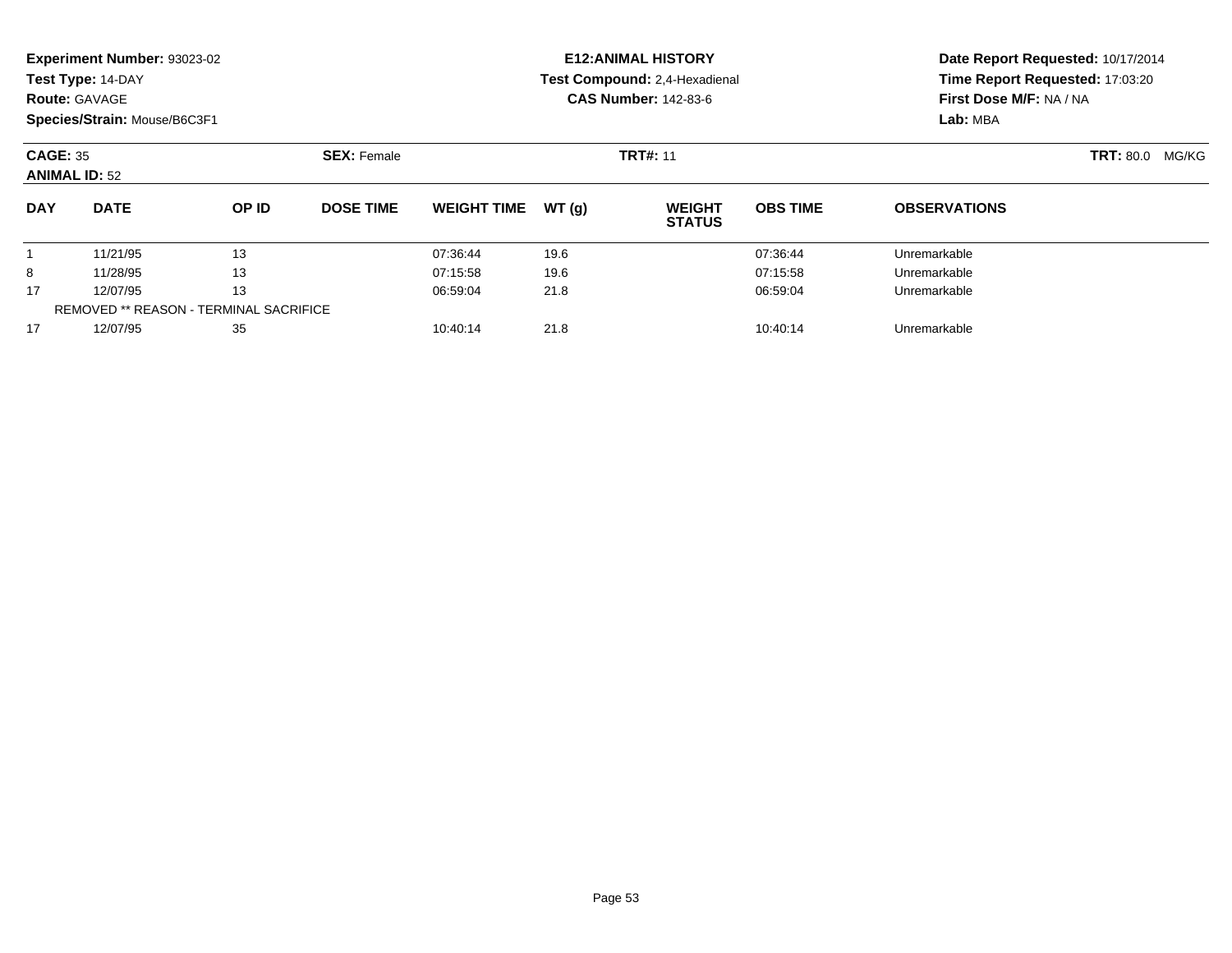**Experiment Number:** 93023-02
**Test Type:** 14-DAY
**Route:** GAVAGE
**Species/Strain:** Mouse/B6C3F1

**E12:ANIMAL HISTORY**
**Test Compound:** 2,4-Hexadienal
**CAS Number:** 142-83-6

**Date Report Requested:** 10/17/2014
**Time Report Requested:** 17:03:20
**First Dose M/F:** NA / NA
**Lab:** MBA

**CAGE:** 35
**ANIMAL ID:** 52
**SEX:** Female
**TRT#:** 11
**TRT:** 80.0 MG/KG

| DAY | DATE | OP ID | DOSE TIME | WEIGHT TIME | WT (g) | WEIGHT STATUS | OBS TIME | OBSERVATIONS |
|---|---|---|---|---|---|---|---|---|
| 1 | 11/21/95 | 13 | | 07:36:44 | 19.6 | | 07:36:44 | Unremarkable |
| 8 | 11/28/95 | 13 | | 07:15:58 | 19.6 | | 07:15:58 | Unremarkable |
| 17 | 12/07/95 | 13 | | 06:59:04 | 21.8 | | 06:59:04 | Unremarkable |
| REMOVED ** REASON - TERMINAL SACRIFICE | | | | | | | | |
| 17 | 12/07/95 | 35 | | 10:40:14 | 21.8 | | 10:40:14 | Unremarkable |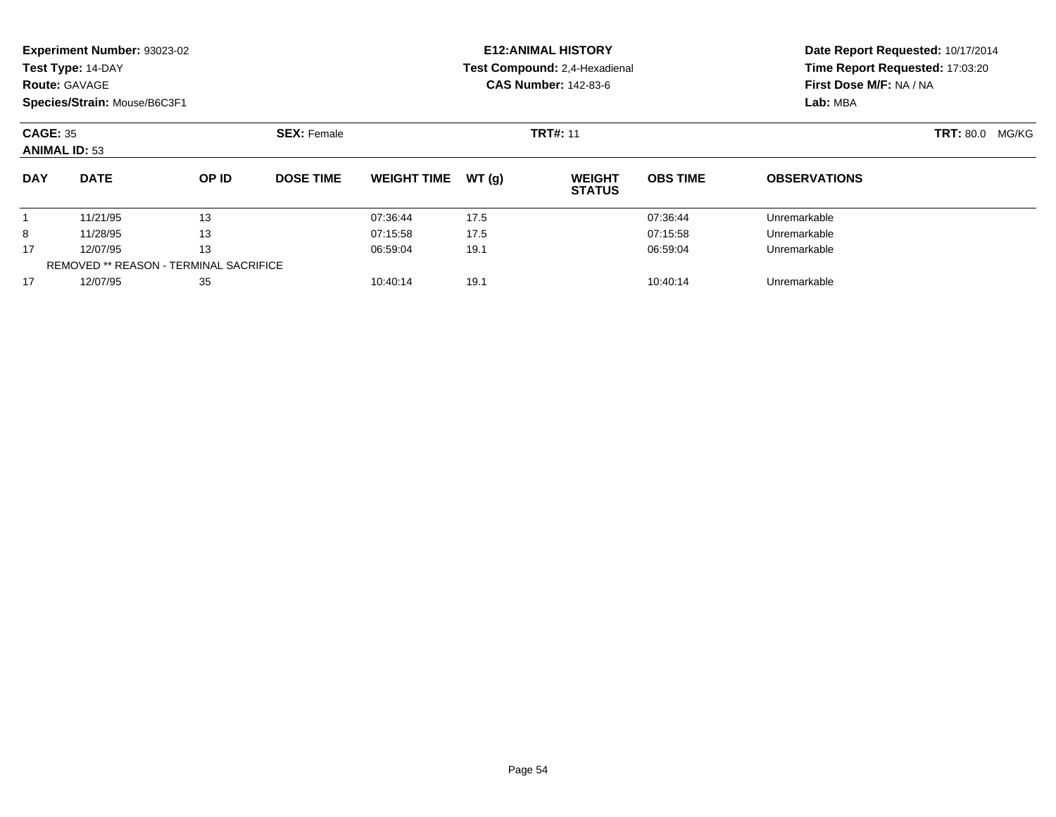**Experiment Number:** 93023-02
**Test Type:** 14-DAY
**Route:** GAVAGE
**Species/Strain:** Mouse/B6C3F1

**E12:ANIMAL HISTORY**
**Test Compound:** 2,4-Hexadienal
**CAS Number:** 142-83-6

**Date Report Requested:** 10/17/2014
**Time Report Requested:** 17:03:20
**First Dose M/F:** NA / NA
**Lab:** MBA

**CAGE:** 35 **SEX:** Female **TRT#:** 11 **TRT:** 80.0 MG/KG
**ANIMAL ID:** 53

| DAY | DATE | OP ID | DOSE TIME | WEIGHT TIME | WT (g) | WEIGHT STATUS | OBS TIME | OBSERVATIONS |
|---|---|---|---|---|---|---|---|---|
| 1 | 11/21/95 | 13 | | 07:36:44 | 17.5 | | 07:36:44 | Unremarkable |
| 8 | 11/28/95 | 13 | | 07:15:58 | 17.5 | | 07:15:58 | Unremarkable |
| 17 | 12/07/95 | 13 | | 06:59:04 | 19.1 | | 06:59:04 | Unremarkable |
| REMOVED ** REASON - TERMINAL SACRIFICE | | | | | | | | |
| 17 | 12/07/95 | 35 | | 10:40:14 | 19.1 | | 10:40:14 | Unremarkable |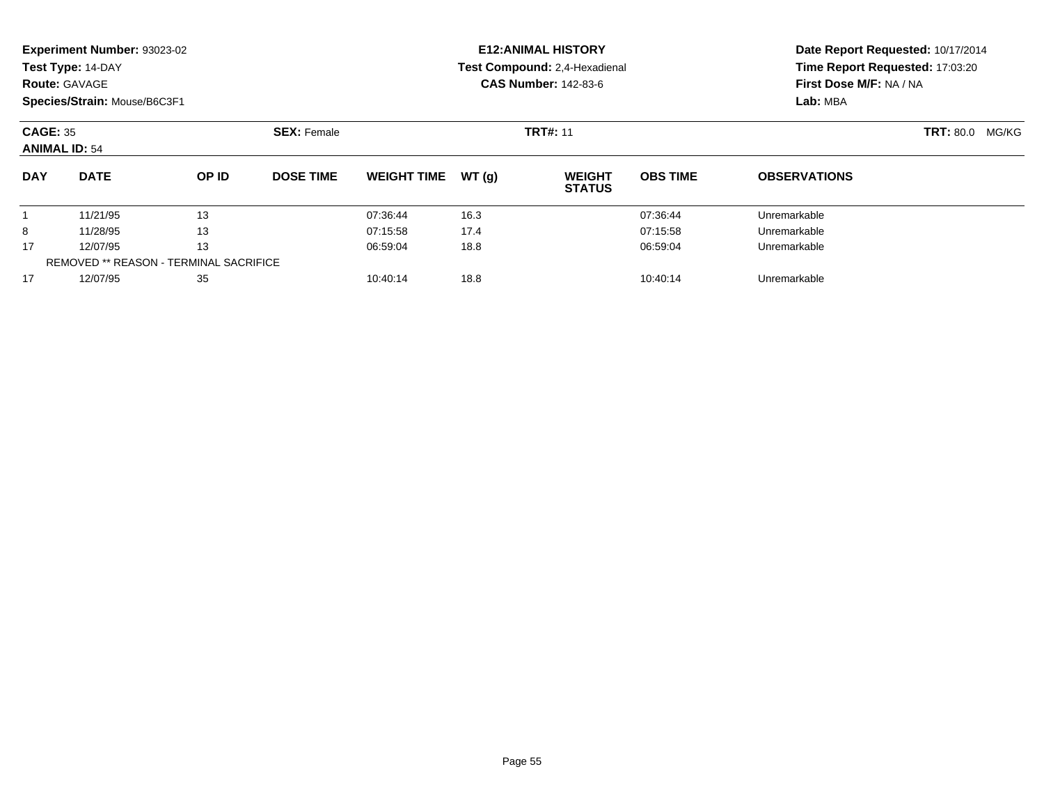**Experiment Number:** 93023-02
**Test Type:** 14-DAY
**Route:** GAVAGE
**Species/Strain:** Mouse/B6C3F1

**E12:ANIMAL HISTORY**
**Test Compound:** 2,4-Hexadienal
**CAS Number:** 142-83-6

**Date Report Requested:** 10/17/2014
**Time Report Requested:** 17:03:20
**First Dose M/F:** NA / NA
**Lab:** MBA

**CAGE:** 35
**ANIMAL ID:** 54
**SEX:** Female
**TRT#:** 11
**TRT:** 80.0 MG/KG

| DAY | DATE | OP ID | DOSE TIME | WEIGHT TIME | WT (g) | WEIGHT STATUS | OBS TIME | OBSERVATIONS |
|---|---|---|---|---|---|---|---|---|
| 1 | 11/21/95 | 13 | | 07:36:44 | 16.3 | | 07:36:44 | Unremarkable |
| 8 | 11/28/95 | 13 | | 07:15:58 | 17.4 | | 07:15:58 | Unremarkable |
| 17 | 12/07/95 | 13 | | 06:59:04 | 18.8 | | 06:59:04 | Unremarkable |
| REMOVED ** REASON - TERMINAL SACRIFICE | | | | | | | | |
| 17 | 12/07/95 | 35 | | 10:40:14 | 18.8 | | 10:40:14 | Unremarkable |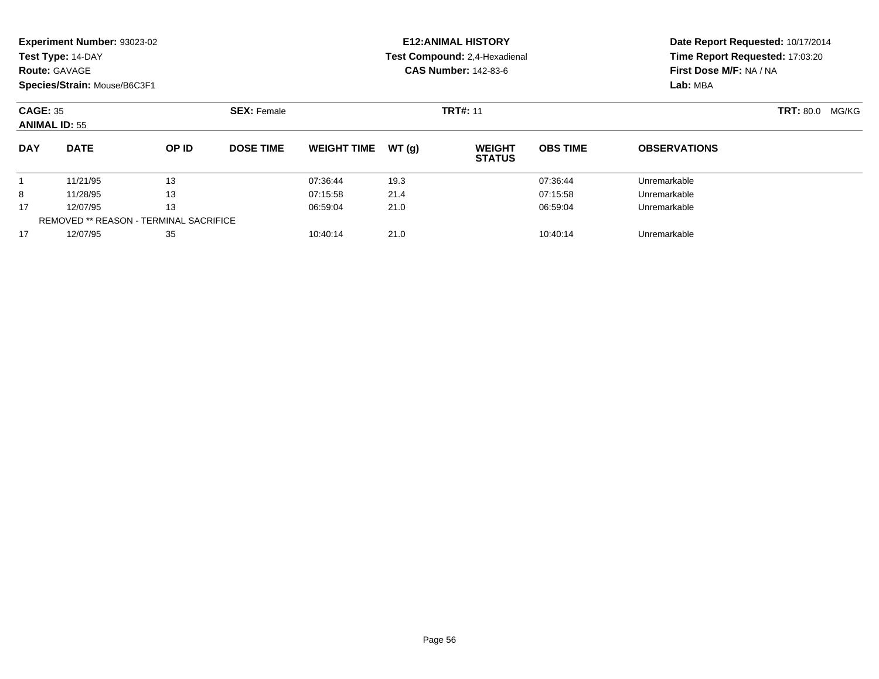**Experiment Number:** 93023-02
**Test Type:** 14-DAY
**Route:** GAVAGE
**Species/Strain:** Mouse/B6C3F1

**E12:ANIMAL HISTORY**
**Test Compound:** 2,4-Hexadienal
**CAS Number:** 142-83-6

**Date Report Requested:** 10/17/2014
**Time Report Requested:** 17:03:20
**First Dose M/F:** NA / NA
**Lab:** MBA

**CAGE:** 35 **SEX:** Female **TRT#:** 11 **TRT:** 80.0 MG/KG
**ANIMAL ID:** 55

| DAY | DATE | OP ID | DOSE TIME | WEIGHT TIME | WT (g) | WEIGHT STATUS | OBS TIME | OBSERVATIONS |
|---|---|---|---|---|---|---|---|---|
| 1 | 11/21/95 | 13 | | 07:36:44 | 19.3 | | 07:36:44 | Unremarkable |
| 8 | 11/28/95 | 13 | | 07:15:58 | 21.4 | | 07:15:58 | Unremarkable |
| 17 | 12/07/95 | 13 | | 06:59:04 | 21.0 | | 06:59:04 | Unremarkable |
| REMOVED ** REASON - TERMINAL SACRIFICE | | | | | | | | |
| 17 | 12/07/95 | 35 | | 10:40:14 | 21.0 | | 10:40:14 | Unremarkable |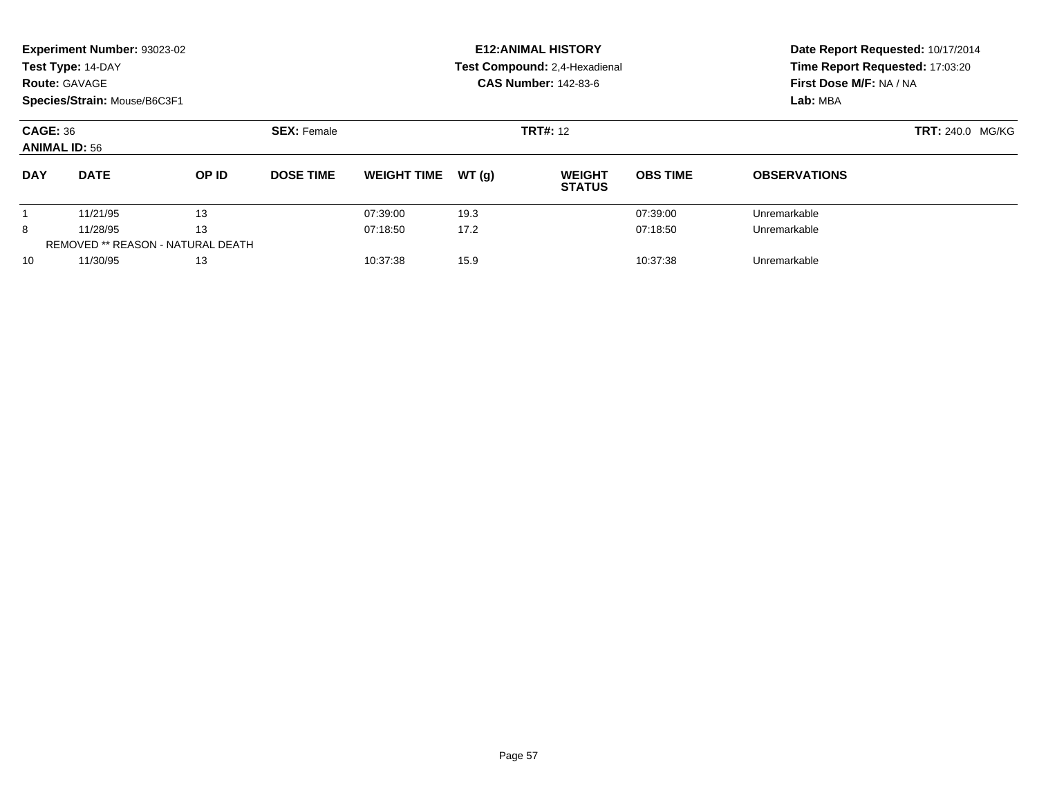**Experiment Number:** 93023-02
**Test Type:** 14-DAY
**Route:** GAVAGE
**Species/Strain:** Mouse/B6C3F1

**E12:ANIMAL HISTORY**
**Test Compound:** 2,4-Hexadienal
**CAS Number:** 142-83-6

**Date Report Requested:** 10/17/2014
**Time Report Requested:** 17:03:20
**First Dose M/F:** NA / NA
**Lab:** MBA

**CAGE:** 36 **SEX:** Female **TRT#:** 12 **TRT:** 240.0 MG/KG
**ANIMAL ID:** 56

| DAY | DATE | OP ID | DOSE TIME | WEIGHT TIME | WT (g) | WEIGHT STATUS | OBS TIME | OBSERVATIONS |
|---|---|---|---|---|---|---|---|---|
| 1 | 11/21/95 | 13 | | 07:39:00 | 19.3 | | 07:39:00 | Unremarkable |
| 8 | 11/28/95 | 13 | | 07:18:50 | 17.2 | | 07:18:50 | Unremarkable |
| REMOVED ** REASON - NATURAL DEATH | | | | | | | | |
| 10 | 11/30/95 | 13 | | 10:37:38 | 15.9 | | 10:37:38 | Unremarkable |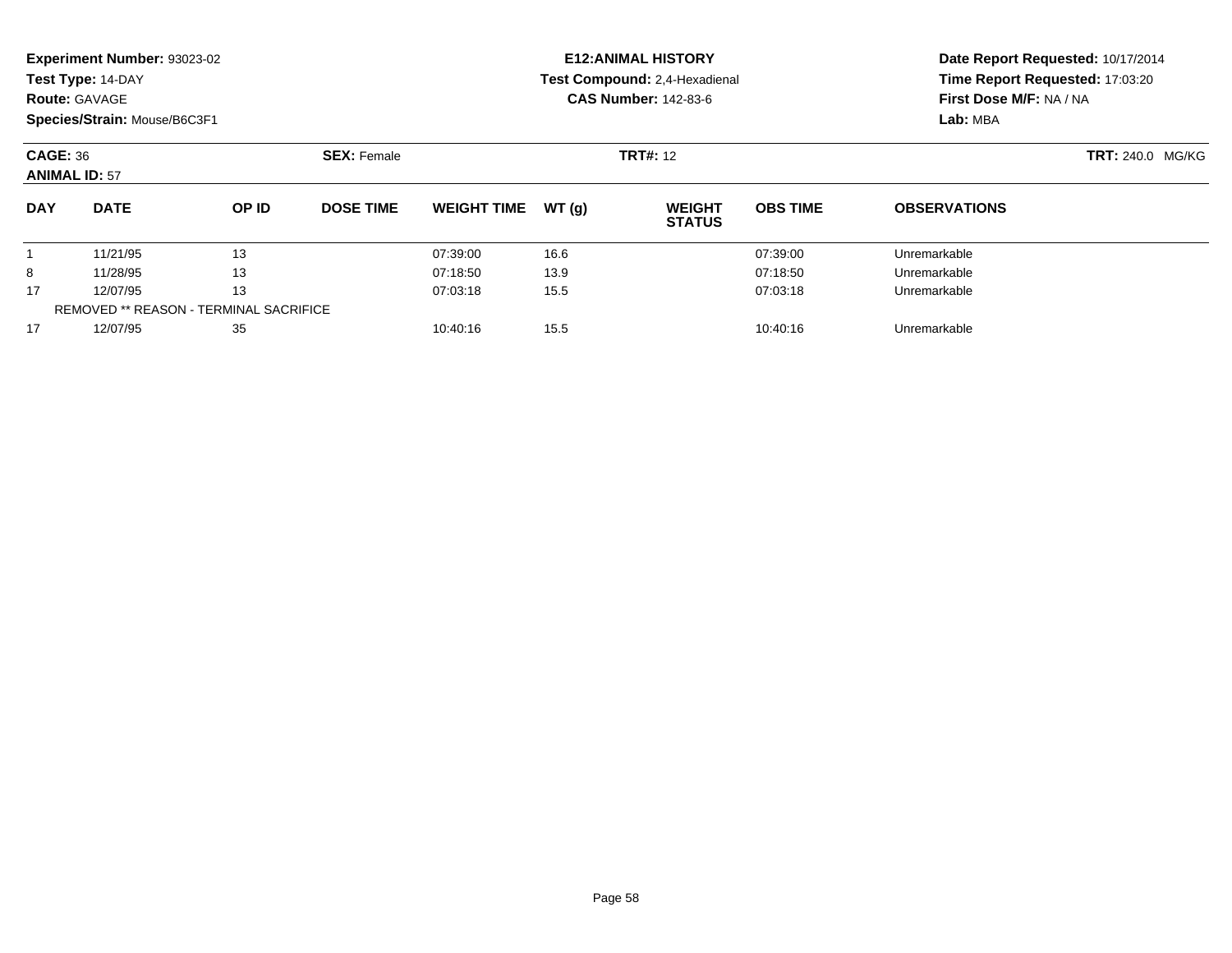**Experiment Number:** 93023-02
**Test Type:** 14-DAY
**Route:** GAVAGE
**Species/Strain:** Mouse/B6C3F1

**E12:ANIMAL HISTORY**
**Test Compound:** 2,4-Hexadienal
**CAS Number:** 142-83-6

**Date Report Requested:** 10/17/2014
**Time Report Requested:** 17:03:20
**First Dose M/F:** NA / NA
**Lab:** MBA

**CAGE:** 36 **SEX:** Female **TRT#:** 12 **TRT:** 240.0 MG/KG
**ANIMAL ID:** 57

| DAY | DATE | OP ID | DOSE TIME | WEIGHT TIME | WT (g) | WEIGHT STATUS | OBS TIME | OBSERVATIONS |
|---|---|---|---|---|---|---|---|---|
| 1 | 11/21/95 | 13 | | 07:39:00 | 16.6 | | 07:39:00 | Unremarkable |
| 8 | 11/28/95 | 13 | | 07:18:50 | 13.9 | | 07:18:50 | Unremarkable |
| 17 | 12/07/95 | 13 | | 07:03:18 | 15.5 | | 07:03:18 | Unremarkable |
| REMOVED ** REASON - TERMINAL SACRIFICE | | | | | | | | |
| 17 | 12/07/95 | 35 | | 10:40:16 | 15.5 | | 10:40:16 | Unremarkable |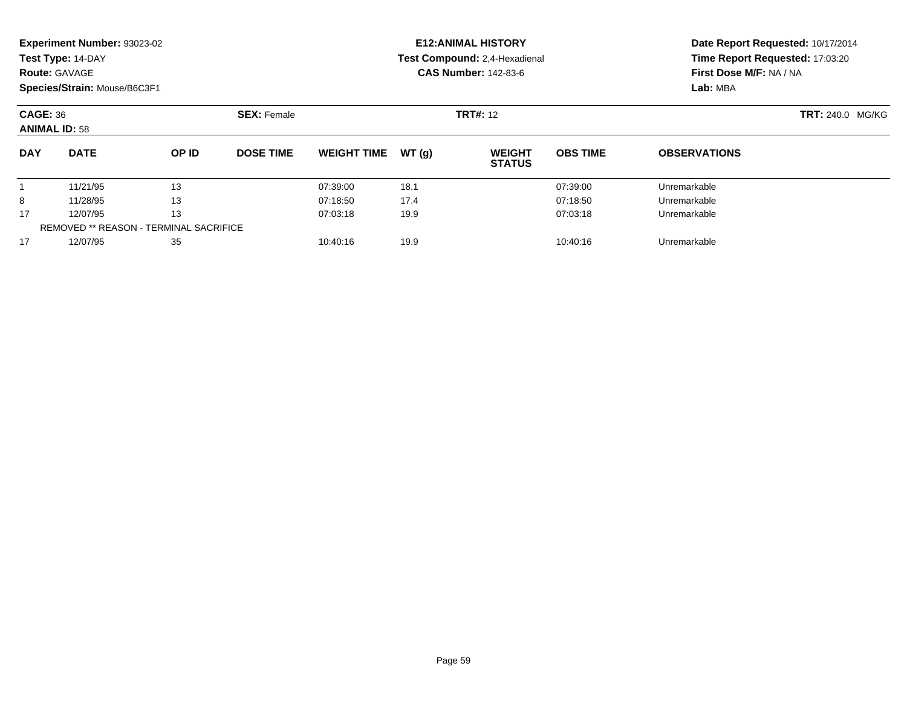**Experiment Number:** 93023-02
**Test Type:** 14-DAY
**Route:** GAVAGE
**Species/Strain:** Mouse/B6C3F1

**E12:ANIMAL HISTORY**
**Test Compound:** 2,4-Hexadienal
**CAS Number:** 142-83-6

**Date Report Requested:** 10/17/2014
**Time Report Requested:** 17:03:20
**First Dose M/F:** NA / NA
**Lab:** MBA

**CAGE:** 36 **SEX:** Female **TRT#:** 12 **TRT:** 240.0 MG/KG
**ANIMAL ID:** 58

| DAY | DATE | OP ID | DOSE TIME | WEIGHT TIME | WT (g) | WEIGHT STATUS | OBS TIME | OBSERVATIONS |
|---|---|---|---|---|---|---|---|---|
| 1 | 11/21/95 | 13 | | 07:39:00 | 18.1 | | 07:39:00 | Unremarkable |
| 8 | 11/28/95 | 13 | | 07:18:50 | 17.4 | | 07:18:50 | Unremarkable |
| 17 | 12/07/95 | 13 | | 07:03:18 | 19.9 | | 07:03:18 | Unremarkable |
| REMOVED ** REASON - TERMINAL SACRIFICE | | | | | | | | |
| 17 | 12/07/95 | 35 | | 10:40:16 | 19.9 | | 10:40:16 | Unremarkable |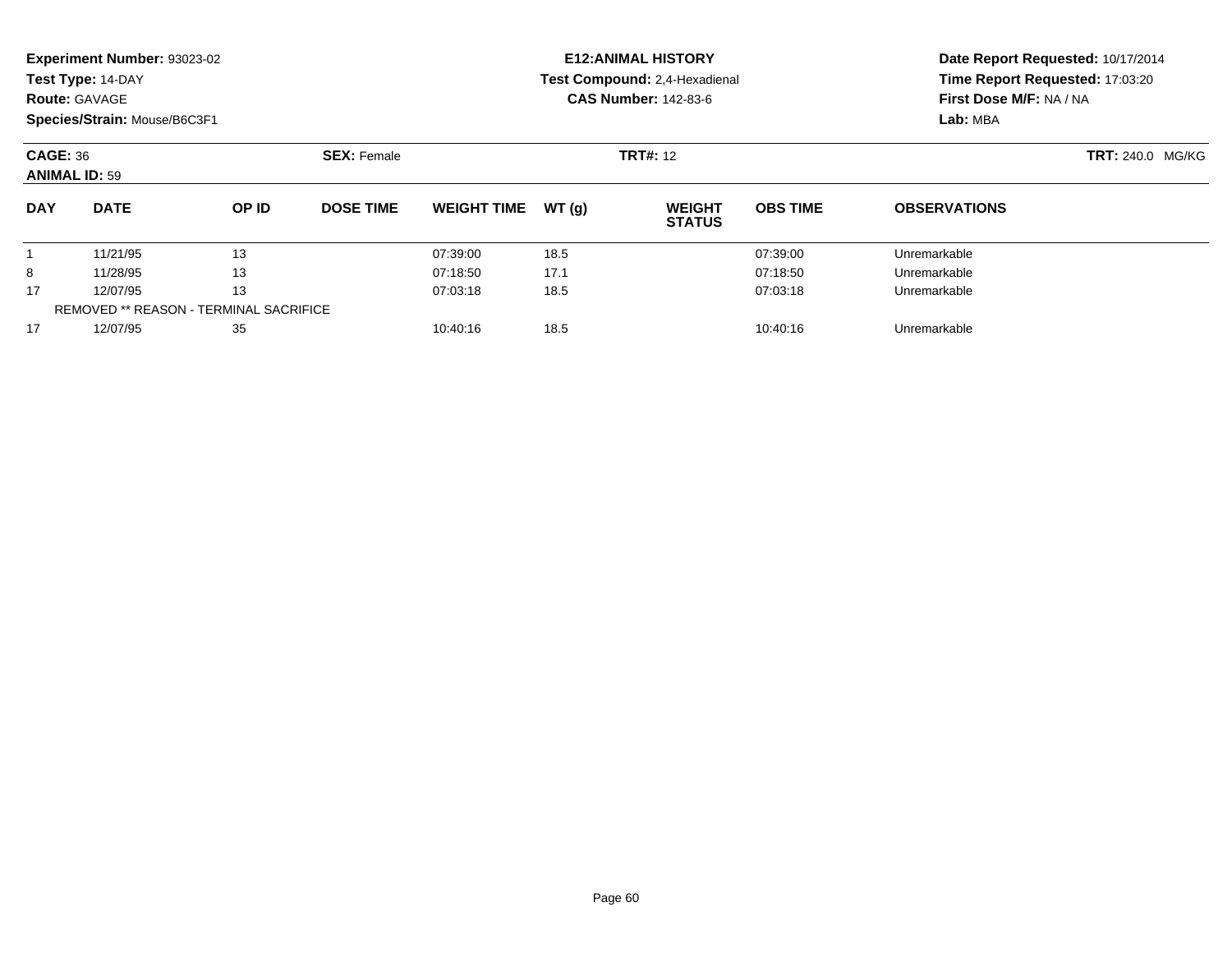**Experiment Number:** 93023-02
**Test Type:** 14-DAY
**Route:** GAVAGE
**Species/Strain:** Mouse/B6C3F1

**E12:ANIMAL HISTORY**
**Test Compound:** 2,4-Hexadienal
**CAS Number:** 142-83-6

**Date Report Requested:** 10/17/2014
**Time Report Requested:** 17:03:20
**First Dose M/F:** NA / NA
**Lab:** MBA

**CAGE:** 36 **SEX:** Female **TRT#:** 12 **TRT:** 240.0 MG/KG
**ANIMAL ID:** 59

| DAY | DATE | OP ID | DOSE TIME | WEIGHT TIME | WT (g) | WEIGHT STATUS | OBS TIME | OBSERVATIONS |
|---|---|---|---|---|---|---|---|---|
| 1 | 11/21/95 | 13 | | 07:39:00 | 18.5 | | 07:39:00 | Unremarkable |
| 8 | 11/28/95 | 13 | | 07:18:50 | 17.1 | | 07:18:50 | Unremarkable |
| 17 | 12/07/95 | 13 | | 07:03:18 | 18.5 | | 07:03:18 | Unremarkable |
| REMOVED ** REASON - TERMINAL SACRIFICE | | | | | | | | |
| 17 | 12/07/95 | 35 | | 10:40:16 | 18.5 | | 10:40:16 | Unremarkable |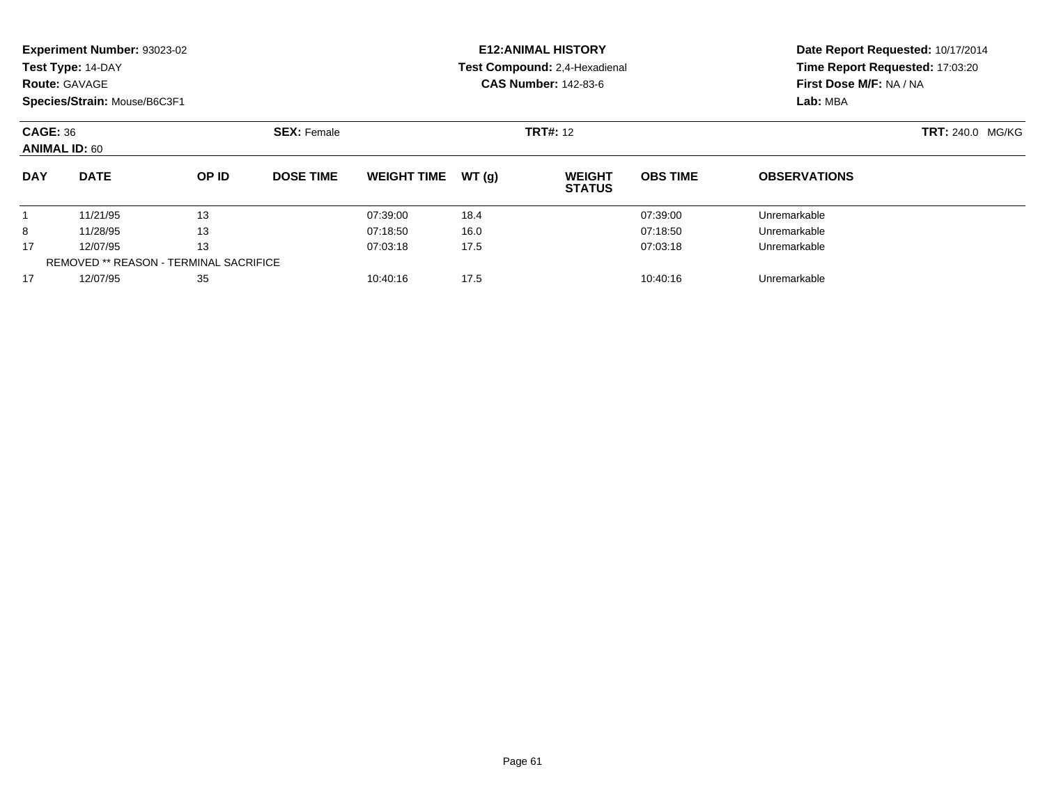**Experiment Number:** 93023-02
**Test Type:** 14-DAY
**Route:** GAVAGE
**Species/Strain:** Mouse/B6C3F1

**E12:ANIMAL HISTORY**
**Test Compound:** 2,4-Hexadienal
**CAS Number:** 142-83-6

**Date Report Requested:** 10/17/2014
**Time Report Requested:** 17:03:20
**First Dose M/F:** NA / NA
**Lab:** MBA

**CAGE:** 36 **SEX:** Female **TRT#:** 12 **TRT:** 240.0 MG/KG
**ANIMAL ID:** 60

| DAY | DATE | OP ID | DOSE TIME | WEIGHT TIME | WT (g) | WEIGHT STATUS | OBS TIME | OBSERVATIONS |
|---|---|---|---|---|---|---|---|---|
| 1 | 11/21/95 | 13 | | 07:39:00 | 18.4 | | 07:39:00 | Unremarkable |
| 8 | 11/28/95 | 13 | | 07:18:50 | 16.0 | | 07:18:50 | Unremarkable |
| 17 | 12/07/95 | 13 | | 07:03:18 | 17.5 | | 07:03:18 | Unremarkable |
| | REMOVED ** REASON - TERMINAL SACRIFICE | | | | | | | |
| 17 | 12/07/95 | 35 | | 10:40:16 | 17.5 | | 10:40:16 | Unremarkable |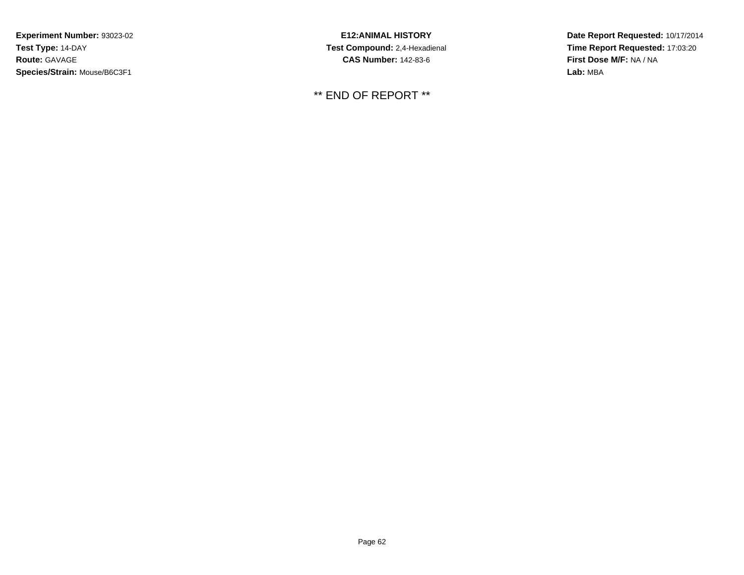**Experiment Number:** 93023-02
**Test Type:** 14-DAY
**Route:** GAVAGE
**Species/Strain:** Mouse/B6C3F1

**E12:ANIMAL HISTORY**
**Test Compound:** 2,4-Hexadienal
**CAS Number:** 142-83-6

**Date Report Requested:** 10/17/2014
**Time Report Requested:** 17:03:20
**First Dose M/F:** NA / NA
**Lab:** MBA

** END OF REPORT **